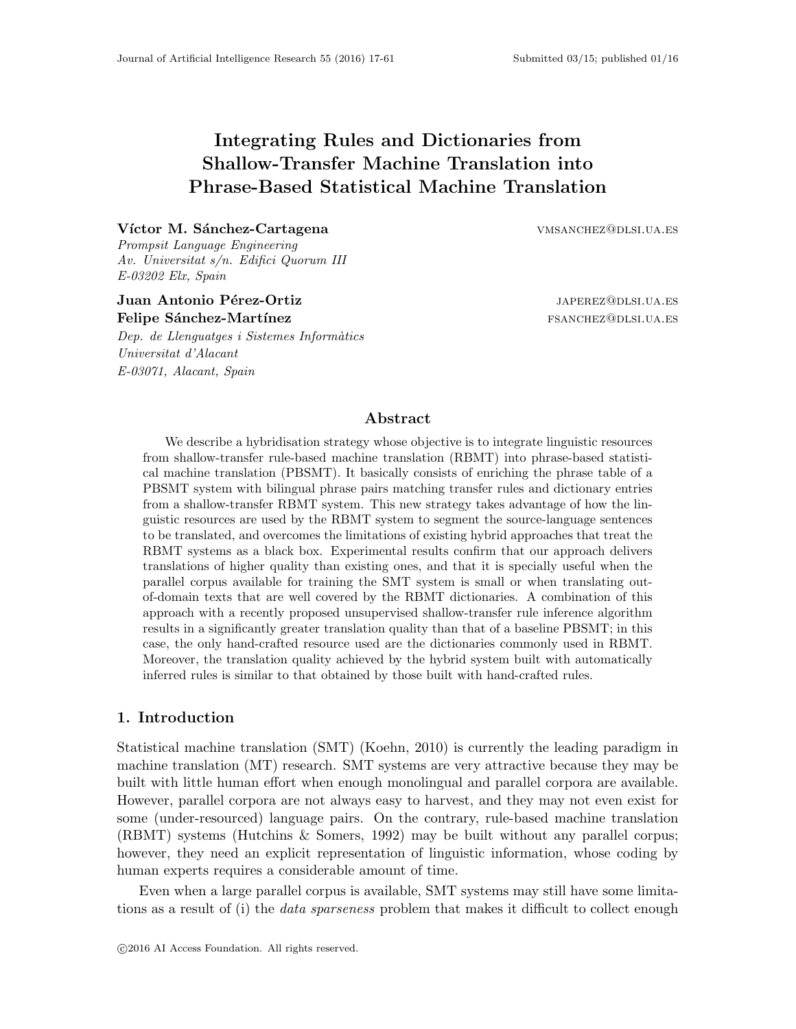# Integrating Rules and Dictionaries from Shallow-Transfer Machine Translation into Phrase-Based Statistical Machine Translation

**Víctor M. Sánchez-Cartagena** VMSANCHEZ@DLSI.UA.ES
*Prompsit Language Engineering*
*Av. Universitat s/n. Edifici Quorum III*
*E-03202 Elx, Spain*

**Juan Antonio Pérez-Ortiz** JAPEREZ@DLSI.UA.ES
**Felipe Sánchez-Martínez** FSANCHEZ@DLSI.UA.ES
*Dep. de Llenguatges i Sistemes Informàtics*
*Universitat d'Alacant*
*E-03071, Alacant, Spain*

## Abstract

We describe a hybridisation strategy whose objective is to integrate linguistic resources from shallow-transfer rule-based machine translation (RBMT) into phrase-based statistical machine translation (PBSMT). It basically consists of enriching the phrase table of a PBSMT system with bilingual phrase pairs matching transfer rules and dictionary entries from a shallow-transfer RBMT system. This new strategy takes advantage of how the linguistic resources are used by the RBMT system to segment the source-language sentences to be translated, and overcomes the limitations of existing hybrid approaches that treat the RBMT systems as a black box. Experimental results confirm that our approach delivers translations of higher quality than existing ones, and that it is specially useful when the parallel corpus available for training the SMT system is small or when translating out-of-domain texts that are well covered by the RBMT dictionaries. A combination of this approach with a recently proposed unsupervised shallow-transfer rule inference algorithm results in a significantly greater translation quality than that of a baseline PBSMT; in this case, the only hand-crafted resource used are the dictionaries commonly used in RBMT. Moreover, the translation quality achieved by the hybrid system built with automatically inferred rules is similar to that obtained by those built with hand-crafted rules.

## 1. Introduction

Statistical machine translation (SMT) (Koehn, 2010) is currently the leading paradigm in machine translation (MT) research. SMT systems are very attractive because they may be built with little human effort when enough monolingual and parallel corpora are available. However, parallel corpora are not always easy to harvest, and they may not even exist for some (under-resourced) language pairs. On the contrary, rule-based machine translation (RBMT) systems (Hutchins & Somers, 1992) may be built without any parallel corpus; however, they need an explicit representation of linguistic information, whose coding by human experts requires a considerable amount of time.

Even when a large parallel corpus is available, SMT systems may still have some limitations as a result of (i) the *data sparseness* problem that makes it difficult to collect enough

©2016 AI Access Foundation. All rights reserved.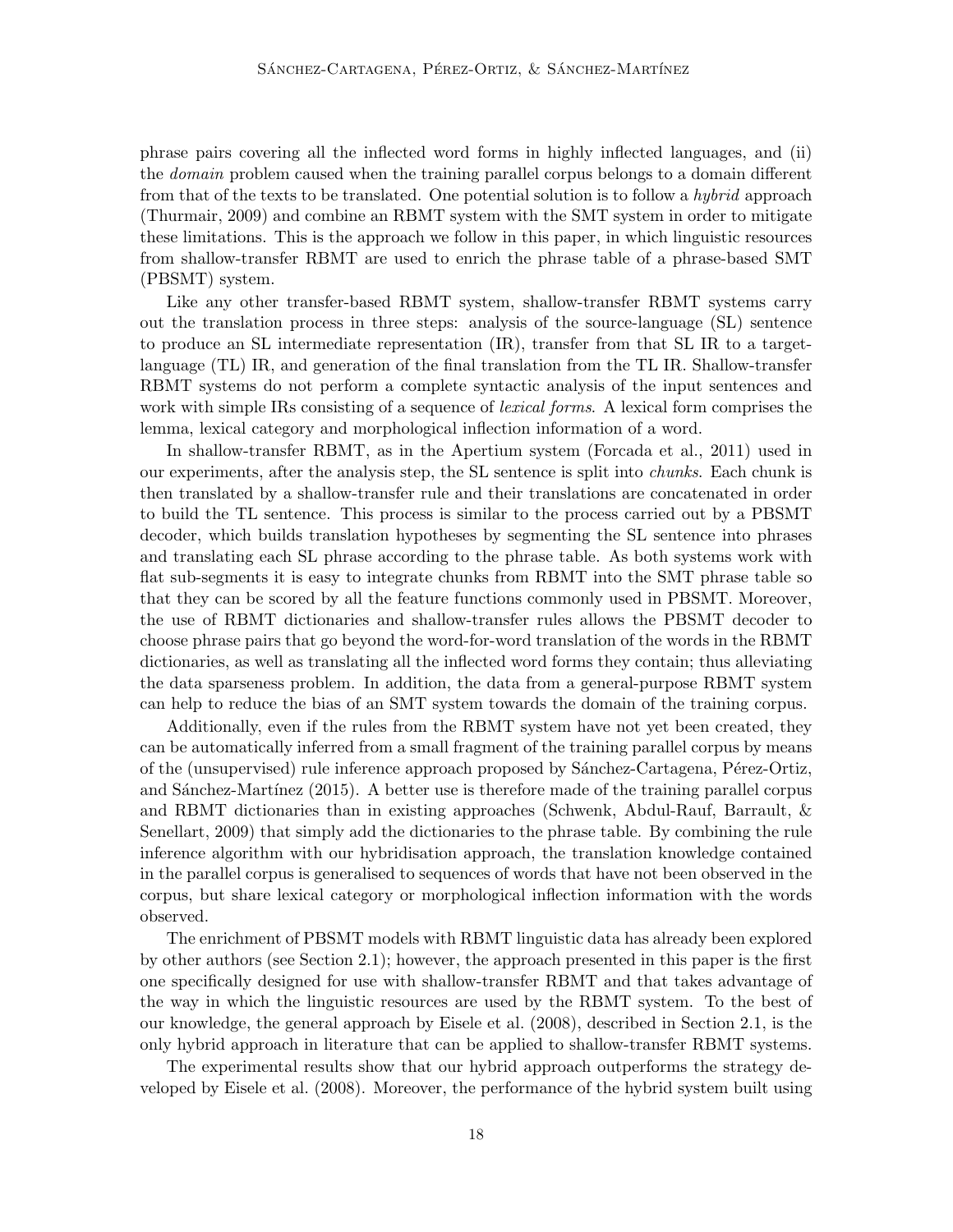phrase pairs covering all the inflected word forms in highly inflected languages, and (ii) the *domain* problem caused when the training parallel corpus belongs to a domain different from that of the texts to be translated. One potential solution is to follow a *hybrid* approach (Thurmair, 2009) and combine an RBMT system with the SMT system in order to mitigate these limitations. This is the approach we follow in this paper, in which linguistic resources from shallow-transfer RBMT are used to enrich the phrase table of a phrase-based SMT (PBSMT) system.

Like any other transfer-based RBMT system, shallow-transfer RBMT systems carry out the translation process in three steps: analysis of the source-language (SL) sentence to produce an SL intermediate representation (IR), transfer from that SL IR to a target-language (TL) IR, and generation of the final translation from the TL IR. Shallow-transfer RBMT systems do not perform a complete syntactic analysis of the input sentences and work with simple IRs consisting of a sequence of *lexical forms*. A lexical form comprises the lemma, lexical category and morphological inflection information of a word.

In shallow-transfer RBMT, as in the Apertium system (Forcada et al., 2011) used in our experiments, after the analysis step, the SL sentence is split into *chunks*. Each chunk is then translated by a shallow-transfer rule and their translations are concatenated in order to build the TL sentence. This process is similar to the process carried out by a PBSMT decoder, which builds translation hypotheses by segmenting the SL sentence into phrases and translating each SL phrase according to the phrase table. As both systems work with flat sub-segments it is easy to integrate chunks from RBMT into the SMT phrase table so that they can be scored by all the feature functions commonly used in PBSMT. Moreover, the use of RBMT dictionaries and shallow-transfer rules allows the PBSMT decoder to choose phrase pairs that go beyond the word-for-word translation of the words in the RBMT dictionaries, as well as translating all the inflected word forms they contain; thus alleviating the data sparseness problem. In addition, the data from a general-purpose RBMT system can help to reduce the bias of an SMT system towards the domain of the training corpus.

Additionally, even if the rules from the RBMT system have not yet been created, they can be automatically inferred from a small fragment of the training parallel corpus by means of the (unsupervised) rule inference approach proposed by Sánchez-Cartagena, Pérez-Ortiz, and Sánchez-Martínez (2015). A better use is therefore made of the training parallel corpus and RBMT dictionaries than in existing approaches (Schwenk, Abdul-Rauf, Barrault, & Senellart, 2009) that simply add the dictionaries to the phrase table. By combining the rule inference algorithm with our hybridisation approach, the translation knowledge contained in the parallel corpus is generalised to sequences of words that have not been observed in the corpus, but share lexical category or morphological inflection information with the words observed.

The enrichment of PBSMT models with RBMT linguistic data has already been explored by other authors (see Section 2.1); however, the approach presented in this paper is the first one specifically designed for use with shallow-transfer RBMT and that takes advantage of the way in which the linguistic resources are used by the RBMT system. To the best of our knowledge, the general approach by Eisele et al. (2008), described in Section 2.1, is the only hybrid approach in literature that can be applied to shallow-transfer RBMT systems.

The experimental results show that our hybrid approach outperforms the strategy developed by Eisele et al. (2008). Moreover, the performance of the hybrid system built using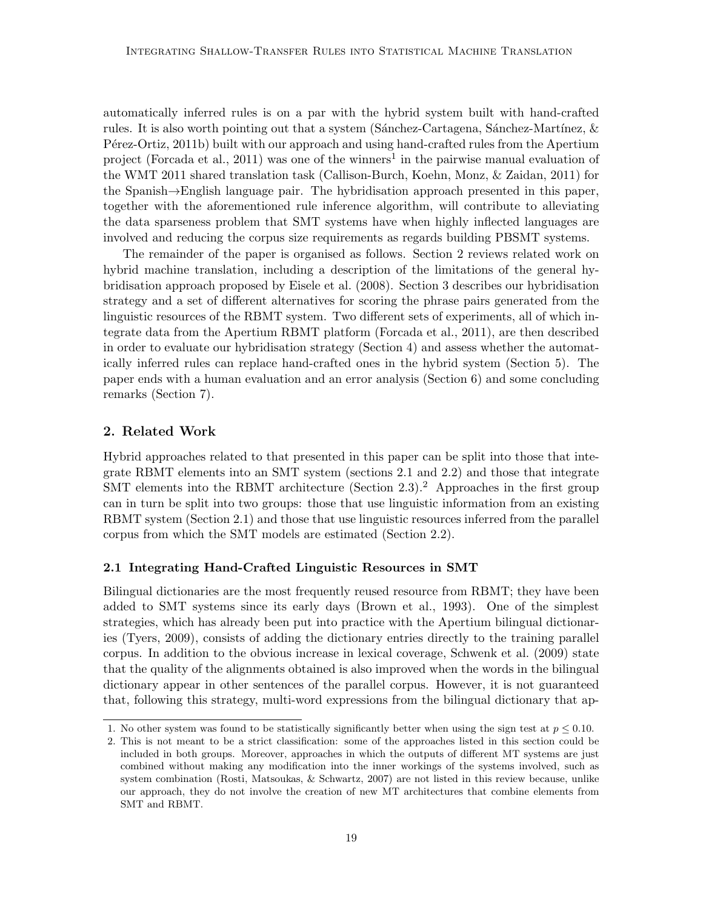automatically inferred rules is on a par with the hybrid system built with hand-crafted rules. It is also worth pointing out that a system (Sánchez-Cartagena, Sánchez-Martínez, & Pérez-Ortiz, 2011b) built with our approach and using hand-crafted rules from the Apertium project (Forcada et al., 2011) was one of the winners[1] in the pairwise manual evaluation of the WMT 2011 shared translation task (Callison-Burch, Koehn, Monz, & Zaidan, 2011) for the Spanish→English language pair. The hybridisation approach presented in this paper, together with the aforementioned rule inference algorithm, will contribute to alleviating the data sparseness problem that SMT systems have when highly inflected languages are involved and reducing the corpus size requirements as regards building PBSMT systems.

The remainder of the paper is organised as follows. Section 2 reviews related work on hybrid machine translation, including a description of the limitations of the general hybridisation approach proposed by Eisele et al. (2008). Section 3 describes our hybridisation strategy and a set of different alternatives for scoring the phrase pairs generated from the linguistic resources of the RBMT system. Two different sets of experiments, all of which integrate data from the Apertium RBMT platform (Forcada et al., 2011), are then described in order to evaluate our hybridisation strategy (Section 4) and assess whether the automatically inferred rules can replace hand-crafted ones in the hybrid system (Section 5). The paper ends with a human evaluation and an error analysis (Section 6) and some concluding remarks (Section 7).

## 2. Related Work

Hybrid approaches related to that presented in this paper can be split into those that integrate RBMT elements into an SMT system (sections 2.1 and 2.2) and those that integrate SMT elements into the RBMT architecture (Section 2.3).[2] Approaches in the first group can in turn be split into two groups: those that use linguistic information from an existing RBMT system (Section 2.1) and those that use linguistic resources inferred from the parallel corpus from which the SMT models are estimated (Section 2.2).

### 2.1 Integrating Hand-Crafted Linguistic Resources in SMT

Bilingual dictionaries are the most frequently reused resource from RBMT; they have been added to SMT systems since its early days (Brown et al., 1993). One of the simplest strategies, which has already been put into practice with the Apertium bilingual dictionaries (Tyers, 2009), consists of adding the dictionary entries directly to the training parallel corpus. In addition to the obvious increase in lexical coverage, Schwenk et al. (2009) state that the quality of the alignments obtained is also improved when the words in the bilingual dictionary appear in other sentences of the parallel corpus. However, it is not guaranteed that, following this strategy, multi-word expressions from the bilingual dictionary that ap-

1. No other system was found to be statistically significantly better when using the sign test at $p \leq 0.10$.
2. This is not meant to be a strict classification: some of the approaches listed in this section could be included in both groups. Moreover, approaches in which the outputs of different MT systems are just combined without making any modification into the inner workings of the systems involved, such as system combination (Rosti, Matsoukas, & Schwartz, 2007) are not listed in this review because, unlike our approach, they do not involve the creation of new MT architectures that combine elements from SMT and RBMT.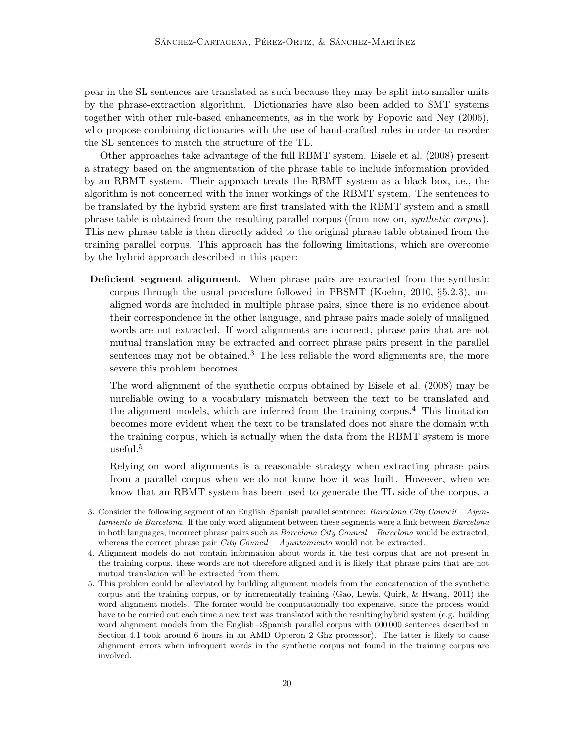pear in the SL sentences are translated as such because they may be split into smaller units by the phrase-extraction algorithm. Dictionaries have also been added to SMT systems together with other rule-based enhancements, as in the work by Popovic and Ney (2006), who propose combining dictionaries with the use of hand-crafted rules in order to reorder the SL sentences to match the structure of the TL.

Other approaches take advantage of the full RBMT system. Eisele et al. (2008) present a strategy based on the augmentation of the phrase table to include information provided by an RBMT system. Their approach treats the RBMT system as a black box, i.e., the algorithm is not concerned with the inner workings of the RBMT system. The sentences to be translated by the hybrid system are first translated with the RBMT system and a small phrase table is obtained from the resulting parallel corpus (from now on, *synthetic corpus*). This new phrase table is then directly added to the original phrase table obtained from the training parallel corpus. This approach has the following limitations, which are overcome by the hybrid approach described in this paper:

**Deficient segment alignment.** When phrase pairs are extracted from the synthetic corpus through the usual procedure followed in PBSMT (Koehn, 2010, §5.2.3), unaligned words are included in multiple phrase pairs, since there is no evidence about their correspondence in the other language, and phrase pairs made solely of unaligned words are not extracted. If word alignments are incorrect, phrase pairs that are not mutual translation may be extracted and correct phrase pairs present in the parallel sentences may not be obtained.[3] The less reliable the word alignments are, the more severe this problem becomes.

The word alignment of the synthetic corpus obtained by Eisele et al. (2008) may be unreliable owing to a vocabulary mismatch between the text to be translated and the alignment models, which are inferred from the training corpus.[4] This limitation becomes more evident when the text to be translated does not share the domain with the training corpus, which is actually when the data from the RBMT system is more useful.[5]

Relying on word alignments is a reasonable strategy when extracting phrase pairs from a parallel corpus when we do not know how it was built. However, when we know that an RBMT system has been used to generate the TL side of the corpus, a

3. Consider the following segment of an English–Spanish parallel sentence: *Barcelona City Council – Ayuntamiento de Barcelona*. If the only word alignment between these segments were a link between *Barcelona* in both languages, incorrect phrase pairs such as *Barcelona City Council – Barcelona* would be extracted, whereas the correct phrase pair *City Council – Ayuntamiento* would not be extracted.

4. Alignment models do not contain information about words in the test corpus that are not present in the training corpus, these words are not therefore aligned and it is likely that phrase pairs that are not mutual translation will be extracted from them.

5. This problem could be alleviated by building alignment models from the concatenation of the synthetic corpus and the training corpus, or by incrementally training (Gao, Lewis, Quirk, & Hwang, 2011) the word alignment models. The former would be computationally too expensive, since the process would have to be carried out each time a new text was translated with the resulting hybrid system (e.g. building word alignment models from the English→Spanish parallel corpus with 600 000 sentences described in Section 4.1 took around 6 hours in an AMD Opteron 2 Ghz processor). The latter is likely to cause alignment errors when infrequent words in the synthetic corpus not found in the training corpus are involved.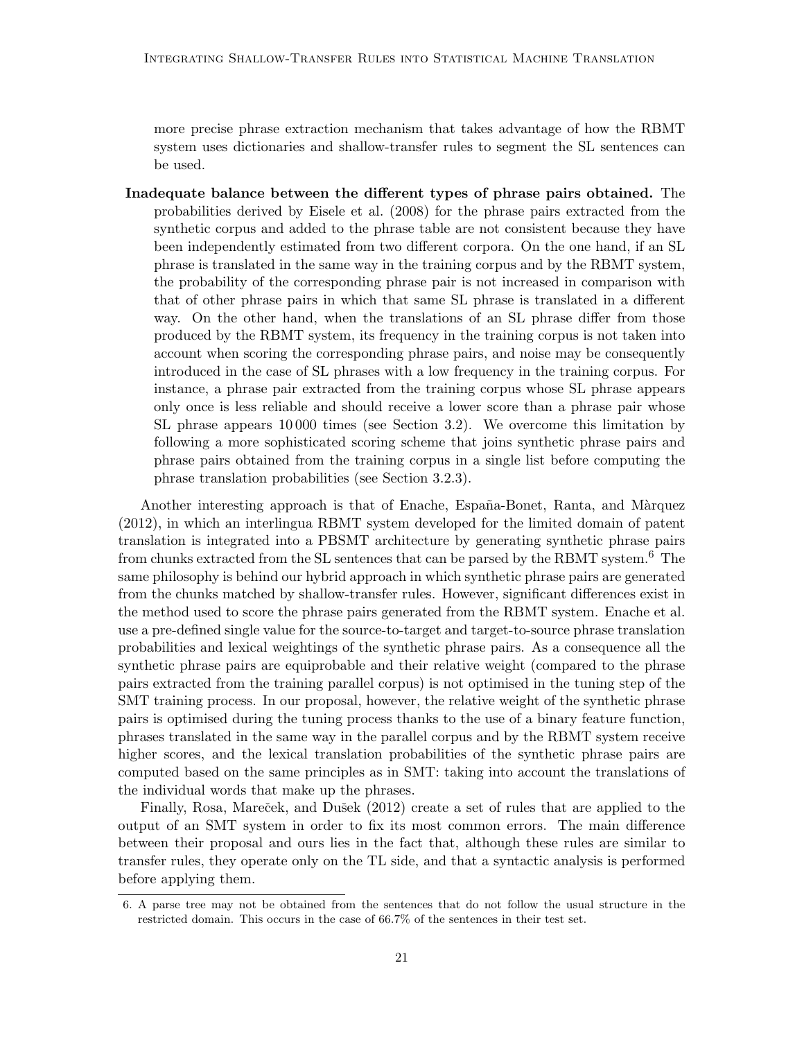more precise phrase extraction mechanism that takes advantage of how the RBMT system uses dictionaries and shallow-transfer rules to segment the SL sentences can be used.

**Inadequate balance between the different types of phrase pairs obtained.** The probabilities derived by Eisele et al. (2008) for the phrase pairs extracted from the synthetic corpus and added to the phrase table are not consistent because they have been independently estimated from two different corpora. On the one hand, if an SL phrase is translated in the same way in the training corpus and by the RBMT system, the probability of the corresponding phrase pair is not increased in comparison with that of other phrase pairs in which that same SL phrase is translated in a different way. On the other hand, when the translations of an SL phrase differ from those produced by the RBMT system, its frequency in the training corpus is not taken into account when scoring the corresponding phrase pairs, and noise may be consequently introduced in the case of SL phrases with a low frequency in the training corpus. For instance, a phrase pair extracted from the training corpus whose SL phrase appears only once is less reliable and should receive a lower score than a phrase pair whose SL phrase appears 10 000 times (see Section 3.2). We overcome this limitation by following a more sophisticated scoring scheme that joins synthetic phrase pairs and phrase pairs obtained from the training corpus in a single list before computing the phrase translation probabilities (see Section 3.2.3).

Another interesting approach is that of Enache, España-Bonet, Ranta, and Màrquez (2012), in which an interlingua RBMT system developed for the limited domain of patent translation is integrated into a PBSMT architecture by generating synthetic phrase pairs from chunks extracted from the SL sentences that can be parsed by the RBMT system.[6] The same philosophy is behind our hybrid approach in which synthetic phrase pairs are generated from the chunks matched by shallow-transfer rules. However, significant differences exist in the method used to score the phrase pairs generated from the RBMT system. Enache et al. use a pre-defined single value for the source-to-target and target-to-source phrase translation probabilities and lexical weightings of the synthetic phrase pairs. As a consequence all the synthetic phrase pairs are equiprobable and their relative weight (compared to the phrase pairs extracted from the training parallel corpus) is not optimised in the tuning step of the SMT training process. In our proposal, however, the relative weight of the synthetic phrase pairs is optimised during the tuning process thanks to the use of a binary feature function, phrases translated in the same way in the parallel corpus and by the RBMT system receive higher scores, and the lexical translation probabilities of the synthetic phrase pairs are computed based on the same principles as in SMT: taking into account the translations of the individual words that make up the phrases.

Finally, Rosa, Mareček, and Dušek (2012) create a set of rules that are applied to the output of an SMT system in order to fix its most common errors. The main difference between their proposal and ours lies in the fact that, although these rules are similar to transfer rules, they operate only on the TL side, and that a syntactic analysis is performed before applying them.

6. A parse tree may not be obtained from the sentences that do not follow the usual structure in the restricted domain. This occurs in the case of 66.7% of the sentences in their test set.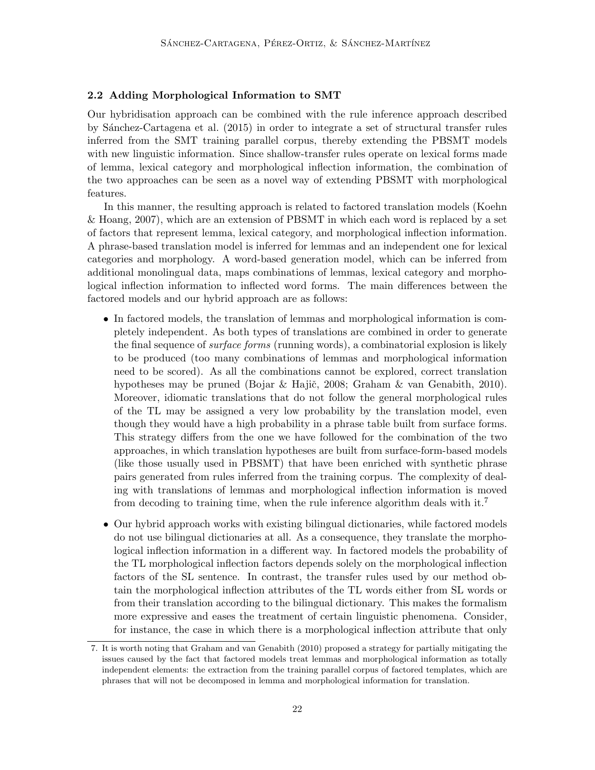### 2.2 Adding Morphological Information to SMT

Our hybridisation approach can be combined with the rule inference approach described by Sánchez-Cartagena et al. (2015) in order to integrate a set of structural transfer rules inferred from the SMT training parallel corpus, thereby extending the PBSMT models with new linguistic information. Since shallow-transfer rules operate on lexical forms made of lemma, lexical category and morphological inflection information, the combination of the two approaches can be seen as a novel way of extending PBSMT with morphological features.

In this manner, the resulting approach is related to factored translation models (Koehn & Hoang, 2007), which are an extension of PBSMT in which each word is replaced by a set of factors that represent lemma, lexical category, and morphological inflection information. A phrase-based translation model is inferred for lemmas and an independent one for lexical categories and morphology. A word-based generation model, which can be inferred from additional monolingual data, maps combinations of lemmas, lexical category and morphological inflection information to inflected word forms. The main differences between the factored models and our hybrid approach are as follows:

- In factored models, the translation of lemmas and morphological information is completely independent. As both types of translations are combined in order to generate the final sequence of *surface forms* (running words), a combinatorial explosion is likely to be produced (too many combinations of lemmas and morphological information need to be scored). As all the combinations cannot be explored, correct translation hypotheses may be pruned (Bojar & Hajič, 2008; Graham & van Genabith, 2010). Moreover, idiomatic translations that do not follow the general morphological rules of the TL may be assigned a very low probability by the translation model, even though they would have a high probability in a phrase table built from surface forms. This strategy differs from the one we have followed for the combination of the two approaches, in which translation hypotheses are built from surface-form-based models (like those usually used in PBSMT) that have been enriched with synthetic phrase pairs generated from rules inferred from the training corpus. The complexity of dealing with translations of lemmas and morphological inflection information is moved from decoding to training time, when the rule inference algorithm deals with it.[7]
- Our hybrid approach works with existing bilingual dictionaries, while factored models do not use bilingual dictionaries at all. As a consequence, they translate the morphological inflection information in a different way. In factored models the probability of the TL morphological inflection factors depends solely on the morphological inflection factors of the SL sentence. In contrast, the transfer rules used by our method obtain the morphological inflection attributes of the TL words either from SL words or from their translation according to the bilingual dictionary. This makes the formalism more expressive and eases the treatment of certain linguistic phenomena. Consider, for instance, the case in which there is a morphological inflection attribute that only

7. It is worth noting that Graham and van Genabith (2010) proposed a strategy for partially mitigating the issues caused by the fact that factored models treat lemmas and morphological information as totally independent elements: the extraction from the training parallel corpus of factored templates, which are phrases that will not be decomposed in lemma and morphological information for translation.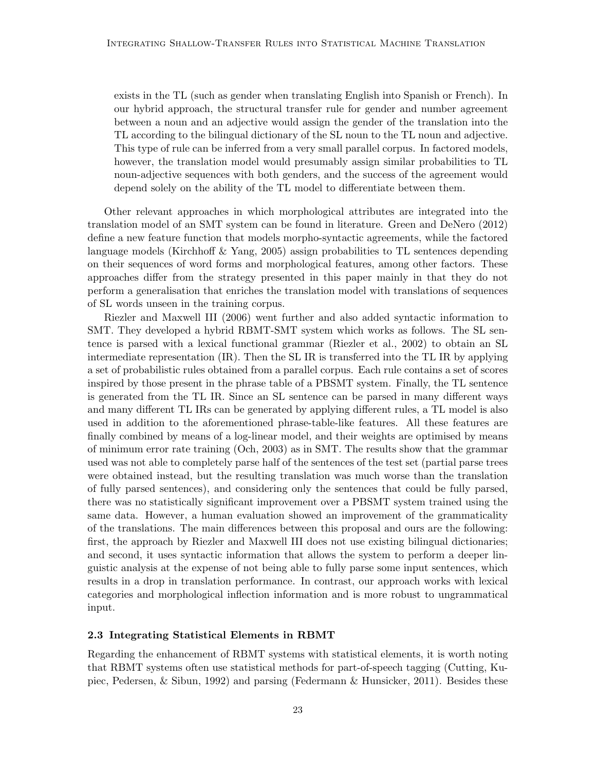exists in the TL (such as gender when translating English into Spanish or French). In our hybrid approach, the structural transfer rule for gender and number agreement between a noun and an adjective would assign the gender of the translation into the TL according to the bilingual dictionary of the SL noun to the TL noun and adjective. This type of rule can be inferred from a very small parallel corpus. In factored models, however, the translation model would presumably assign similar probabilities to TL noun-adjective sequences with both genders, and the success of the agreement would depend solely on the ability of the TL model to differentiate between them.

Other relevant approaches in which morphological attributes are integrated into the translation model of an SMT system can be found in literature. Green and DeNero (2012) define a new feature function that models morpho-syntactic agreements, while the factored language models (Kirchhoff & Yang, 2005) assign probabilities to TL sentences depending on their sequences of word forms and morphological features, among other factors. These approaches differ from the strategy presented in this paper mainly in that they do not perform a generalisation that enriches the translation model with translations of sequences of SL words unseen in the training corpus.

Riezler and Maxwell III (2006) went further and also added syntactic information to SMT. They developed a hybrid RBMT-SMT system which works as follows. The SL sentence is parsed with a lexical functional grammar (Riezler et al., 2002) to obtain an SL intermediate representation (IR). Then the SL IR is transferred into the TL IR by applying a set of probabilistic rules obtained from a parallel corpus. Each rule contains a set of scores inspired by those present in the phrase table of a PBSMT system. Finally, the TL sentence is generated from the TL IR. Since an SL sentence can be parsed in many different ways and many different TL IRs can be generated by applying different rules, a TL model is also used in addition to the aforementioned phrase-table-like features. All these features are finally combined by means of a log-linear model, and their weights are optimised by means of minimum error rate training (Och, 2003) as in SMT. The results show that the grammar used was not able to completely parse half of the sentences of the test set (partial parse trees were obtained instead, but the resulting translation was much worse than the translation of fully parsed sentences), and considering only the sentences that could be fully parsed, there was no statistically significant improvement over a PBSMT system trained using the same data. However, a human evaluation showed an improvement of the grammaticality of the translations. The main differences between this proposal and ours are the following: first, the approach by Riezler and Maxwell III does not use existing bilingual dictionaries; and second, it uses syntactic information that allows the system to perform a deeper linguistic analysis at the expense of not being able to fully parse some input sentences, which results in a drop in translation performance. In contrast, our approach works with lexical categories and morphological inflection information and is more robust to ungrammatical input.

### 2.3 Integrating Statistical Elements in RBMT

Regarding the enhancement of RBMT systems with statistical elements, it is worth noting that RBMT systems often use statistical methods for part-of-speech tagging (Cutting, Kupiec, Pedersen, & Sibun, 1992) and parsing (Federmann & Hunsicker, 2011). Besides these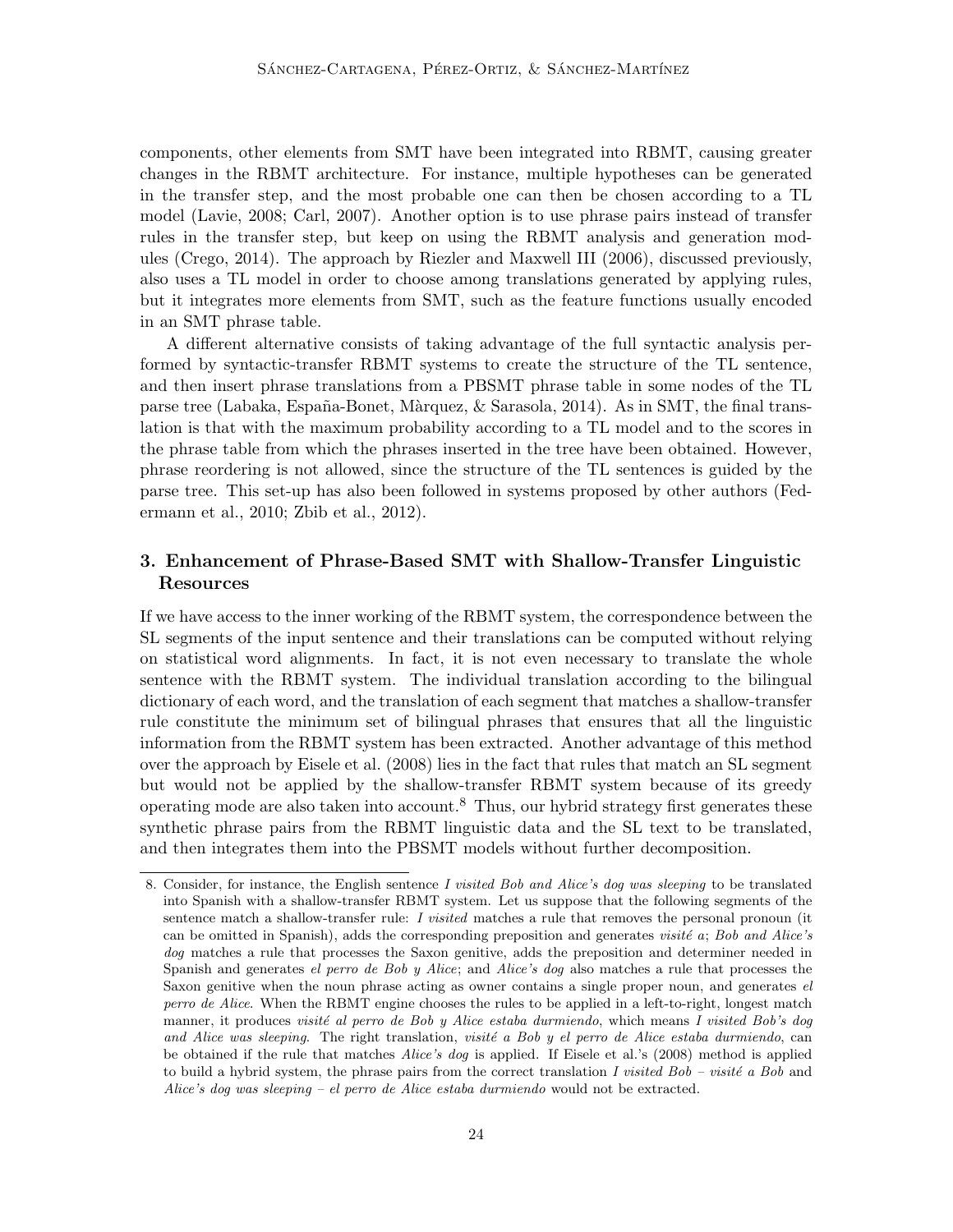components, other elements from SMT have been integrated into RBMT, causing greater changes in the RBMT architecture. For instance, multiple hypotheses can be generated in the transfer step, and the most probable one can then be chosen according to a TL model (Lavie, 2008; Carl, 2007). Another option is to use phrase pairs instead of transfer rules in the transfer step, but keep on using the RBMT analysis and generation modules (Crego, 2014). The approach by Riezler and Maxwell III (2006), discussed previously, also uses a TL model in order to choose among translations generated by applying rules, but it integrates more elements from SMT, such as the feature functions usually encoded in an SMT phrase table.

A different alternative consists of taking advantage of the full syntactic analysis performed by syntactic-transfer RBMT systems to create the structure of the TL sentence, and then insert phrase translations from a PBSMT phrase table in some nodes of the TL parse tree (Labaka, España-Bonet, Màrquez, & Sarasola, 2014). As in SMT, the final translation is that with the maximum probability according to a TL model and to the scores in the phrase table from which the phrases inserted in the tree have been obtained. However, phrase reordering is not allowed, since the structure of the TL sentences is guided by the parse tree. This set-up has also been followed in systems proposed by other authors (Federmann et al., 2010; Zbib et al., 2012).

## 3. Enhancement of Phrase-Based SMT with Shallow-Transfer Linguistic Resources

If we have access to the inner working of the RBMT system, the correspondence between the SL segments of the input sentence and their translations can be computed without relying on statistical word alignments. In fact, it is not even necessary to translate the whole sentence with the RBMT system. The individual translation according to the bilingual dictionary of each word, and the translation of each segment that matches a shallow-transfer rule constitute the minimum set of bilingual phrases that ensures that all the linguistic information from the RBMT system has been extracted. Another advantage of this method over the approach by Eisele et al. (2008) lies in the fact that rules that match an SL segment but would not be applied by the shallow-transfer RBMT system because of its greedy operating mode are also taken into account.[8] Thus, our hybrid strategy first generates these synthetic phrase pairs from the RBMT linguistic data and the SL text to be translated, and then integrates them into the PBSMT models without further decomposition.

---

8. Consider, for instance, the English sentence *I visited Bob and Alice's dog was sleeping* to be translated into Spanish with a shallow-transfer RBMT system. Let us suppose that the following segments of the sentence match a shallow-transfer rule: *I visited* matches a rule that removes the personal pronoun (it can be omitted in Spanish), adds the corresponding preposition and generates *visité a*; *Bob and Alice's dog* matches a rule that processes the Saxon genitive, adds the preposition and determiner needed in Spanish and generates *el perro de Bob y Alice*; and *Alice's dog* also matches a rule that processes the Saxon genitive when the noun phrase acting as owner contains a single proper noun, and generates *el perro de Alice*. When the RBMT engine chooses the rules to be applied in a left-to-right, longest match manner, it produces *visité al perro de Bob y Alice estaba durmiendo*, which means *I visited Bob's dog and Alice was sleeping*. The right translation, *visité a Bob y el perro de Alice estaba durmiendo*, can be obtained if the rule that matches *Alice's dog* is applied. If Eisele et al.'s (2008) method is applied to build a hybrid system, the phrase pairs from the correct translation *I visited Bob – visité a Bob* and *Alice's dog was sleeping – el perro de Alice estaba durmiendo* would not be extracted.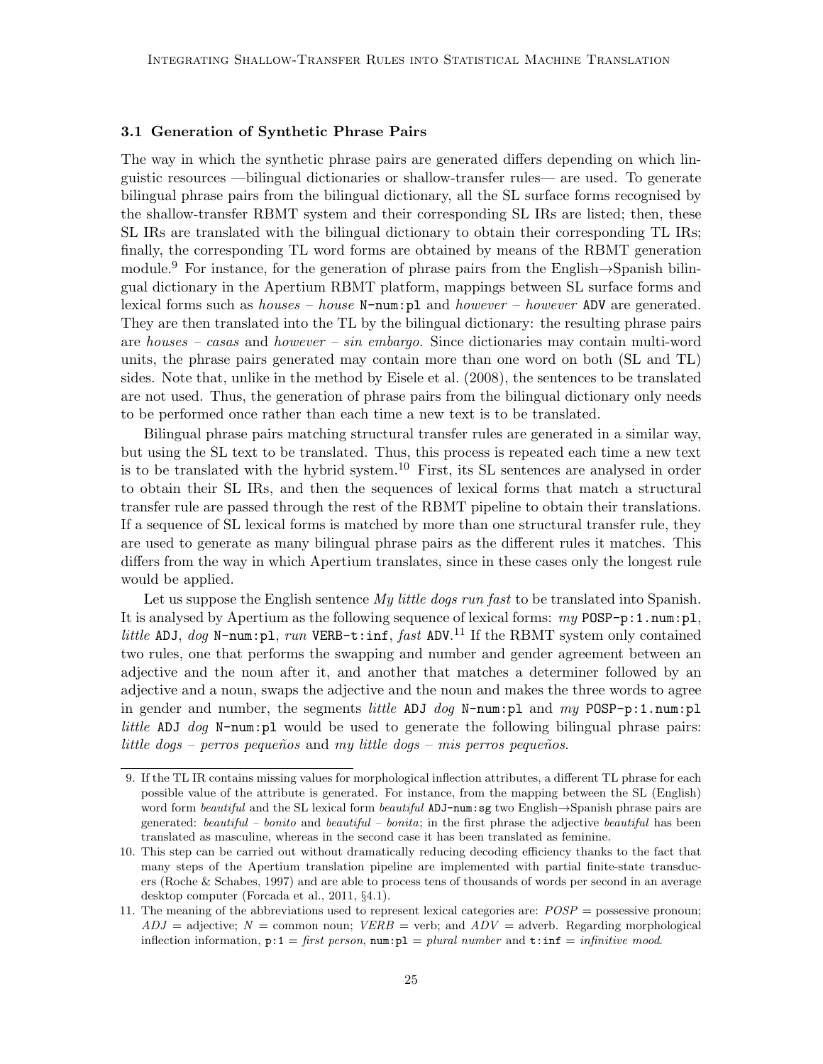### 3.1 Generation of Synthetic Phrase Pairs

The way in which the synthetic phrase pairs are generated differs depending on which linguistic resources —bilingual dictionaries or shallow-transfer rules— are used. To generate bilingual phrase pairs from the bilingual dictionary, all the SL surface forms recognised by the shallow-transfer RBMT system and their corresponding SL IRs are listed; then, these SL IRs are translated with the bilingual dictionary to obtain their corresponding TL IRs; finally, the corresponding TL word forms are obtained by means of the RBMT generation module.[9] For instance, for the generation of phrase pairs from the English→Spanish bilingual dictionary in the Apertium RBMT platform, mappings between SL surface forms and lexical forms such as *houses* – *house* `N-num:pl` and *however* – *however* `ADV` are generated. They are then translated into the TL by the bilingual dictionary: the resulting phrase pairs are *houses* – *casas* and *however* – *sin embargo*. Since dictionaries may contain multi-word units, the phrase pairs generated may contain more than one word on both (SL and TL) sides. Note that, unlike in the method by Eisele et al. (2008), the sentences to be translated are not used. Thus, the generation of phrase pairs from the bilingual dictionary only needs to be performed once rather than each time a new text is to be translated.

Bilingual phrase pairs matching structural transfer rules are generated in a similar way, but using the SL text to be translated. Thus, this process is repeated each time a new text is to be translated with the hybrid system.[10] First, its SL sentences are analysed in order to obtain their SL IRs, and then the sequences of lexical forms that match a structural transfer rule are passed through the rest of the RBMT pipeline to obtain their translations. If a sequence of SL lexical forms is matched by more than one structural transfer rule, they are used to generate as many bilingual phrase pairs as the different rules it matches. This differs from the way in which Apertium translates, since in these cases only the longest rule would be applied.

Let us suppose the English sentence *My little dogs run fast* to be translated into Spanish. It is analysed by Apertium as the following sequence of lexical forms: *my* `POSP-p:1.num:pl`, *little* `ADJ`, *dog* `N-num:pl`, *run* `VERB-t:inf`, *fast* `ADV`.[11] If the RBMT system only contained two rules, one that performs the swapping and number and gender agreement between an adjective and the noun after it, and another that matches a determiner followed by an adjective and a noun, swaps the adjective and the noun and makes the three words to agree in gender and number, the segments *little* `ADJ` *dog* `N-num:pl` and *my* `POSP-p:1.num:pl` *little* `ADJ` *dog* `N-num:pl` would be used to generate the following bilingual phrase pairs: *little dogs* – *perros pequeños* and *my little dogs* – *mis perros pequeños*.

---

9. If the TL IR contains missing values for morphological inflection attributes, a different TL phrase for each possible value of the attribute is generated. For instance, from the mapping between the SL (English) word form *beautiful* and the SL lexical form *beautiful* `ADJ-num:sg` two English→Spanish phrase pairs are generated: *beautiful* – *bonito* and *beautiful* – *bonita*; in the first phrase the adjective *beautiful* has been translated as masculine, whereas in the second case it has been translated as feminine.

10. This step can be carried out without dramatically reducing decoding efficiency thanks to the fact that many steps of the Apertium translation pipeline are implemented with partial finite-state transducers (Roche & Schabes, 1997) and are able to process tens of thousands of words per second in an average desktop computer (Forcada et al., 2011, §4.1).

11. The meaning of the abbreviations used to represent lexical categories are: *POSP* = possessive pronoun; *ADJ* = adjective; *N* = common noun; *VERB* = verb; and *ADV* = adverb. Regarding morphological inflection information, `p:1` = *first person*, `num:pl` = *plural number* and `t:inf` = *infinitive mood*.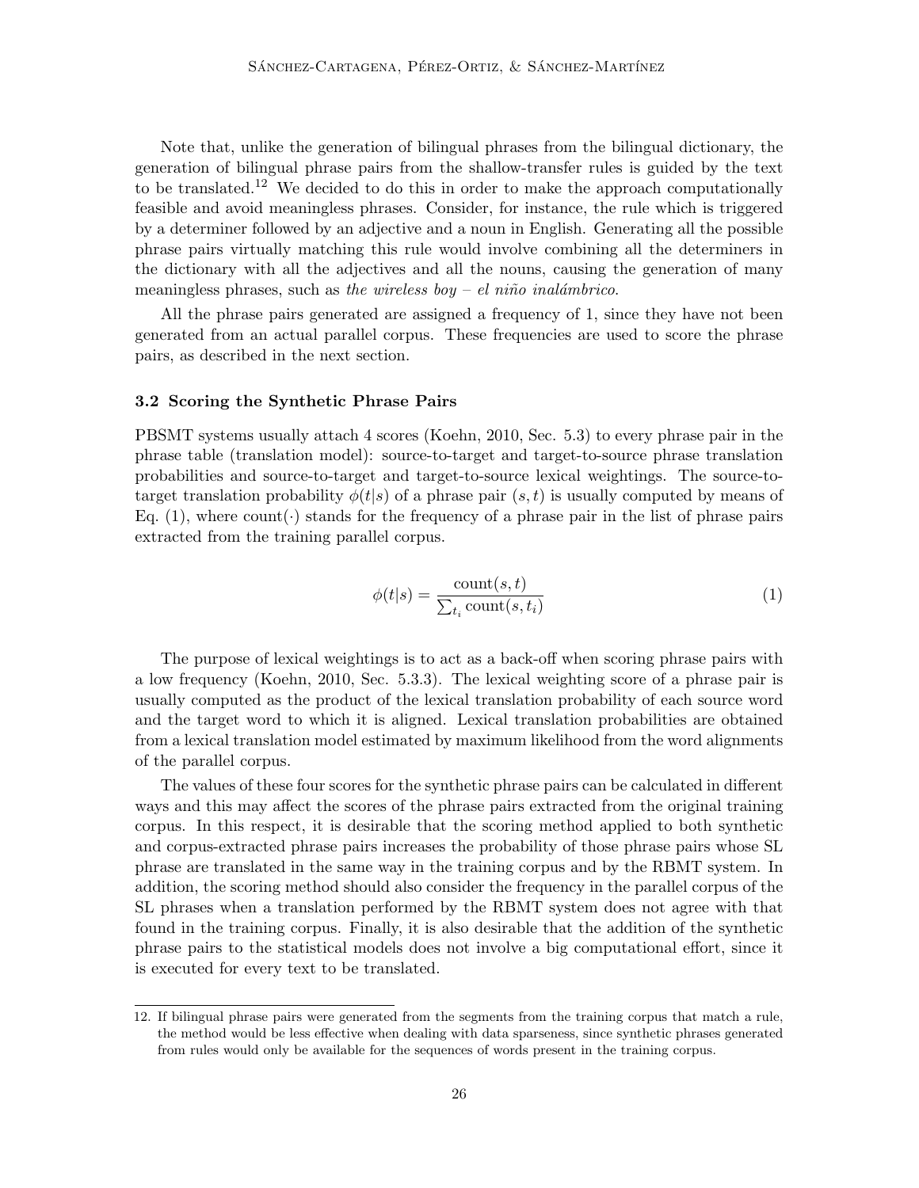Note that, unlike the generation of bilingual phrases from the bilingual dictionary, the generation of bilingual phrase pairs from the shallow-transfer rules is guided by the text to be translated.[12] We decided to do this in order to make the approach computationally feasible and avoid meaningless phrases. Consider, for instance, the rule which is triggered by a determiner followed by an adjective and a noun in English. Generating all the possible phrase pairs virtually matching this rule would involve combining all the determiners in the dictionary with all the adjectives and all the nouns, causing the generation of many meaningless phrases, such as *the wireless boy – el niño inalámbrico*.

All the phrase pairs generated are assigned a frequency of 1, since they have not been generated from an actual parallel corpus. These frequencies are used to score the phrase pairs, as described in the next section.

### 3.2 Scoring the Synthetic Phrase Pairs

PBSMT systems usually attach 4 scores (Koehn, 2010, Sec. 5.3) to every phrase pair in the phrase table (translation model): source-to-target and target-to-source phrase translation probabilities and source-to-target and target-to-source lexical weightings. The source-to-target translation probability $\phi(t|s)$ of a phrase pair $(s,t)$ is usually computed by means of Eq. (1), where $\text{count}(\cdot)$ stands for the frequency of a phrase pair in the list of phrase pairs extracted from the training parallel corpus.

$$\phi(t|s) = \frac{\text{count}(s,t)}{\sum_{t_i} \text{count}(s,t_i)} \tag{1}$$

The purpose of lexical weightings is to act as a back-off when scoring phrase pairs with a low frequency (Koehn, 2010, Sec. 5.3.3). The lexical weighting score of a phrase pair is usually computed as the product of the lexical translation probability of each source word and the target word to which it is aligned. Lexical translation probabilities are obtained from a lexical translation model estimated by maximum likelihood from the word alignments of the parallel corpus.

The values of these four scores for the synthetic phrase pairs can be calculated in different ways and this may affect the scores of the phrase pairs extracted from the original training corpus. In this respect, it is desirable that the scoring method applied to both synthetic and corpus-extracted phrase pairs increases the probability of those phrase pairs whose SL phrase are translated in the same way in the training corpus and by the RBMT system. In addition, the scoring method should also consider the frequency in the parallel corpus of the SL phrases when a translation performed by the RBMT system does not agree with that found in the training corpus. Finally, it is also desirable that the addition of the synthetic phrase pairs to the statistical models does not involve a big computational effort, since it is executed for every text to be translated.

12. If bilingual phrase pairs were generated from the segments from the training corpus that match a rule, the method would be less effective when dealing with data sparseness, since synthetic phrases generated from rules would only be available for the sequences of words present in the training corpus.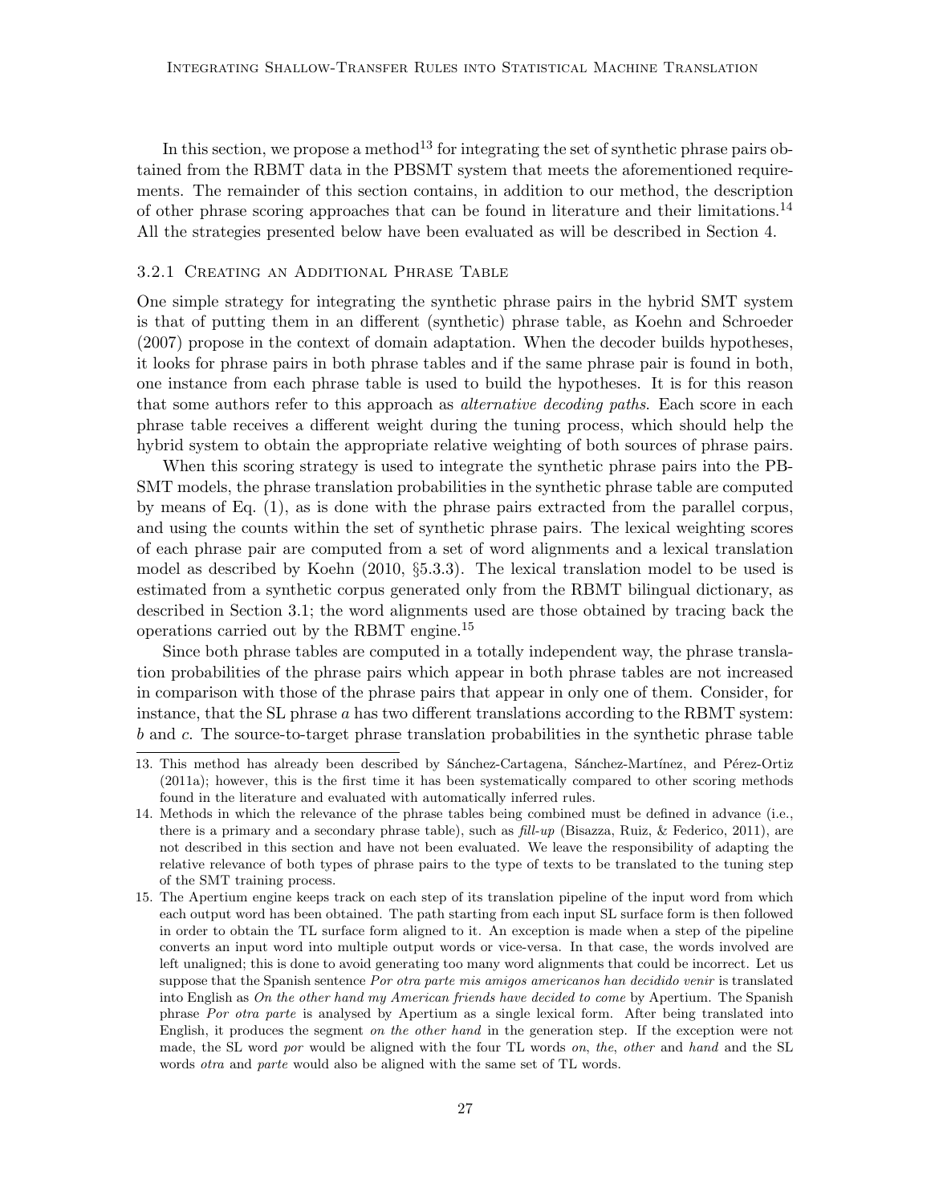In this section, we propose a method[13] for integrating the set of synthetic phrase pairs obtained from the RBMT data in the PBSMT system that meets the aforementioned requirements. The remainder of this section contains, in addition to our method, the description of other phrase scoring approaches that can be found in literature and their limitations.[14] All the strategies presented below have been evaluated as will be described in Section 4.

### 3.2.1 Creating an Additional Phrase Table

One simple strategy for integrating the synthetic phrase pairs in the hybrid SMT system is that of putting them in an different (synthetic) phrase table, as Koehn and Schroeder (2007) propose in the context of domain adaptation. When the decoder builds hypotheses, it looks for phrase pairs in both phrase tables and if the same phrase pair is found in both, one instance from each phrase table is used to build the hypotheses. It is for this reason that some authors refer to this approach as *alternative decoding paths*. Each score in each phrase table receives a different weight during the tuning process, which should help the hybrid system to obtain the appropriate relative weighting of both sources of phrase pairs.

When this scoring strategy is used to integrate the synthetic phrase pairs into the PBSMT models, the phrase translation probabilities in the synthetic phrase table are computed by means of Eq. (1), as is done with the phrase pairs extracted from the parallel corpus, and using the counts within the set of synthetic phrase pairs. The lexical weighting scores of each phrase pair are computed from a set of word alignments and a lexical translation model as described by Koehn (2010, §5.3.3). The lexical translation model to be used is estimated from a synthetic corpus generated only from the RBMT bilingual dictionary, as described in Section 3.1; the word alignments used are those obtained by tracing back the operations carried out by the RBMT engine.[15]

Since both phrase tables are computed in a totally independent way, the phrase translation probabilities of the phrase pairs which appear in both phrase tables are not increased in comparison with those of the phrase pairs that appear in only one of them. Consider, for instance, that the SL phrase $a$ has two different translations according to the RBMT system: $b$ and $c$. The source-to-target phrase translation probabilities in the synthetic phrase table

---

13. This method has already been described by Sánchez-Cartagena, Sánchez-Martínez, and Pérez-Ortiz (2011a); however, this is the first time it has been systematically compared to other scoring methods found in the literature and evaluated with automatically inferred rules.

14. Methods in which the relevance of the phrase tables being combined must be defined in advance (i.e., there is a primary and a secondary phrase table), such as *fill-up* (Bisazza, Ruiz, & Federico, 2011), are not described in this section and have not been evaluated. We leave the responsibility of adapting the relative relevance of both types of phrase pairs to the type of texts to be translated to the tuning step of the SMT training process.

15. The Apertium engine keeps track on each step of its translation pipeline of the input word from which each output word has been obtained. The path starting from each input SL surface form is then followed in order to obtain the TL surface form aligned to it. An exception is made when a step of the pipeline converts an input word into multiple output words or vice-versa. In that case, the words involved are left unaligned; this is done to avoid generating too many word alignments that could be incorrect. Let us suppose that the Spanish sentence *Por otra parte mis amigos americanos han decidido venir* is translated into English as *On the other hand my American friends have decided to come* by Apertium. The Spanish phrase *Por otra parte* is analysed by Apertium as a single lexical form. After being translated into English, it produces the segment *on the other hand* in the generation step. If the exception were not made, the SL word *por* would be aligned with the four TL words *on*, *the*, *other* and *hand* and the SL words *otra* and *parte* would also be aligned with the same set of TL words.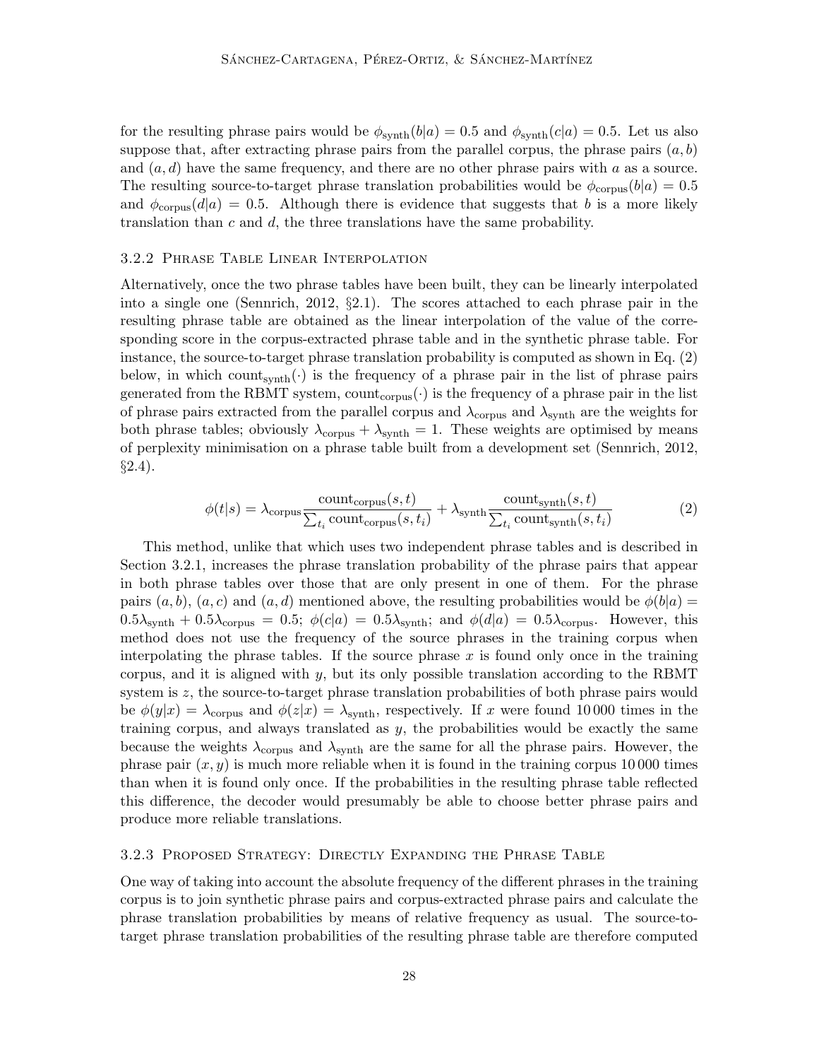for the resulting phrase pairs would be $\phi_{\text{synth}}(b|a) = 0.5$ and $\phi_{\text{synth}}(c|a) = 0.5$. Let us also suppose that, after extracting phrase pairs from the parallel corpus, the phrase pairs $(a, b)$ and $(a, d)$ have the same frequency, and there are no other phrase pairs with $a$ as a source. The resulting source-to-target phrase translation probabilities would be $\phi_{\text{corpus}}(b|a) = 0.5$ and $\phi_{\text{corpus}}(d|a) = 0.5$. Although there is evidence that suggests that $b$ is a more likely translation than $c$ and $d$, the three translations have the same probability.

#### 3.2.2 Phrase Table Linear Interpolation

Alternatively, once the two phrase tables have been built, they can be linearly interpolated into a single one (Sennrich, 2012, §2.1). The scores attached to each phrase pair in the resulting phrase table are obtained as the linear interpolation of the value of the corresponding score in the corpus-extracted phrase table and in the synthetic phrase table. For instance, the source-to-target phrase translation probability is computed as shown in Eq. (2) below, in which $\text{count}_{\text{synth}}(\cdot)$ is the frequency of a phrase pair in the list of phrase pairs generated from the RBMT system, $\text{count}_{\text{corpus}}(\cdot)$ is the frequency of a phrase pair in the list of phrase pairs extracted from the parallel corpus and $\lambda_{\text{corpus}}$ and $\lambda_{\text{synth}}$ are the weights for both phrase tables; obviously $\lambda_{\text{corpus}} + \lambda_{\text{synth}} = 1$. These weights are optimised by means of perplexity minimisation on a phrase table built from a development set (Sennrich, 2012, §2.4).

$$\phi(t|s) = \lambda_{\text{corpus}} \frac{\text{count}_{\text{corpus}}(s,t)}{\sum_{t_i} \text{count}_{\text{corpus}}(s,t_i)} + \lambda_{\text{synth}} \frac{\text{count}_{\text{synth}}(s,t)}{\sum_{t_i} \text{count}_{\text{synth}}(s,t_i)} \tag{2}$$

This method, unlike that which uses two independent phrase tables and is described in Section 3.2.1, increases the phrase translation probability of the phrase pairs that appear in both phrase tables over those that are only present in one of them. For the phrase pairs $(a, b)$, $(a, c)$ and $(a, d)$ mentioned above, the resulting probabilities would be $\phi(b|a) = 0.5\lambda_{\text{synth}} + 0.5\lambda_{\text{corpus}} = 0.5$; $\phi(c|a) = 0.5\lambda_{\text{synth}}$; and $\phi(d|a) = 0.5\lambda_{\text{corpus}}$. However, this method does not use the frequency of the source phrases in the training corpus when interpolating the phrase tables. If the source phrase $x$ is found only once in the training corpus, and it is aligned with $y$, but its only possible translation according to the RBMT system is $z$, the source-to-target phrase translation probabilities of both phrase pairs would be $\phi(y|x) = \lambda_{\text{corpus}}$ and $\phi(z|x) = \lambda_{\text{synth}}$, respectively. If $x$ were found 10 000 times in the training corpus, and always translated as $y$, the probabilities would be exactly the same because the weights $\lambda_{\text{corpus}}$ and $\lambda_{\text{synth}}$ are the same for all the phrase pairs. However, the phrase pair $(x, y)$ is much more reliable when it is found in the training corpus 10 000 times than when it is found only once. If the probabilities in the resulting phrase table reflected this difference, the decoder would presumably be able to choose better phrase pairs and produce more reliable translations.

#### 3.2.3 Proposed Strategy: Directly Expanding the Phrase Table

One way of taking into account the absolute frequency of the different phrases in the training corpus is to join synthetic phrase pairs and corpus-extracted phrase pairs and calculate the phrase translation probabilities by means of relative frequency as usual. The source-to-target phrase translation probabilities of the resulting phrase table are therefore computed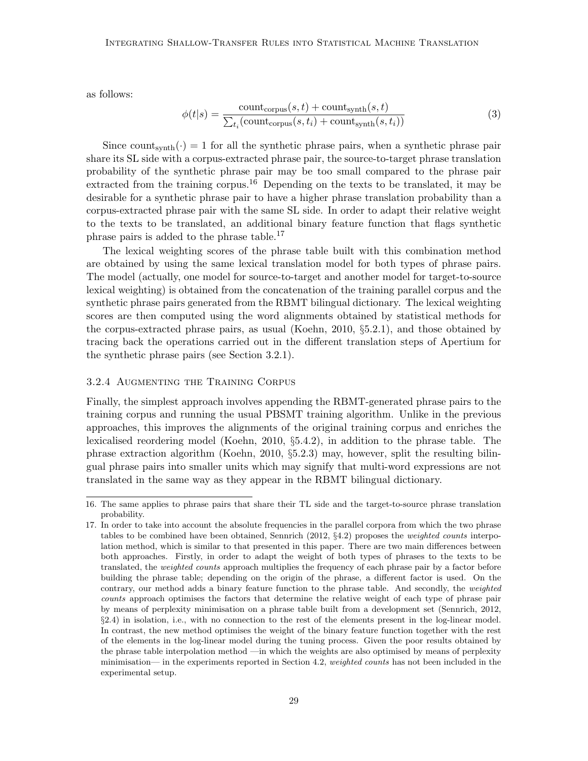as follows:

$$\phi(t|s) = \frac{\text{count}_{\text{corpus}}(s,t) + \text{count}_{\text{synth}}(s,t)}{\sum_{t_i}(\text{count}_{\text{corpus}}(s,t_i) + \text{count}_{\text{synth}}(s,t_i))} \tag{3}$$

Since $\text{count}_{\text{synth}}(\cdot) = 1$ for all the synthetic phrase pairs, when a synthetic phrase pair share its SL side with a corpus-extracted phrase pair, the source-to-target phrase translation probability of the synthetic phrase pair may be too small compared to the phrase pair extracted from the training corpus.[16] Depending on the texts to be translated, it may be desirable for a synthetic phrase pair to have a higher phrase translation probability than a corpus-extracted phrase pair with the same SL side. In order to adapt their relative weight to the texts to be translated, an additional binary feature function that flags synthetic phrase pairs is added to the phrase table.[17]

The lexical weighting scores of the phrase table built with this combination method are obtained by using the same lexical translation model for both types of phrase pairs. The model (actually, one model for source-to-target and another model for target-to-source lexical weighting) is obtained from the concatenation of the training parallel corpus and the synthetic phrase pairs generated from the RBMT bilingual dictionary. The lexical weighting scores are then computed using the word alignments obtained by statistical methods for the corpus-extracted phrase pairs, as usual (Koehn, 2010, §5.2.1), and those obtained by tracing back the operations carried out in the different translation steps of Apertium for the synthetic phrase pairs (see Section 3.2.1).

### 3.2.4 Augmenting the Training Corpus

Finally, the simplest approach involves appending the RBMT-generated phrase pairs to the training corpus and running the usual PBSMT training algorithm. Unlike in the previous approaches, this improves the alignments of the original training corpus and enriches the lexicalised reordering model (Koehn, 2010, §5.4.2), in addition to the phrase table. The phrase extraction algorithm (Koehn, 2010, §5.2.3) may, however, split the resulting bilingual phrase pairs into smaller units which may signify that multi-word expressions are not translated in the same way as they appear in the RBMT bilingual dictionary.

---

16. The same applies to phrase pairs that share their TL side and the target-to-source phrase translation probability.

17. In order to take into account the absolute frequencies in the parallel corpora from which the two phrase tables to be combined have been obtained, Sennrich (2012, §4.2) proposes the *weighted counts* interpolation method, which is similar to that presented in this paper. There are two main differences between both approaches. Firstly, in order to adapt the weight of both types of phrases to the texts to be translated, the *weighted counts* approach multiplies the frequency of each phrase pair by a factor before building the phrase table; depending on the origin of the phrase, a different factor is used. On the contrary, our method adds a binary feature function to the phrase table. And secondly, the *weighted counts* approach optimises the factors that determine the relative weight of each type of phrase pair by means of perplexity minimisation on a phrase table built from a development set (Sennrich, 2012, §2.4) in isolation, i.e., with no connection to the rest of the elements present in the log-linear model. In contrast, the new method optimises the weight of the binary feature function together with the rest of the elements in the log-linear model during the tuning process. Given the poor results obtained by the phrase table interpolation method —in which the weights are also optimised by means of perplexity minimisation— in the experiments reported in Section 4.2, *weighted counts* has not been included in the experimental setup.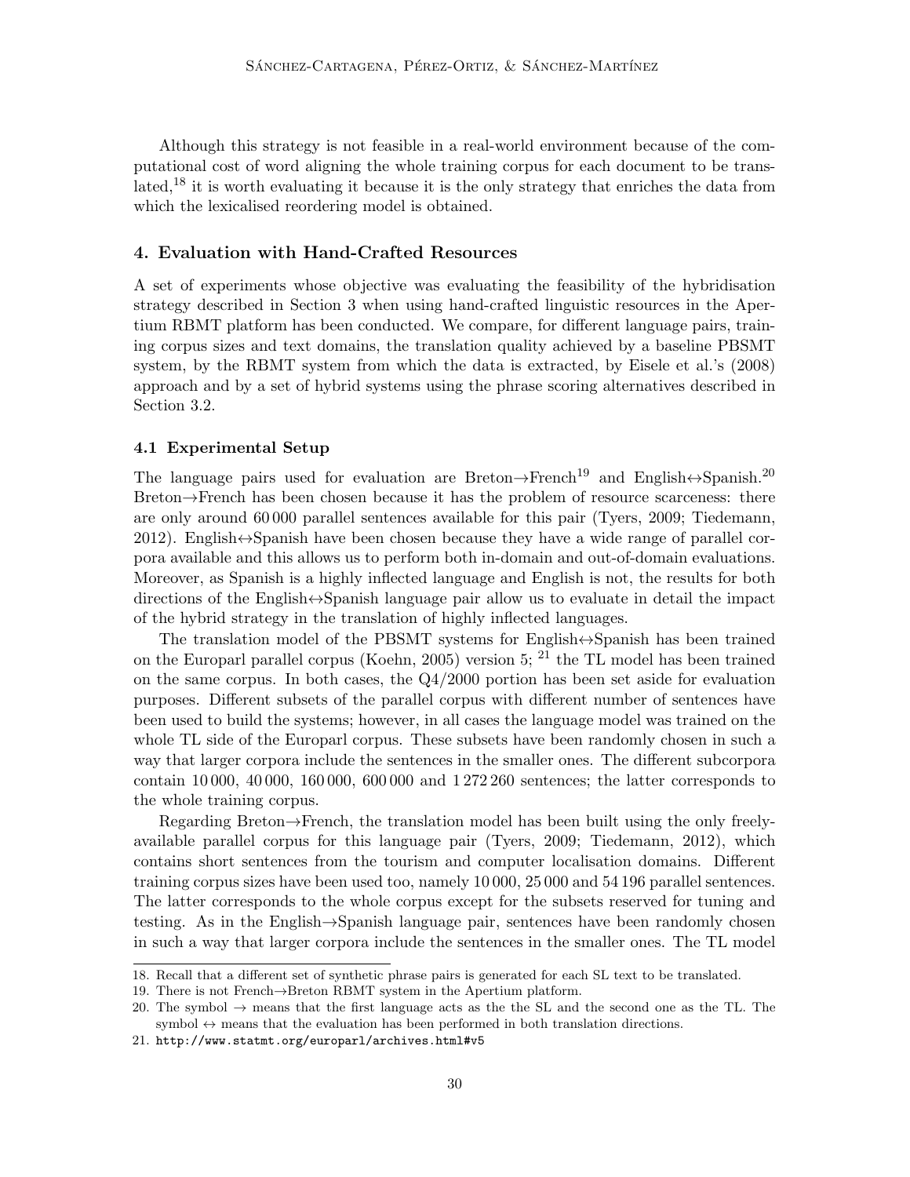Although this strategy is not feasible in a real-world environment because of the computational cost of word aligning the whole training corpus for each document to be translated,[18] it is worth evaluating it because it is the only strategy that enriches the data from which the lexicalised reordering model is obtained.

## 4. Evaluation with Hand-Crafted Resources

A set of experiments whose objective was evaluating the feasibility of the hybridisation strategy described in Section 3 when using hand-crafted linguistic resources in the Apertium RBMT platform has been conducted. We compare, for different language pairs, training corpus sizes and text domains, the translation quality achieved by a baseline PBSMT system, by the RBMT system from which the data is extracted, by Eisele et al.'s (2008) approach and by a set of hybrid systems using the phrase scoring alternatives described in Section 3.2.

### 4.1 Experimental Setup

The language pairs used for evaluation are Breton→French[19] and English↔Spanish.[20] Breton→French has been chosen because it has the problem of resource scarceness: there are only around 60 000 parallel sentences available for this pair (Tyers, 2009; Tiedemann, 2012). English↔Spanish have been chosen because they have a wide range of parallel corpora available and this allows us to perform both in-domain and out-of-domain evaluations. Moreover, as Spanish is a highly inflected language and English is not, the results for both directions of the English↔Spanish language pair allow us to evaluate in detail the impact of the hybrid strategy in the translation of highly inflected languages.

The translation model of the PBSMT systems for English↔Spanish has been trained on the Europarl parallel corpus (Koehn, 2005) version 5; [21] the TL model has been trained on the same corpus. In both cases, the Q4/2000 portion has been set aside for evaluation purposes. Different subsets of the parallel corpus with different number of sentences have been used to build the systems; however, in all cases the language model was trained on the whole TL side of the Europarl corpus. These subsets have been randomly chosen in such a way that larger corpora include the sentences in the smaller ones. The different subcorpora contain 10 000, 40 000, 160 000, 600 000 and 1 272 260 sentences; the latter corresponds to the whole training corpus.

Regarding Breton→French, the translation model has been built using the only freely-available parallel corpus for this language pair (Tyers, 2009; Tiedemann, 2012), which contains short sentences from the tourism and computer localisation domains. Different training corpus sizes have been used too, namely 10 000, 25 000 and 54 196 parallel sentences. The latter corresponds to the whole corpus except for the subsets reserved for tuning and testing. As in the English→Spanish language pair, sentences have been randomly chosen in such a way that larger corpora include the sentences in the smaller ones. The TL model

18. Recall that a different set of synthetic phrase pairs is generated for each SL text to be translated.

19. There is not French→Breton RBMT system in the Apertium platform.

20. The symbol → means that the first language acts as the the SL and the second one as the TL. The symbol ↔ means that the evaluation has been performed in both translation directions.

21. http://www.statmt.org/europarl/archives.html#v5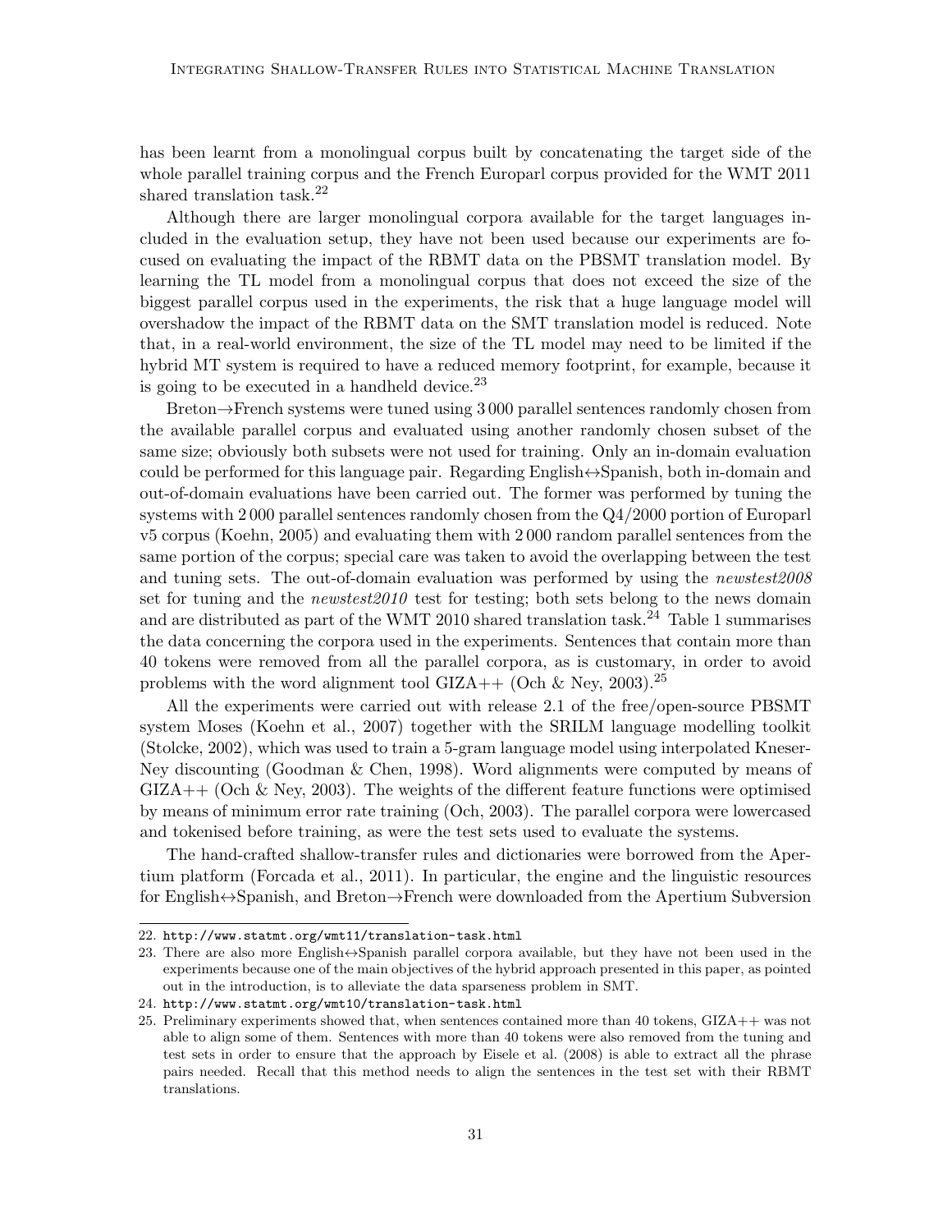has been learnt from a monolingual corpus built by concatenating the target side of the whole parallel training corpus and the French Europarl corpus provided for the WMT 2011 shared translation task.[22]

Although there are larger monolingual corpora available for the target languages included in the evaluation setup, they have not been used because our experiments are focused on evaluating the impact of the RBMT data on the PBSMT translation model. By learning the TL model from a monolingual corpus that does not exceed the size of the biggest parallel corpus used in the experiments, the risk that a huge language model will overshadow the impact of the RBMT data on the SMT translation model is reduced. Note that, in a real-world environment, the size of the TL model may need to be limited if the hybrid MT system is required to have a reduced memory footprint, for example, because it is going to be executed in a handheld device.[23]

Breton→French systems were tuned using 3 000 parallel sentences randomly chosen from the available parallel corpus and evaluated using another randomly chosen subset of the same size; obviously both subsets were not used for training. Only an in-domain evaluation could be performed for this language pair. Regarding English↔Spanish, both in-domain and out-of-domain evaluations have been carried out. The former was performed by tuning the systems with 2 000 parallel sentences randomly chosen from the Q4/2000 portion of Europarl v5 corpus (Koehn, 2005) and evaluating them with 2 000 random parallel sentences from the same portion of the corpus; special care was taken to avoid the overlapping between the test and tuning sets. The out-of-domain evaluation was performed by using the *newstest2008* set for tuning and the *newstest2010* test for testing; both sets belong to the news domain and are distributed as part of the WMT 2010 shared translation task.[24] Table 1 summarises the data concerning the corpora used in the experiments. Sentences that contain more than 40 tokens were removed from all the parallel corpora, as is customary, in order to avoid problems with the word alignment tool GIZA++ (Och & Ney, 2003).[25]

All the experiments were carried out with release 2.1 of the free/open-source PBSMT system Moses (Koehn et al., 2007) together with the SRILM language modelling toolkit (Stolcke, 2002), which was used to train a 5-gram language model using interpolated Kneser-Ney discounting (Goodman & Chen, 1998). Word alignments were computed by means of GIZA++ (Och & Ney, 2003). The weights of the different feature functions were optimised by means of minimum error rate training (Och, 2003). The parallel corpora were lowercased and tokenised before training, as were the test sets used to evaluate the systems.

The hand-crafted shallow-transfer rules and dictionaries were borrowed from the Apertium platform (Forcada et al., 2011). In particular, the engine and the linguistic resources for English↔Spanish, and Breton→French were downloaded from the Apertium Subversion

---

22. http://www.statmt.org/wmt11/translation-task.html

23. There are also more English↔Spanish parallel corpora available, but they have not been used in the experiments because one of the main objectives of the hybrid approach presented in this paper, as pointed out in the introduction, is to alleviate the data sparseness problem in SMT.

24. http://www.statmt.org/wmt10/translation-task.html

25. Preliminary experiments showed that, when sentences contained more than 40 tokens, GIZA++ was not able to align some of them. Sentences with more than 40 tokens were also removed from the tuning and test sets in order to ensure that the approach by Eisele et al. (2008) is able to extract all the phrase pairs needed. Recall that this method needs to align the sentences in the test set with their RBMT translations.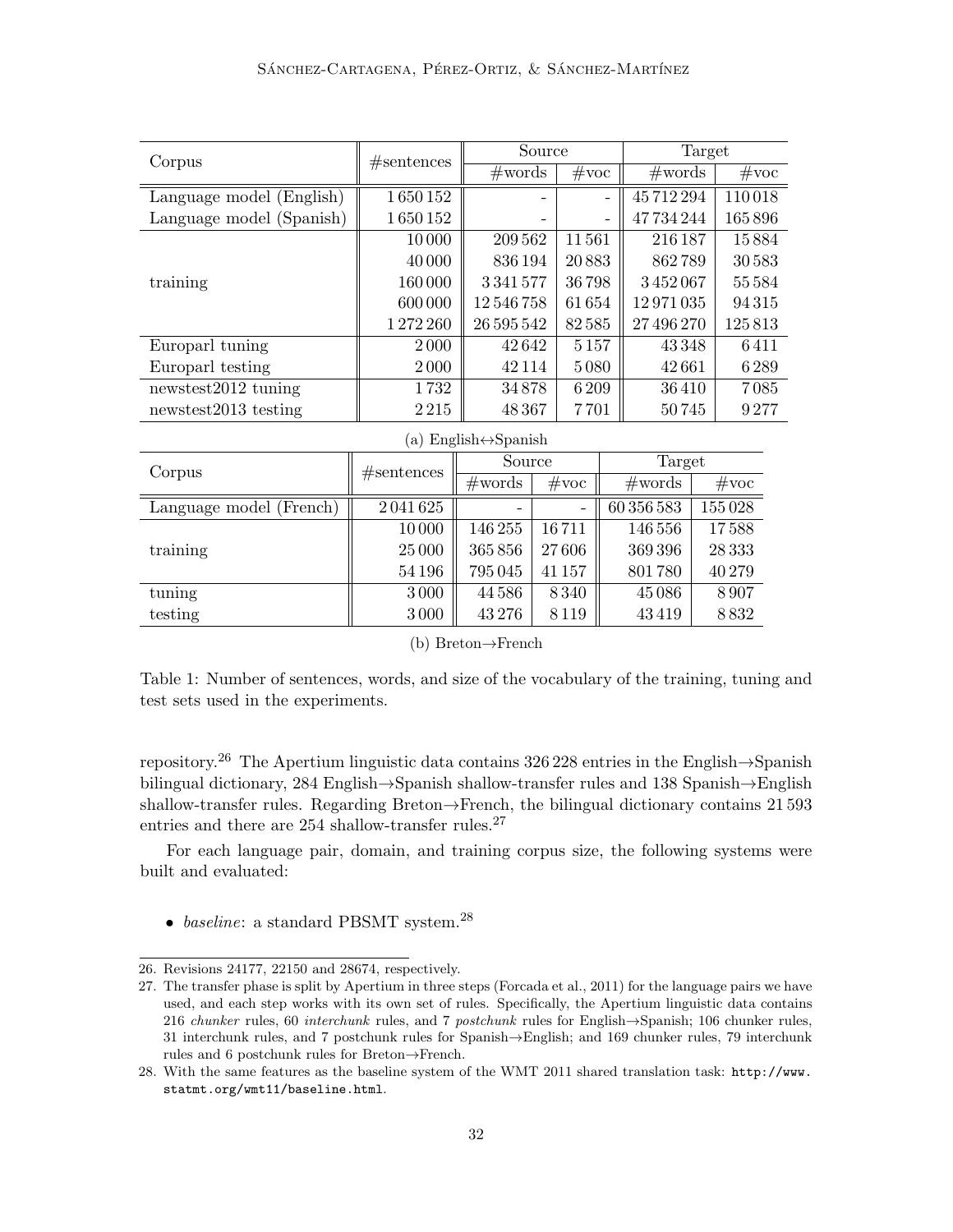| Corpus | #sentences | Source | | Target | |
|---|---|---|---|---|---|
| | | #words | #voc | #words | #voc |
| Language model (English) | 1 650 152 | - | - | 45 712 294 | 110 018 |
| Language model (Spanish) | 1 650 152 | - | - | 47 734 244 | 165 896 |
| training | 10 000 | 209 562 | 11 561 | 216 187 | 15 884 |
| | 40 000 | 836 194 | 20 883 | 862 789 | 30 583 |
| | 160 000 | 3 341 577 | 36 798 | 3 452 067 | 55 584 |
| | 600 000 | 12 546 758 | 61 654 | 12 971 035 | 94 315 |
| | 1 272 260 | 26 595 542 | 82 585 | 27 496 270 | 125 813 |
| Europarl tuning | 2 000 | 42 642 | 5 157 | 43 348 | 6 411 |
| Europarl testing | 2 000 | 42 114 | 5 080 | 42 661 | 6 289 |
| newstest2012 tuning | 1 732 | 34 878 | 6 209 | 36 410 | 7 085 |
| newstest2013 testing | 2 215 | 48 367 | 7 701 | 50 745 | 9 277 |

(a) English↔Spanish

| Corpus | #sentences | Source | | Target | |
|---|---|---|---|---|---|
| | | #words | #voc | #words | #voc |
| Language model (French) | 2 041 625 | - | - | 60 356 583 | 155 028 |
| training | 10 000 | 146 255 | 16 711 | 146 556 | 17 588 |
| | 25 000 | 365 856 | 27 606 | 369 396 | 28 333 |
| | 54 196 | 795 045 | 41 157 | 801 780 | 40 279 |
| tuning | 3 000 | 44 586 | 8 340 | 45 086 | 8 907 |
| testing | 3 000 | 43 276 | 8 119 | 43 419 | 8 832 |

(b) Breton→French

Table 1: Number of sentences, words, and size of the vocabulary of the training, tuning and test sets used in the experiments.

repository.[26] The Apertium linguistic data contains 326 228 entries in the English→Spanish bilingual dictionary, 284 English→Spanish shallow-transfer rules and 138 Spanish→English shallow-transfer rules. Regarding Breton→French, the bilingual dictionary contains 21 593 entries and there are 254 shallow-transfer rules.[27]

For each language pair, domain, and training corpus size, the following systems were built and evaluated:

- *baseline*: a standard PBSMT system.[28]

---

26. Revisions 24177, 22150 and 28674, respectively.

27. The transfer phase is split by Apertium in three steps (Forcada et al., 2011) for the language pairs we have used, and each step works with its own set of rules. Specifically, the Apertium linguistic data contains 216 *chunker* rules, 60 *interchunk* rules, and 7 *postchunk* rules for English→Spanish; 106 chunker rules, 31 interchunk rules, and 7 postchunk rules for Spanish→English; and 169 chunker rules, 79 interchunk rules and 6 postchunk rules for Breton→French.

28. With the same features as the baseline system of the WMT 2011 shared translation task: `http://www.statmt.org/wmt11/baseline.html`.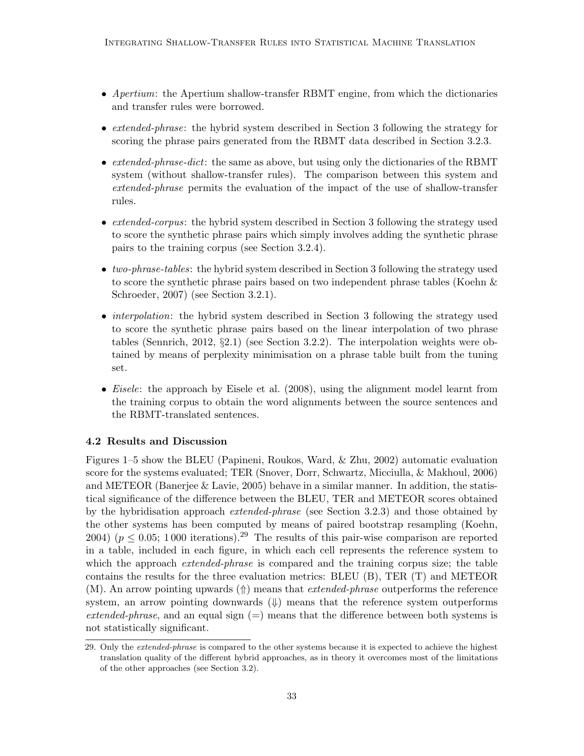- *Apertium*: the Apertium shallow-transfer RBMT engine, from which the dictionaries and transfer rules were borrowed.
- *extended-phrase*: the hybrid system described in Section 3 following the strategy for scoring the phrase pairs generated from the RBMT data described in Section 3.2.3.
- *extended-phrase-dict*: the same as above, but using only the dictionaries of the RBMT system (without shallow-transfer rules). The comparison between this system and *extended-phrase* permits the evaluation of the impact of the use of shallow-transfer rules.
- *extended-corpus*: the hybrid system described in Section 3 following the strategy used to score the synthetic phrase pairs which simply involves adding the synthetic phrase pairs to the training corpus (see Section 3.2.4).
- *two-phrase-tables*: the hybrid system described in Section 3 following the strategy used to score the synthetic phrase pairs based on two independent phrase tables (Koehn & Schroeder, 2007) (see Section 3.2.1).
- *interpolation*: the hybrid system described in Section 3 following the strategy used to score the synthetic phrase pairs based on the linear interpolation of two phrase tables (Sennrich, 2012, §2.1) (see Section 3.2.2). The interpolation weights were obtained by means of perplexity minimisation on a phrase table built from the tuning set.
- *Eisele*: the approach by Eisele et al. (2008), using the alignment model learnt from the training corpus to obtain the word alignments between the source sentences and the RBMT-translated sentences.

### 4.2 Results and Discussion

Figures 1–5 show the BLEU (Papineni, Roukos, Ward, & Zhu, 2002) automatic evaluation score for the systems evaluated; TER (Snover, Dorr, Schwartz, Micciulla, & Makhoul, 2006) and METEOR (Banerjee & Lavie, 2005) behave in a similar manner. In addition, the statistical significance of the difference between the BLEU, TER and METEOR scores obtained by the hybridisation approach *extended-phrase* (see Section 3.2.3) and those obtained by the other systems has been computed by means of paired bootstrap resampling (Koehn, 2004) ($p \leq 0.05$; 1 000 iterations).[29] The results of this pair-wise comparison are reported in a table, included in each figure, in which each cell represents the reference system to which the approach *extended-phrase* is compared and the training corpus size; the table contains the results for the three evaluation metrics: BLEU (B), TER (T) and METEOR (M). An arrow pointing upwards ($\Uparrow$) means that *extended-phrase* outperforms the reference system, an arrow pointing downwards ($\Downarrow$) means that the reference system outperforms *extended-phrase*, and an equal sign (=) means that the difference between both systems is not statistically significant.

29. Only the *extended-phrase* is compared to the other systems because it is expected to achieve the highest translation quality of the different hybrid approaches, as in theory it overcomes most of the limitations of the other approaches (see Section 3.2).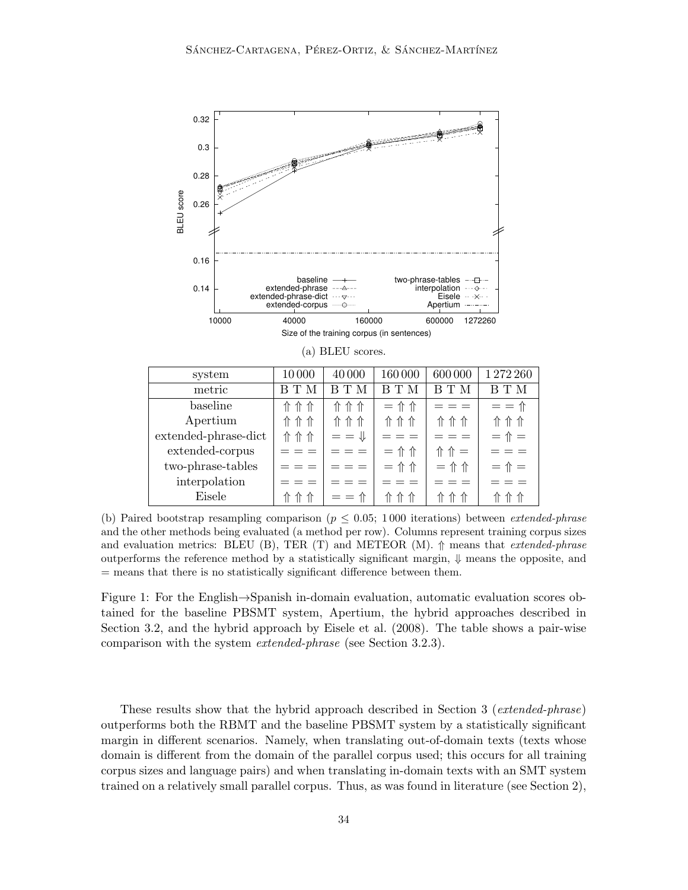(a) BLEU scores.

| system | 10 000 | 40 000 | 160 000 | 600 000 | 1 272 260 |
|---|---|---|---|---|---|
| metric | B T M | B T M | B T M | B T M | B T M |
| baseline | ⇑ ⇑ ⇑ | ⇑ ⇑ ⇑ | = ⇑ ⇑ | = = = | = = ⇑ |
| Apertium | ⇑ ⇑ ⇑ | ⇑ ⇑ ⇑ | ⇑ ⇑ ⇑ | ⇑ ⇑ ⇑ | ⇑ ⇑ ⇑ |
| extended-phrase-dict | ⇑ ⇑ ⇑ | = = ⇓ | = = = | = = = | = ⇑ = |
| extended-corpus | = = = | = = = | = ⇑ ⇑ | ⇑ ⇑ = | = = = |
| two-phrase-tables | = = = | = = = | = ⇑ ⇑ | = ⇑ ⇑ | = ⇑ = |
| interpolation | = = = | = = = | = = = | = = = | = = = |
| Eisele | ⇑ ⇑ ⇑ | = = ⇑ | ⇑ ⇑ ⇑ | ⇑ ⇑ ⇑ | ⇑ ⇑ ⇑ |

(b) Paired bootstrap resampling comparison ($p \leq 0.05$; 1 000 iterations) between *extended-phrase* and the other methods being evaluated (a method per row). Columns represent training corpus sizes and evaluation metrics: BLEU (B), TER (T) and METEOR (M). ⇑ means that *extended-phrase* outperforms the reference method by a statistically significant margin, ⇓ means the opposite, and = means that there is no statistically significant difference between them.

Figure 1: For the English→Spanish in-domain evaluation, automatic evaluation scores obtained for the baseline PBSMT system, Apertium, the hybrid approaches described in Section 3.2, and the hybrid approach by Eisele et al. (2008). The table shows a pair-wise comparison with the system *extended-phrase* (see Section 3.2.3).

These results show that the hybrid approach described in Section 3 (*extended-phrase*) outperforms both the RBMT and the baseline PBSMT system by a statistically significant margin in different scenarios. Namely, when translating out-of-domain texts (texts whose domain is different from the domain of the parallel corpus used; this occurs for all training corpus sizes and language pairs) and when translating in-domain texts with an SMT system trained on a relatively small parallel corpus. Thus, as was found in literature (see Section 2),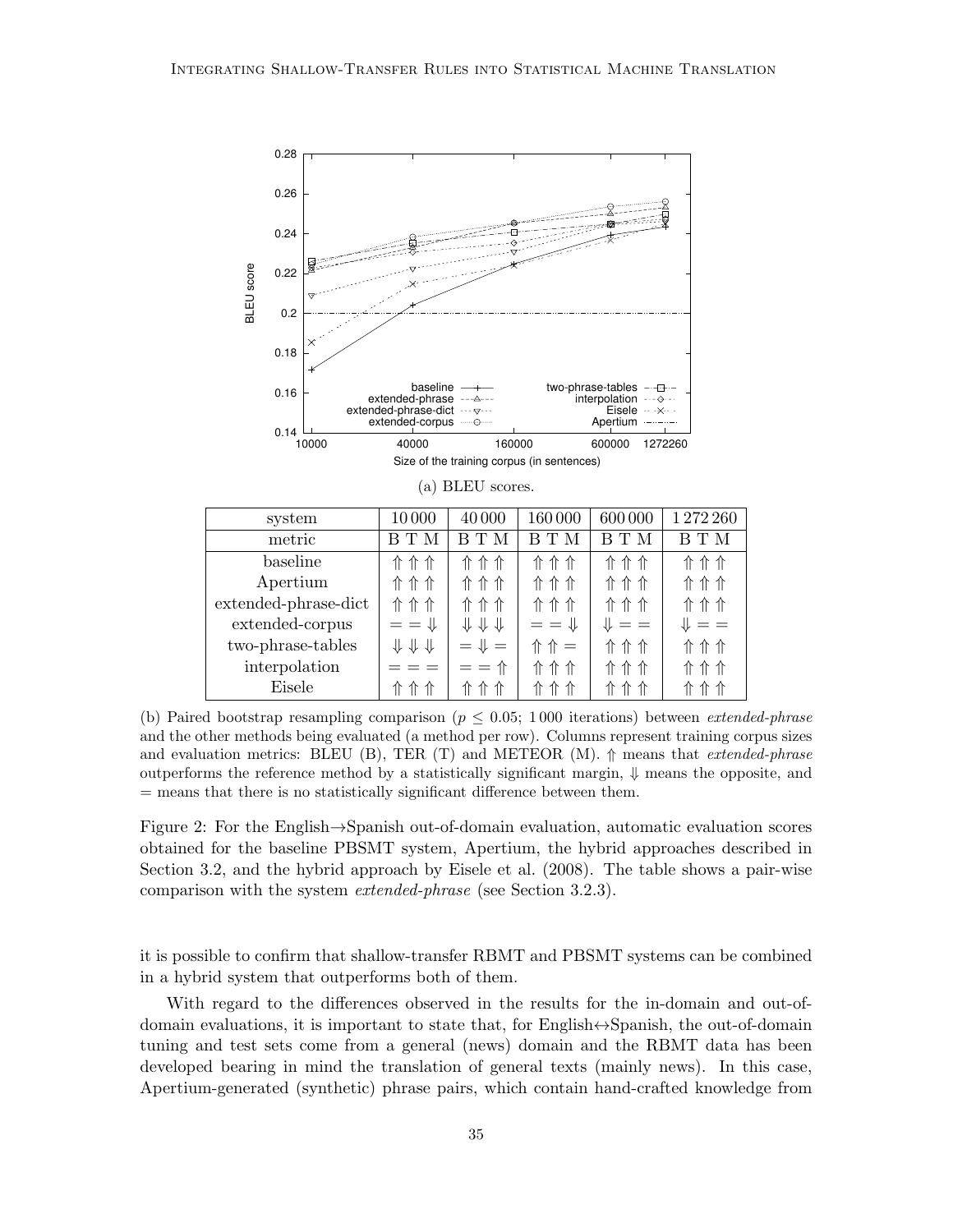(a) BLEU scores.

| system | 10 000 | 40 000 | 160 000 | 600 000 | 1 272 260 |
|---|---|---|---|---|---|
| metric | B T M | B T M | B T M | B T M | B T M |
| baseline | ⇑ ⇑ ⇑ | ⇑ ⇑ ⇑ | ⇑ ⇑ ⇑ | ⇑ ⇑ ⇑ | ⇑ ⇑ ⇑ |
| Apertium | ⇑ ⇑ ⇑ | ⇑ ⇑ ⇑ | ⇑ ⇑ ⇑ | ⇑ ⇑ ⇑ | ⇑ ⇑ ⇑ |
| extended-phrase-dict | ⇑ ⇑ ⇑ | ⇑ ⇑ ⇑ | ⇑ ⇑ ⇑ | ⇑ ⇑ ⇑ | ⇑ ⇑ ⇑ |
| extended-corpus | = = ⇓ | ⇓ ⇓ ⇓ | = = ⇓ | ⇓ = = | ⇓ = = |
| two-phrase-tables | ⇓ ⇓ ⇓ | = ⇓ = | ⇑ ⇑ = | ⇑ ⇑ ⇑ | ⇑ ⇑ ⇑ |
| interpolation | = = = | = = ⇑ | ⇑ ⇑ ⇑ | ⇑ ⇑ ⇑ | ⇑ ⇑ ⇑ |
| Eisele | ⇑ ⇑ ⇑ | ⇑ ⇑ ⇑ | ⇑ ⇑ ⇑ | ⇑ ⇑ ⇑ | ⇑ ⇑ ⇑ |

(b) Paired bootstrap resampling comparison ($p \leq 0.05$; 1 000 iterations) between *extended-phrase* and the other methods being evaluated (a method per row). Columns represent training corpus sizes and evaluation metrics: BLEU (B), TER (T) and METEOR (M). ⇑ means that *extended-phrase* outperforms the reference method by a statistically significant margin, ⇓ means the opposite, and = means that there is no statistically significant difference between them.

Figure 2: For the English→Spanish out-of-domain evaluation, automatic evaluation scores obtained for the baseline PBSMT system, Apertium, the hybrid approaches described in Section 3.2, and the hybrid approach by Eisele et al. (2008). The table shows a pair-wise comparison with the system *extended-phrase* (see Section 3.2.3).

it is possible to confirm that shallow-transfer RBMT and PBSMT systems can be combined in a hybrid system that outperforms both of them.

With regard to the differences observed in the results for the in-domain and out-of-domain evaluations, it is important to state that, for English↔Spanish, the out-of-domain tuning and test sets come from a general (news) domain and the RBMT data has been developed bearing in mind the translation of general texts (mainly news). In this case, Apertium-generated (synthetic) phrase pairs, which contain hand-crafted knowledge from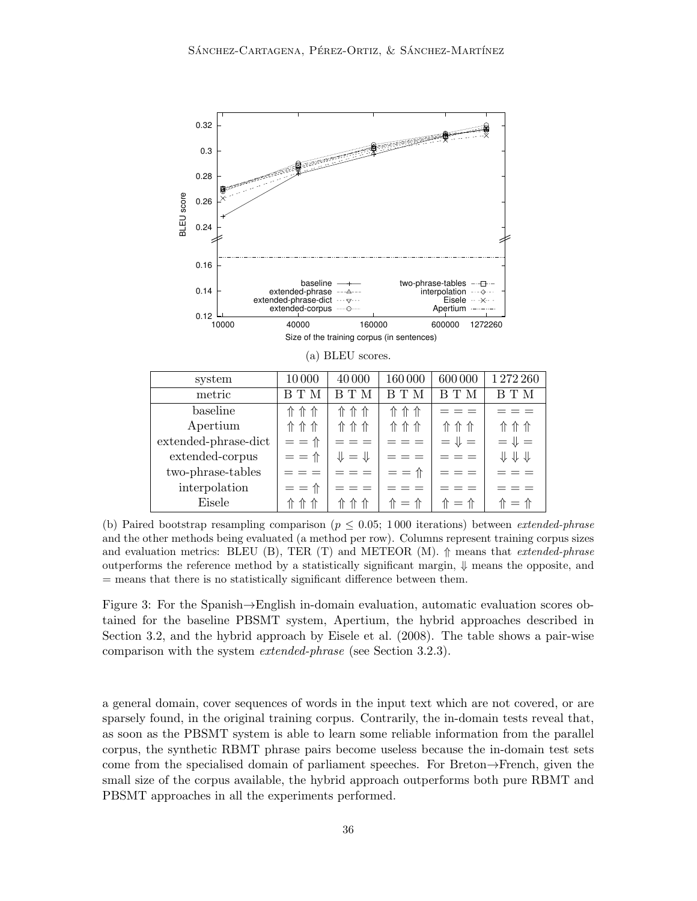(a) BLEU scores.

| system | 10 000 | 40 000 | 160 000 | 600 000 | 1 272 260 |
|---|---|---|---|---|---|
| metric | B T M | B T M | B T M | B T M | B T M |
| baseline | ⇑ ⇑ ⇑ | ⇑ ⇑ ⇑ | ⇑ ⇑ ⇑ | = = = | = = = |
| Apertium | ⇑ ⇑ ⇑ | ⇑ ⇑ ⇑ | ⇑ ⇑ ⇑ | ⇑ ⇑ ⇑ | ⇑ ⇑ ⇑ |
| extended-phrase-dict | = = ⇑ | = = = | = = = | = ⇓ = | = ⇓ = |
| extended-corpus | = = ⇑ | ⇓ = ⇓ | = = = | = = = | ⇓ ⇓ ⇓ |
| two-phrase-tables | = = = | = = = | = = ⇑ | = = = | = = = |
| interpolation | = = ⇑ | = = = | = = = | = = = | = = = |
| Eisele | ⇑ ⇑ ⇑ | ⇑ ⇑ ⇑ | ⇑ = ⇑ | ⇑ = ⇑ | ⇑ = ⇑ |

(b) Paired bootstrap resampling comparison ($p \leq 0.05$; 1 000 iterations) between *extended-phrase* and the other methods being evaluated (a method per row). Columns represent training corpus sizes and evaluation metrics: BLEU (B), TER (T) and METEOR (M). ⇑ means that *extended-phrase* outperforms the reference method by a statistically significant margin, ⇓ means the opposite, and = means that there is no statistically significant difference between them.

Figure 3: For the Spanish→English in-domain evaluation, automatic evaluation scores obtained for the baseline PBSMT system, Apertium, the hybrid approaches described in Section 3.2, and the hybrid approach by Eisele et al. (2008). The table shows a pair-wise comparison with the system *extended-phrase* (see Section 3.2.3).

a general domain, cover sequences of words in the input text which are not covered, or are sparsely found, in the original training corpus. Contrarily, the in-domain tests reveal that, as soon as the PBSMT system is able to learn some reliable information from the parallel corpus, the synthetic RBMT phrase pairs become useless because the in-domain test sets come from the specialised domain of parliament speeches. For Breton→French, given the small size of the corpus available, the hybrid approach outperforms both pure RBMT and PBSMT approaches in all the experiments performed.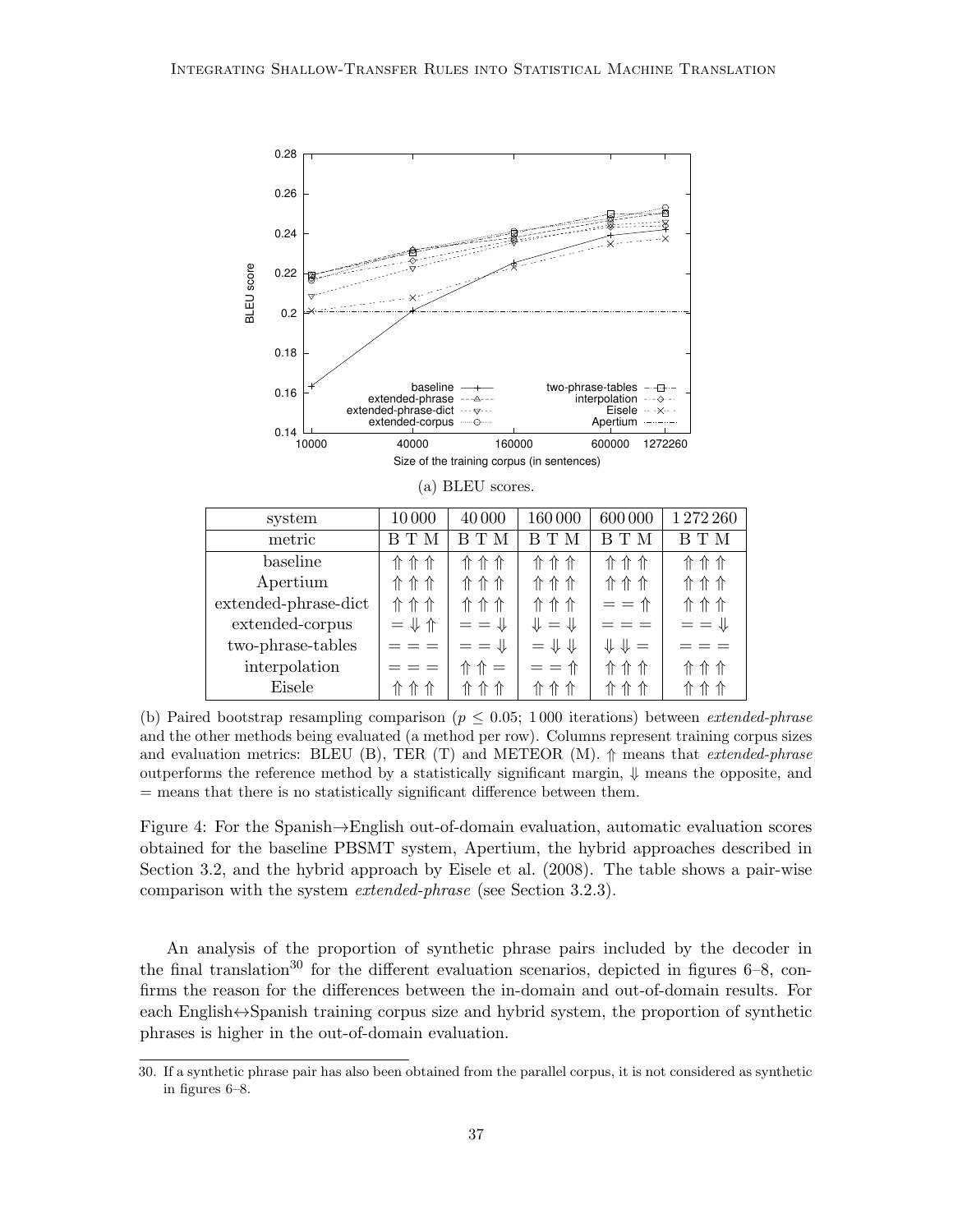(a) BLEU scores.

| system | 10 000 | 40 000 | 160 000 | 600 000 | 1 272 260 |
|---|---|---|---|---|---|
| metric | B T M | B T M | B T M | B T M | B T M |
| baseline | ⇑ ⇑ ⇑ | ⇑ ⇑ ⇑ | ⇑ ⇑ ⇑ | ⇑ ⇑ ⇑ | ⇑ ⇑ ⇑ |
| Apertium | ⇑ ⇑ ⇑ | ⇑ ⇑ ⇑ | ⇑ ⇑ ⇑ | ⇑ ⇑ ⇑ | ⇑ ⇑ ⇑ |
| extended-phrase-dict | ⇑ ⇑ ⇑ | ⇑ ⇑ ⇑ | ⇑ ⇑ ⇑ | = = ⇑ | ⇑ ⇑ ⇑ |
| extended-corpus | = ⇓ ⇑ | = = ⇓ | ⇓ = ⇓ | = = = | = = ⇓ |
| two-phrase-tables | = = = | = = ⇓ | = ⇓ ⇓ | ⇓ ⇓ = | = = = |
| interpolation | = = = | ⇑ ⇑ = | = = ⇑ | ⇑ ⇑ ⇑ | ⇑ ⇑ ⇑ |
| Eisele | ⇑ ⇑ ⇑ | ⇑ ⇑ ⇑ | ⇑ ⇑ ⇑ | ⇑ ⇑ ⇑ | ⇑ ⇑ ⇑ |

(b) Paired bootstrap resampling comparison ($p \leq 0.05$; 1 000 iterations) between *extended-phrase* and the other methods being evaluated (a method per row). Columns represent training corpus sizes and evaluation metrics: BLEU (B), TER (T) and METEOR (M). ⇑ means that *extended-phrase* outperforms the reference method by a statistically significant margin, ⇓ means the opposite, and = means that there is no statistically significant difference between them.

Figure 4: For the Spanish→English out-of-domain evaluation, automatic evaluation scores obtained for the baseline PBSMT system, Apertium, the hybrid approaches described in Section 3.2, and the hybrid approach by Eisele et al. (2008). The table shows a pair-wise comparison with the system *extended-phrase* (see Section 3.2.3).

An analysis of the proportion of synthetic phrase pairs included by the decoder in the final translation[30] for the different evaluation scenarios, depicted in figures 6–8, confirms the reason for the differences between the in-domain and out-of-domain results. For each English↔Spanish training corpus size and hybrid system, the proportion of synthetic phrases is higher in the out-of-domain evaluation.

30. If a synthetic phrase pair has also been obtained from the parallel corpus, it is not considered as synthetic in figures 6–8.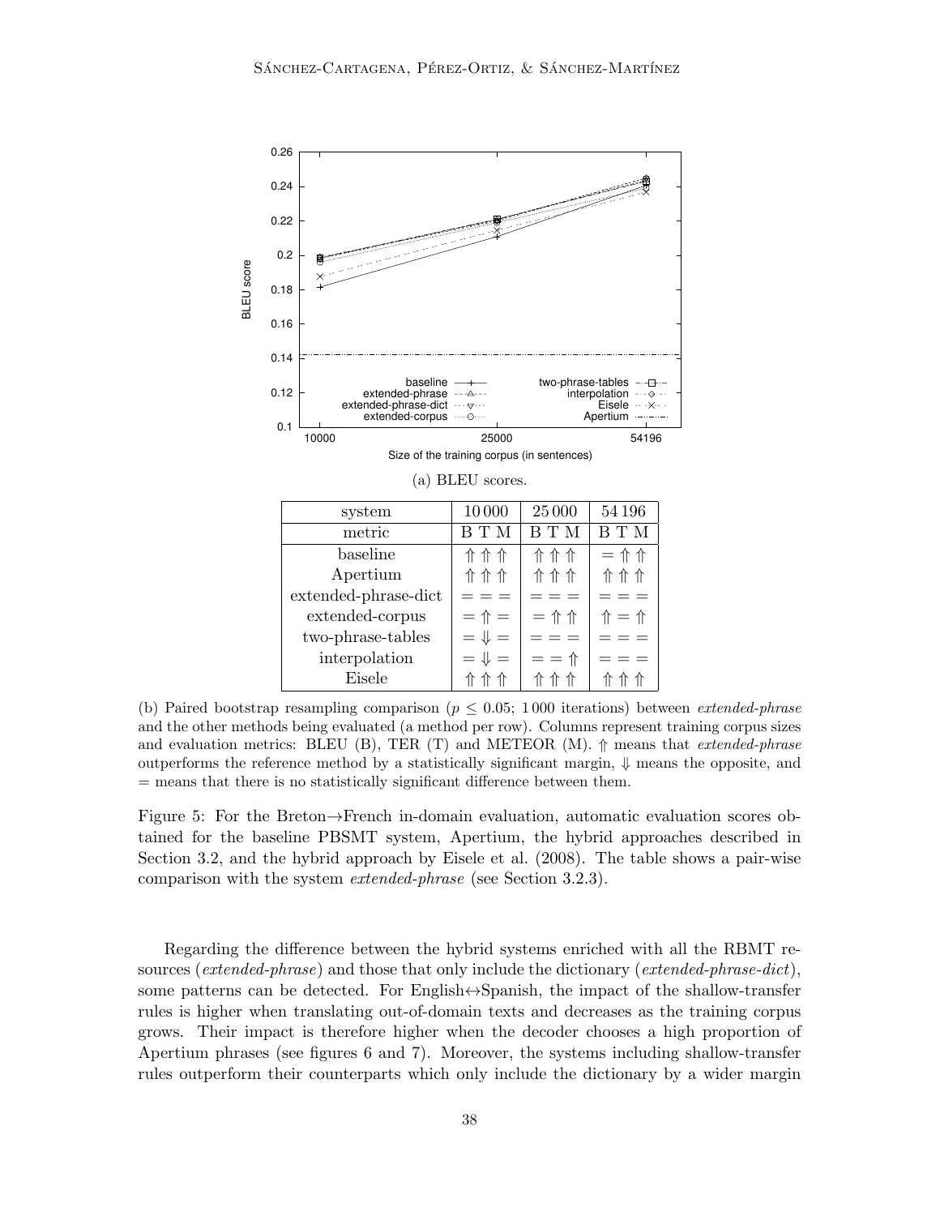(a) BLEU scores.

| system | 10 000 | 25 000 | 54 196 |
|---|---|---|---|
| metric | B T M | B T M | B T M |
| baseline | ⇑ ⇑ ⇑ | ⇑ ⇑ ⇑ | = ⇑ ⇑ |
| Apertium | ⇑ ⇑ ⇑ | ⇑ ⇑ ⇑ | ⇑ ⇑ ⇑ |
| extended-phrase-dict | = = = | = = = | = = = |
| extended-corpus | = ⇑ = | = ⇑ ⇑ | ⇑ = ⇑ |
| two-phrase-tables | = ⇓ = | = = = | = = = |
| interpolation | = ⇓ = | = = ⇑ | = = = |
| Eisele | ⇑ ⇑ ⇑ | ⇑ ⇑ ⇑ | ⇑ ⇑ ⇑ |

(b) Paired bootstrap resampling comparison ($p \leq 0.05$; 1 000 iterations) between *extended-phrase* and the other methods being evaluated (a method per row). Columns represent training corpus sizes and evaluation metrics: BLEU (B), TER (T) and METEOR (M). ⇑ means that *extended-phrase* outperforms the reference method by a statistically significant margin, ⇓ means the opposite, and = means that there is no statistically significant difference between them.

Figure 5: For the Breton→French in-domain evaluation, automatic evaluation scores obtained for the baseline PBSMT system, Apertium, the hybrid approaches described in Section 3.2, and the hybrid approach by Eisele et al. (2008). The table shows a pair-wise comparison with the system *extended-phrase* (see Section 3.2.3).

Regarding the difference between the hybrid systems enriched with all the RBMT resources (*extended-phrase*) and those that only include the dictionary (*extended-phrase-dict*), some patterns can be detected. For English↔Spanish, the impact of the shallow-transfer rules is higher when translating out-of-domain texts and decreases as the training corpus grows. Their impact is therefore higher when the decoder chooses a high proportion of Apertium phrases (see figures 6 and 7). Moreover, the systems including shallow-transfer rules outperform their counterparts which only include the dictionary by a wider margin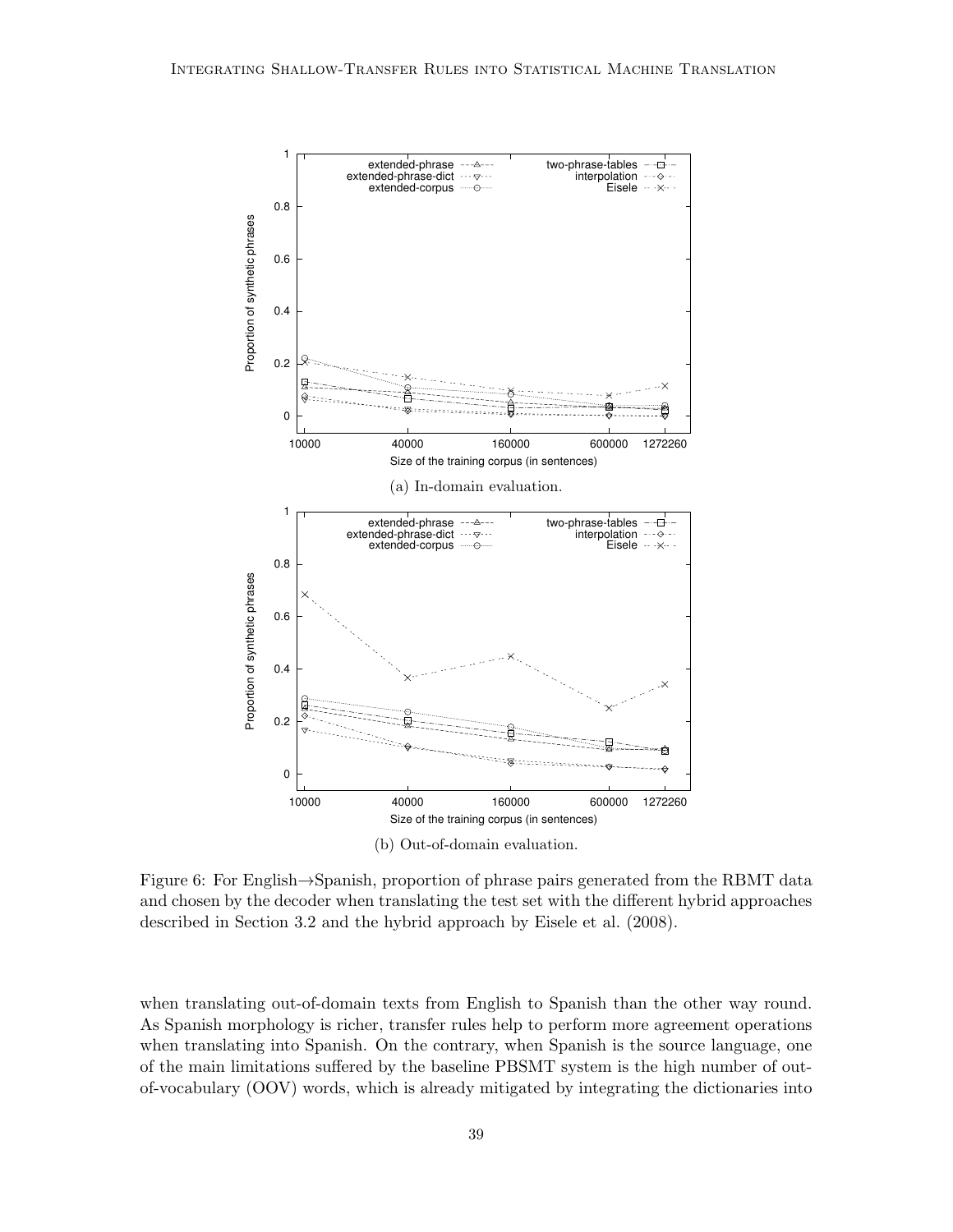(a) In-domain evaluation.

(b) Out-of-domain evaluation.

Figure 6: For English→Spanish, proportion of phrase pairs generated from the RBMT data and chosen by the decoder when translating the test set with the different hybrid approaches described in Section 3.2 and the hybrid approach by Eisele et al. (2008).

when translating out-of-domain texts from English to Spanish than the other way round. As Spanish morphology is richer, transfer rules help to perform more agreement operations when translating into Spanish. On the contrary, when Spanish is the source language, one of the main limitations suffered by the baseline PBSMT system is the high number of out-of-vocabulary (OOV) words, which is already mitigated by integrating the dictionaries into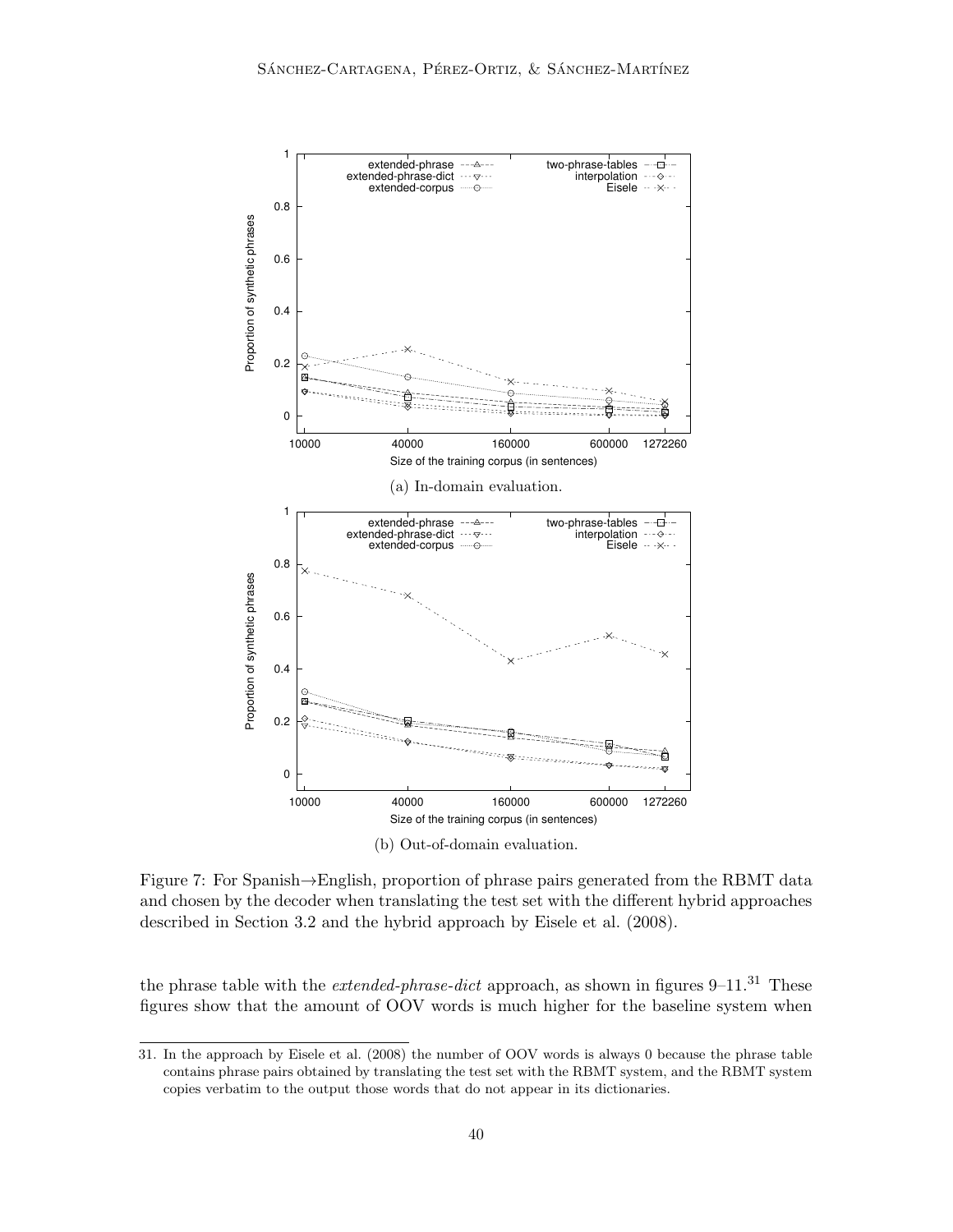(a) In-domain evaluation.

(b) Out-of-domain evaluation.

Figure 7: For Spanish→English, proportion of phrase pairs generated from the RBMT data and chosen by the decoder when translating the test set with the different hybrid approaches described in Section 3.2 and the hybrid approach by Eisele et al. (2008).

the phrase table with the *extended-phrase-dict* approach, as shown in figures 9–11.[31] These figures show that the amount of OOV words is much higher for the baseline system when

31. In the approach by Eisele et al. (2008) the number of OOV words is always 0 because the phrase table contains phrase pairs obtained by translating the test set with the RBMT system, and the RBMT system copies verbatim to the output those words that do not appear in its dictionaries.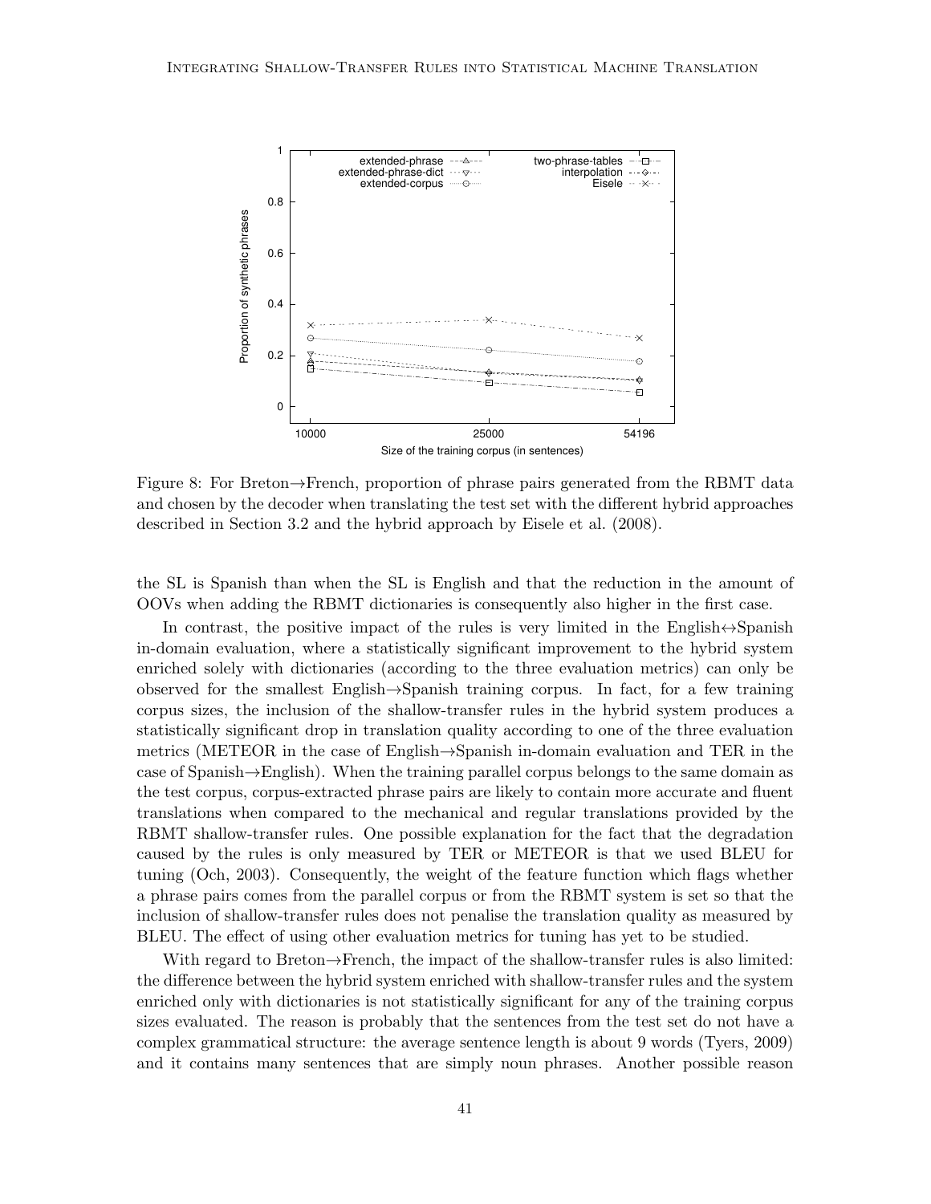Figure 8: For Breton→French, proportion of phrase pairs generated from the RBMT data and chosen by the decoder when translating the test set with the different hybrid approaches described in Section 3.2 and the hybrid approach by Eisele et al. (2008).

the SL is Spanish than when the SL is English and that the reduction in the amount of OOVs when adding the RBMT dictionaries is consequently also higher in the first case.

In contrast, the positive impact of the rules is very limited in the English↔Spanish in-domain evaluation, where a statistically significant improvement to the hybrid system enriched solely with dictionaries (according to the three evaluation metrics) can only be observed for the smallest English→Spanish training corpus. In fact, for a few training corpus sizes, the inclusion of the shallow-transfer rules in the hybrid system produces a statistically significant drop in translation quality according to one of the three evaluation metrics (METEOR in the case of English→Spanish in-domain evaluation and TER in the case of Spanish→English). When the training parallel corpus belongs to the same domain as the test corpus, corpus-extracted phrase pairs are likely to contain more accurate and fluent translations when compared to the mechanical and regular translations provided by the RBMT shallow-transfer rules. One possible explanation for the fact that the degradation caused by the rules is only measured by TER or METEOR is that we used BLEU for tuning (Och, 2003). Consequently, the weight of the feature function which flags whether a phrase pairs comes from the parallel corpus or from the RBMT system is set so that the inclusion of shallow-transfer rules does not penalise the translation quality as measured by BLEU. The effect of using other evaluation metrics for tuning has yet to be studied.

With regard to Breton→French, the impact of the shallow-transfer rules is also limited: the difference between the hybrid system enriched with shallow-transfer rules and the system enriched only with dictionaries is not statistically significant for any of the training corpus sizes evaluated. The reason is probably that the sentences from the test set do not have a complex grammatical structure: the average sentence length is about 9 words (Tyers, 2009) and it contains many sentences that are simply noun phrases. Another possible reason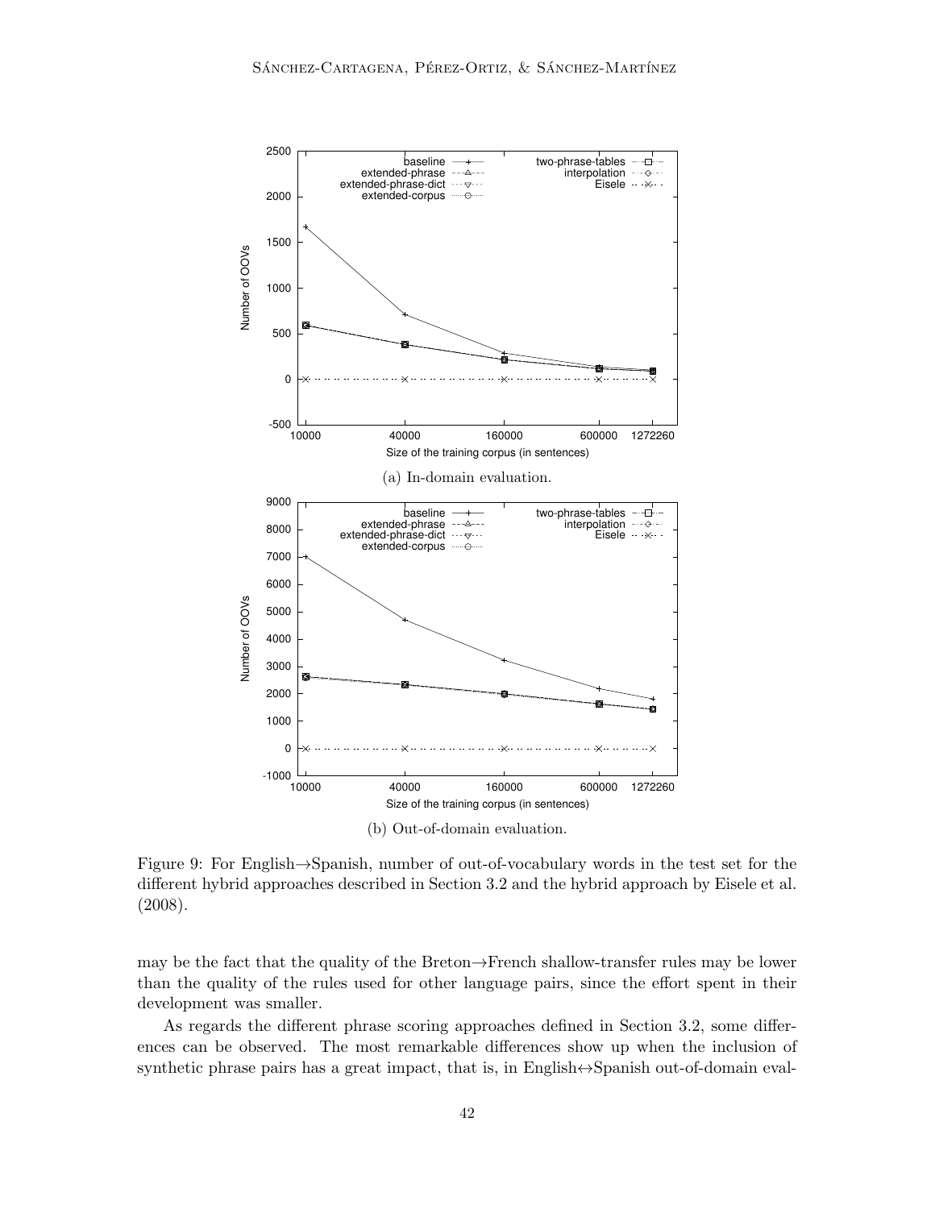(a) In-domain evaluation.

(b) Out-of-domain evaluation.

Figure 9: For English→Spanish, number of out-of-vocabulary words in the test set for the different hybrid approaches described in Section 3.2 and the hybrid approach by Eisele et al. (2008).

may be the fact that the quality of the Breton→French shallow-transfer rules may be lower than the quality of the rules used for other language pairs, since the effort spent in their development was smaller.

As regards the different phrase scoring approaches defined in Section 3.2, some differences can be observed. The most remarkable differences show up when the inclusion of synthetic phrase pairs has a great impact, that is, in English↔Spanish out-of-domain eval-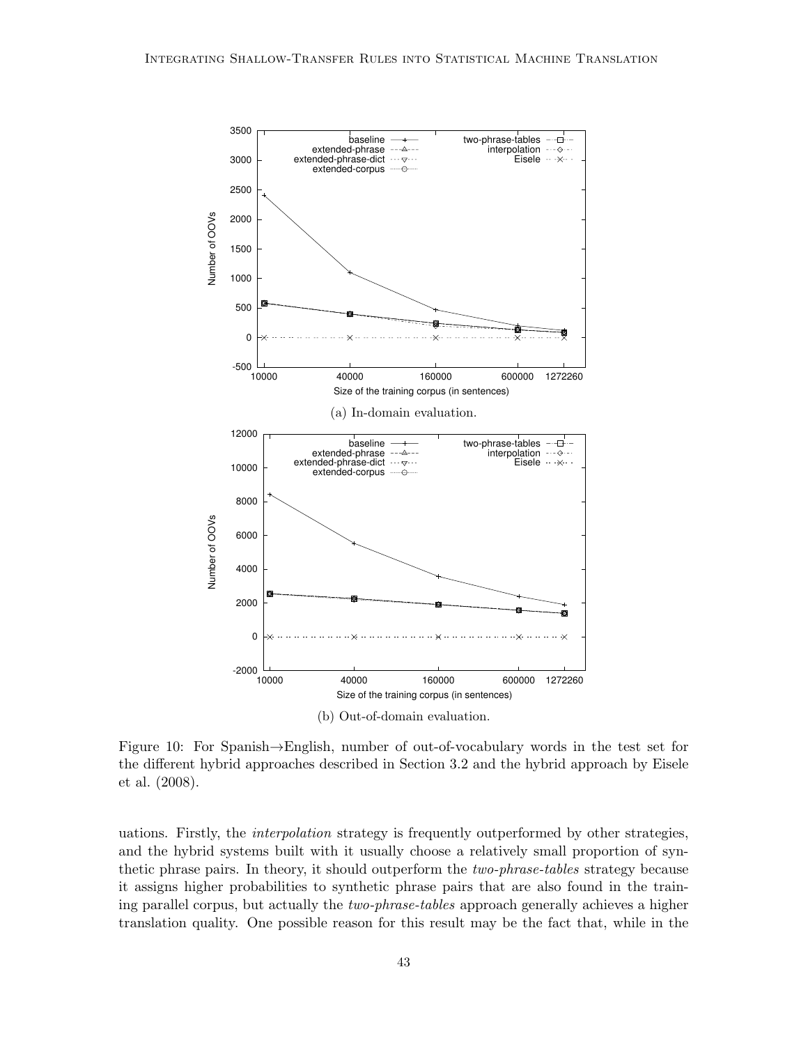(a) In-domain evaluation.

(b) Out-of-domain evaluation.

Figure 10: For Spanish→English, number of out-of-vocabulary words in the test set for the different hybrid approaches described in Section 3.2 and the hybrid approach by Eisele et al. (2008).

uations. Firstly, the *interpolation* strategy is frequently outperformed by other strategies, and the hybrid systems built with it usually choose a relatively small proportion of synthetic phrase pairs. In theory, it should outperform the *two-phrase-tables* strategy because it assigns higher probabilities to synthetic phrase pairs that are also found in the training parallel corpus, but actually the *two-phrase-tables* approach generally achieves a higher translation quality. One possible reason for this result may be the fact that, while in the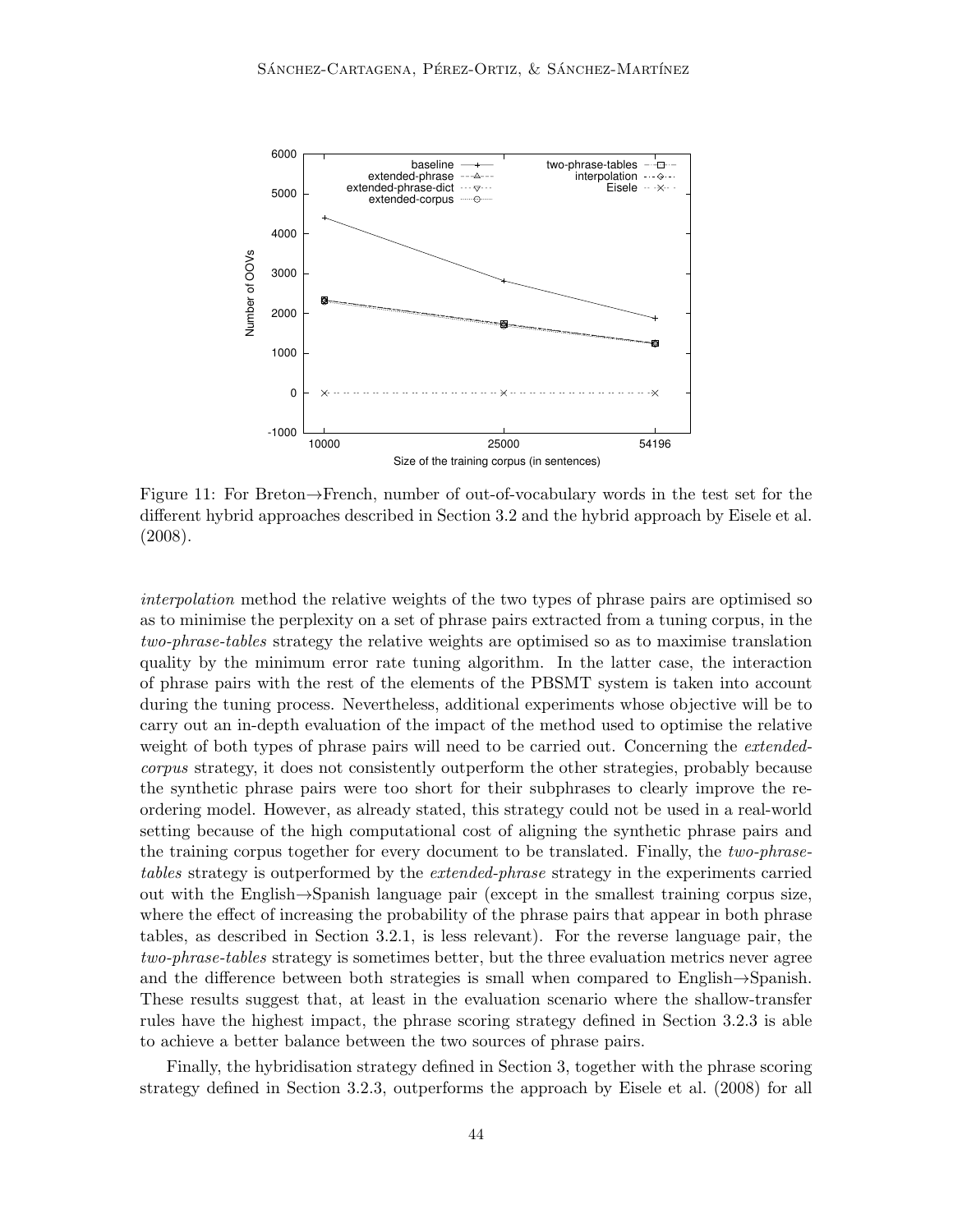Figure 11: For Breton→French, number of out-of-vocabulary words in the test set for the different hybrid approaches described in Section 3.2 and the hybrid approach by Eisele et al. (2008).

*interpolation* method the relative weights of the two types of phrase pairs are optimised so as to minimise the perplexity on a set of phrase pairs extracted from a tuning corpus, in the *two-phrase-tables* strategy the relative weights are optimised so as to maximise translation quality by the minimum error rate tuning algorithm. In the latter case, the interaction of phrase pairs with the rest of the elements of the PBSMT system is taken into account during the tuning process. Nevertheless, additional experiments whose objective will be to carry out an in-depth evaluation of the impact of the method used to optimise the relative weight of both types of phrase pairs will need to be carried out. Concerning the *extended-corpus* strategy, it does not consistently outperform the other strategies, probably because the synthetic phrase pairs were too short for their subphrases to clearly improve the reordering model. However, as already stated, this strategy could not be used in a real-world setting because of the high computational cost of aligning the synthetic phrase pairs and the training corpus together for every document to be translated. Finally, the *two-phrase-tables* strategy is outperformed by the *extended-phrase* strategy in the experiments carried out with the English→Spanish language pair (except in the smallest training corpus size, where the effect of increasing the probability of the phrase pairs that appear in both phrase tables, as described in Section 3.2.1, is less relevant). For the reverse language pair, the *two-phrase-tables* strategy is sometimes better, but the three evaluation metrics never agree and the difference between both strategies is small when compared to English→Spanish. These results suggest that, at least in the evaluation scenario where the shallow-transfer rules have the highest impact, the phrase scoring strategy defined in Section 3.2.3 is able to achieve a better balance between the two sources of phrase pairs.

Finally, the hybridisation strategy defined in Section 3, together with the phrase scoring strategy defined in Section 3.2.3, outperforms the approach by Eisele et al. (2008) for all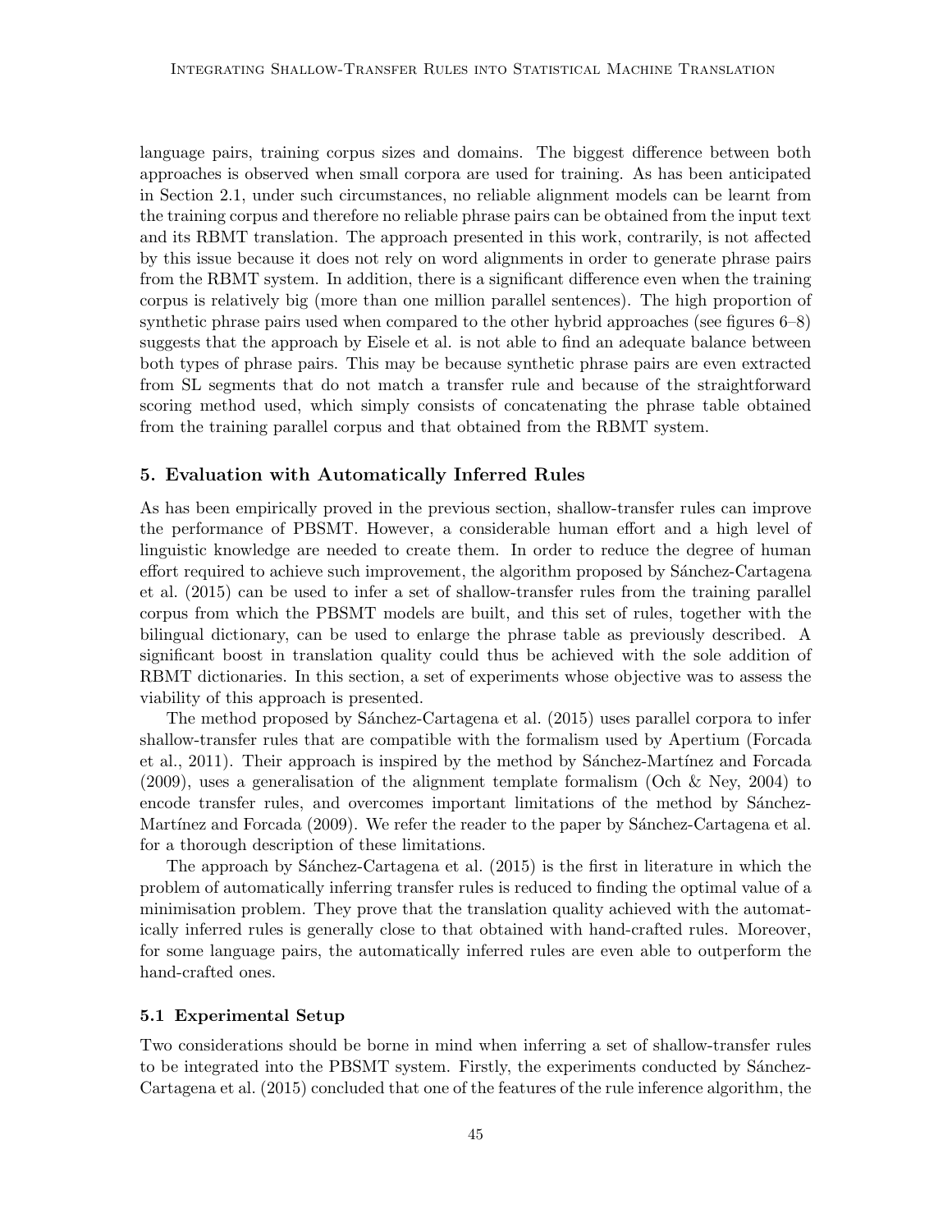language pairs, training corpus sizes and domains. The biggest difference between both approaches is observed when small corpora are used for training. As has been anticipated in Section 2.1, under such circumstances, no reliable alignment models can be learnt from the training corpus and therefore no reliable phrase pairs can be obtained from the input text and its RBMT translation. The approach presented in this work, contrarily, is not affected by this issue because it does not rely on word alignments in order to generate phrase pairs from the RBMT system. In addition, there is a significant difference even when the training corpus is relatively big (more than one million parallel sentences). The high proportion of synthetic phrase pairs used when compared to the other hybrid approaches (see figures 6–8) suggests that the approach by Eisele et al. is not able to find an adequate balance between both types of phrase pairs. This may be because synthetic phrase pairs are even extracted from SL segments that do not match a transfer rule and because of the straightforward scoring method used, which simply consists of concatenating the phrase table obtained from the training parallel corpus and that obtained from the RBMT system.

## 5. Evaluation with Automatically Inferred Rules

As has been empirically proved in the previous section, shallow-transfer rules can improve the performance of PBSMT. However, a considerable human effort and a high level of linguistic knowledge are needed to create them. In order to reduce the degree of human effort required to achieve such improvement, the algorithm proposed by Sánchez-Cartagena et al. (2015) can be used to infer a set of shallow-transfer rules from the training parallel corpus from which the PBSMT models are built, and this set of rules, together with the bilingual dictionary, can be used to enlarge the phrase table as previously described. A significant boost in translation quality could thus be achieved with the sole addition of RBMT dictionaries. In this section, a set of experiments whose objective was to assess the viability of this approach is presented.

The method proposed by Sánchez-Cartagena et al. (2015) uses parallel corpora to infer shallow-transfer rules that are compatible with the formalism used by Apertium (Forcada et al., 2011). Their approach is inspired by the method by Sánchez-Martínez and Forcada (2009), uses a generalisation of the alignment template formalism (Och & Ney, 2004) to encode transfer rules, and overcomes important limitations of the method by Sánchez-Martínez and Forcada (2009). We refer the reader to the paper by Sánchez-Cartagena et al. for a thorough description of these limitations.

The approach by Sánchez-Cartagena et al. (2015) is the first in literature in which the problem of automatically inferring transfer rules is reduced to finding the optimal value of a minimisation problem. They prove that the translation quality achieved with the automatically inferred rules is generally close to that obtained with hand-crafted rules. Moreover, for some language pairs, the automatically inferred rules are even able to outperform the hand-crafted ones.

### 5.1 Experimental Setup

Two considerations should be borne in mind when inferring a set of shallow-transfer rules to be integrated into the PBSMT system. Firstly, the experiments conducted by Sánchez-Cartagena et al. (2015) concluded that one of the features of the rule inference algorithm, the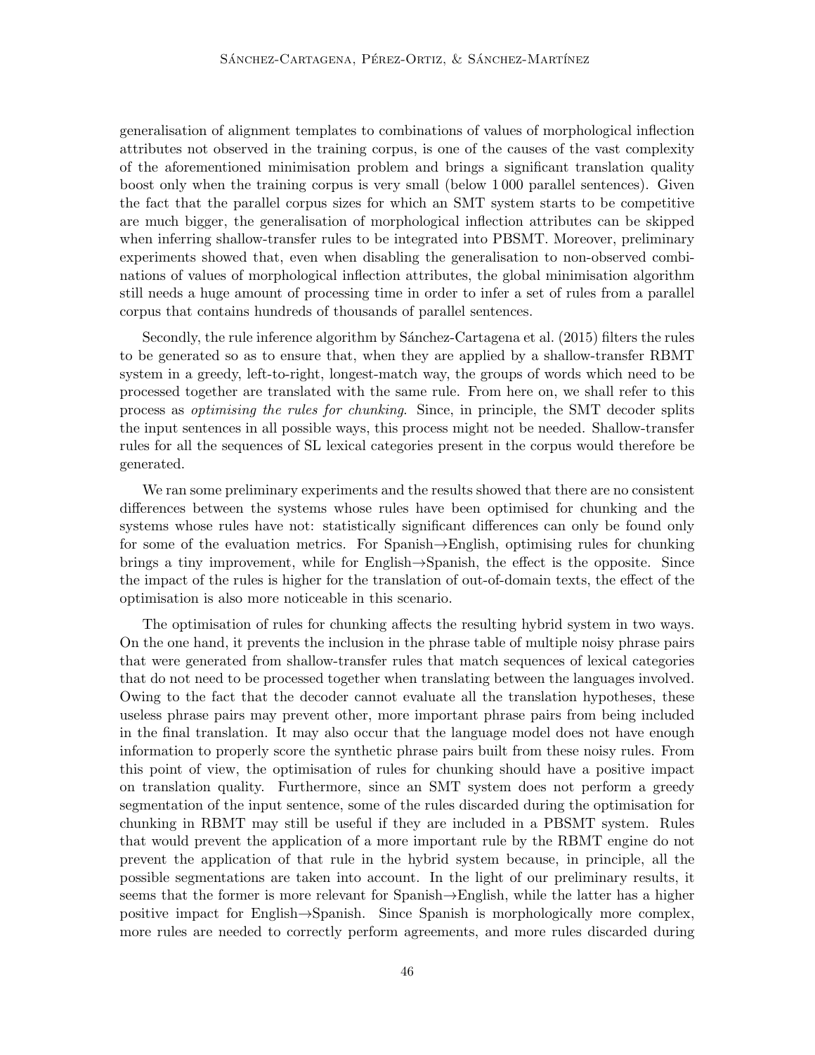generalisation of alignment templates to combinations of values of morphological inflection attributes not observed in the training corpus, is one of the causes of the vast complexity of the aforementioned minimisation problem and brings a significant translation quality boost only when the training corpus is very small (below 1 000 parallel sentences). Given the fact that the parallel corpus sizes for which an SMT system starts to be competitive are much bigger, the generalisation of morphological inflection attributes can be skipped when inferring shallow-transfer rules to be integrated into PBSMT. Moreover, preliminary experiments showed that, even when disabling the generalisation to non-observed combinations of values of morphological inflection attributes, the global minimisation algorithm still needs a huge amount of processing time in order to infer a set of rules from a parallel corpus that contains hundreds of thousands of parallel sentences.

Secondly, the rule inference algorithm by Sánchez-Cartagena et al. (2015) filters the rules to be generated so as to ensure that, when they are applied by a shallow-transfer RBMT system in a greedy, left-to-right, longest-match way, the groups of words which need to be processed together are translated with the same rule. From here on, we shall refer to this process as *optimising the rules for chunking*. Since, in principle, the SMT decoder splits the input sentences in all possible ways, this process might not be needed. Shallow-transfer rules for all the sequences of SL lexical categories present in the corpus would therefore be generated.

We ran some preliminary experiments and the results showed that there are no consistent differences between the systems whose rules have been optimised for chunking and the systems whose rules have not: statistically significant differences can only be found only for some of the evaluation metrics. For Spanish→English, optimising rules for chunking brings a tiny improvement, while for English→Spanish, the effect is the opposite. Since the impact of the rules is higher for the translation of out-of-domain texts, the effect of the optimisation is also more noticeable in this scenario.

The optimisation of rules for chunking affects the resulting hybrid system in two ways. On the one hand, it prevents the inclusion in the phrase table of multiple noisy phrase pairs that were generated from shallow-transfer rules that match sequences of lexical categories that do not need to be processed together when translating between the languages involved. Owing to the fact that the decoder cannot evaluate all the translation hypotheses, these useless phrase pairs may prevent other, more important phrase pairs from being included in the final translation. It may also occur that the language model does not have enough information to properly score the synthetic phrase pairs built from these noisy rules. From this point of view, the optimisation of rules for chunking should have a positive impact on translation quality. Furthermore, since an SMT system does not perform a greedy segmentation of the input sentence, some of the rules discarded during the optimisation for chunking in RBMT may still be useful if they are included in a PBSMT system. Rules that would prevent the application of a more important rule by the RBMT engine do not prevent the application of that rule in the hybrid system because, in principle, all the possible segmentations are taken into account. In the light of our preliminary results, it seems that the former is more relevant for Spanish→English, while the latter has a higher positive impact for English→Spanish. Since Spanish is morphologically more complex, more rules are needed to correctly perform agreements, and more rules discarded during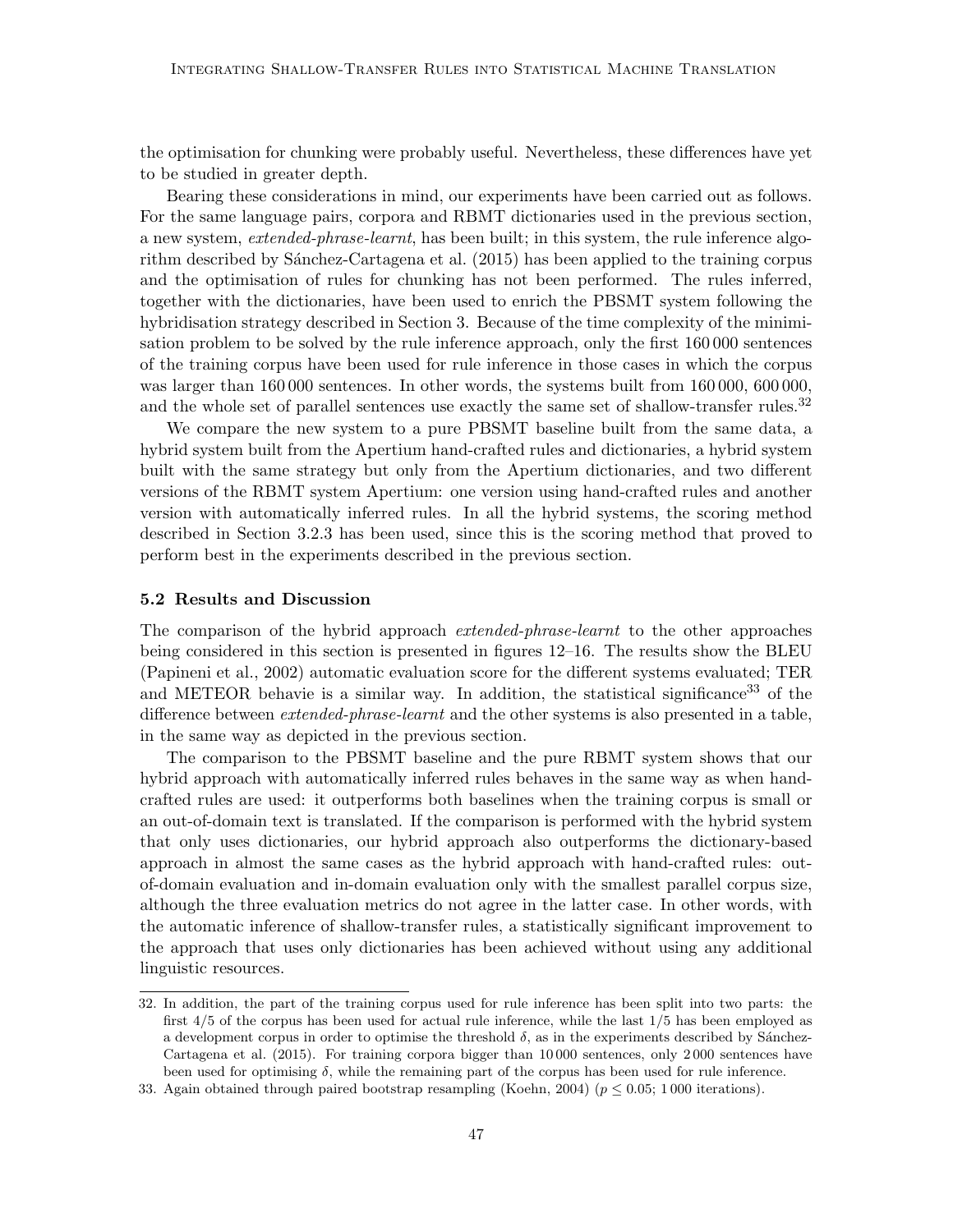the optimisation for chunking were probably useful. Nevertheless, these differences have yet to be studied in greater depth.

Bearing these considerations in mind, our experiments have been carried out as follows. For the same language pairs, corpora and RBMT dictionaries used in the previous section, a new system, *extended-phrase-learnt*, has been built; in this system, the rule inference algorithm described by Sánchez-Cartagena et al. (2015) has been applied to the training corpus and the optimisation of rules for chunking has not been performed. The rules inferred, together with the dictionaries, have been used to enrich the PBSMT system following the hybridisation strategy described in Section 3. Because of the time complexity of the minimisation problem to be solved by the rule inference approach, only the first 160 000 sentences of the training corpus have been used for rule inference in those cases in which the corpus was larger than 160 000 sentences. In other words, the systems built from 160 000, 600 000, and the whole set of parallel sentences use exactly the same set of shallow-transfer rules.[32]

We compare the new system to a pure PBSMT baseline built from the same data, a hybrid system built from the Apertium hand-crafted rules and dictionaries, a hybrid system built with the same strategy but only from the Apertium dictionaries, and two different versions of the RBMT system Apertium: one version using hand-crafted rules and another version with automatically inferred rules. In all the hybrid systems, the scoring method described in Section 3.2.3 has been used, since this is the scoring method that proved to perform best in the experiments described in the previous section.

### 5.2 Results and Discussion

The comparison of the hybrid approach *extended-phrase-learnt* to the other approaches being considered in this section is presented in figures 12–16. The results show the BLEU (Papineni et al., 2002) automatic evaluation score for the different systems evaluated; TER and METEOR behavie is a similar way. In addition, the statistical significance[33] of the difference between *extended-phrase-learnt* and the other systems is also presented in a table, in the same way as depicted in the previous section.

The comparison to the PBSMT baseline and the pure RBMT system shows that our hybrid approach with automatically inferred rules behaves in the same way as when hand-crafted rules are used: it outperforms both baselines when the training corpus is small or an out-of-domain text is translated. If the comparison is performed with the hybrid system that only uses dictionaries, our hybrid approach also outperforms the dictionary-based approach in almost the same cases as the hybrid approach with hand-crafted rules: out-of-domain evaluation and in-domain evaluation only with the smallest parallel corpus size, although the three evaluation metrics do not agree in the latter case. In other words, with the automatic inference of shallow-transfer rules, a statistically significant improvement to the approach that uses only dictionaries has been achieved without using any additional linguistic resources.

32. In addition, the part of the training corpus used for rule inference has been split into two parts: the first 4/5 of the corpus has been used for actual rule inference, while the last 1/5 has been employed as a development corpus in order to optimise the threshold $\delta$, as in the experiments described by Sánchez-Cartagena et al. (2015). For training corpora bigger than 10 000 sentences, only 2 000 sentences have been used for optimising $\delta$, while the remaining part of the corpus has been used for rule inference.

33. Again obtained through paired bootstrap resampling (Koehn, 2004) ($p \leq 0.05$; 1 000 iterations).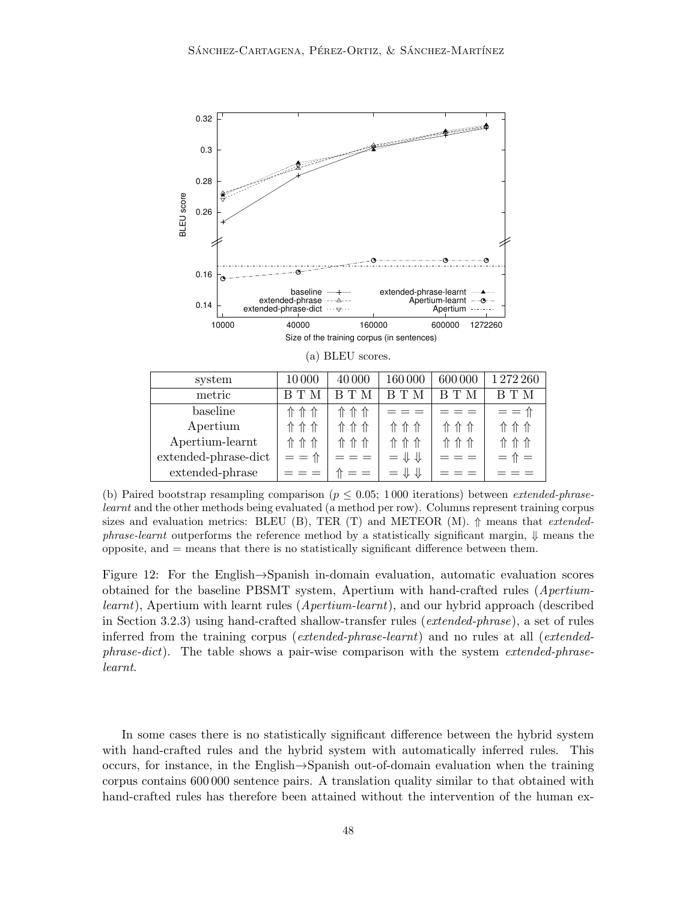(a) BLEU scores.

| system | 10 000 | 40 000 | 160 000 | 600 000 | 1 272 260 |
|---|---|---|---|---|---|
| metric | B T M | B T M | B T M | B T M | B T M |
| baseline | ⇑ ⇑ ⇑ | ⇑ ⇑ ⇑ | = = = | = = = | = = ⇑ |
| Apertium | ⇑ ⇑ ⇑ | ⇑ ⇑ ⇑ | ⇑ ⇑ ⇑ | ⇑ ⇑ ⇑ | ⇑ ⇑ ⇑ |
| Apertium-learnt | ⇑ ⇑ ⇑ | ⇑ ⇑ ⇑ | ⇑ ⇑ ⇑ | ⇑ ⇑ ⇑ | ⇑ ⇑ ⇑ |
| extended-phrase-dict | = = ⇑ | = = = | = ⇓ ⇓ | = = = | = ⇑ = |
| extended-phrase | = = = | ⇑ = = | = ⇓ ⇓ | = = = | = = = |

(b) Paired bootstrap resampling comparison ($p \leq 0.05$; 1 000 iterations) between *extended-phrase-learnt* and the other methods being evaluated (a method per row). Columns represent training corpus sizes and evaluation metrics: BLEU (B), TER (T) and METEOR (M). ⇑ means that *extended-phrase-learnt* outperforms the reference method by a statistically significant margin, ⇓ means the opposite, and = means that there is no statistically significant difference between them.

Figure 12: For the English→Spanish in-domain evaluation, automatic evaluation scores obtained for the baseline PBSMT system, Apertium with hand-crafted rules (*Apertium-learnt*), Apertium with learnt rules (*Apertium-learnt*), and our hybrid approach (described in Section 3.2.3) using hand-crafted shallow-transfer rules (*extended-phrase*), a set of rules inferred from the training corpus (*extended-phrase-learnt*) and no rules at all (*extended-phrase-dict*). The table shows a pair-wise comparison with the system *extended-phrase-learnt*.

In some cases there is no statistically significant difference between the hybrid system with hand-crafted rules and the hybrid system with automatically inferred rules. This occurs, for instance, in the English→Spanish out-of-domain evaluation when the training corpus contains 600 000 sentence pairs. A translation quality similar to that obtained with hand-crafted rules has therefore been attained without the intervention of the human ex-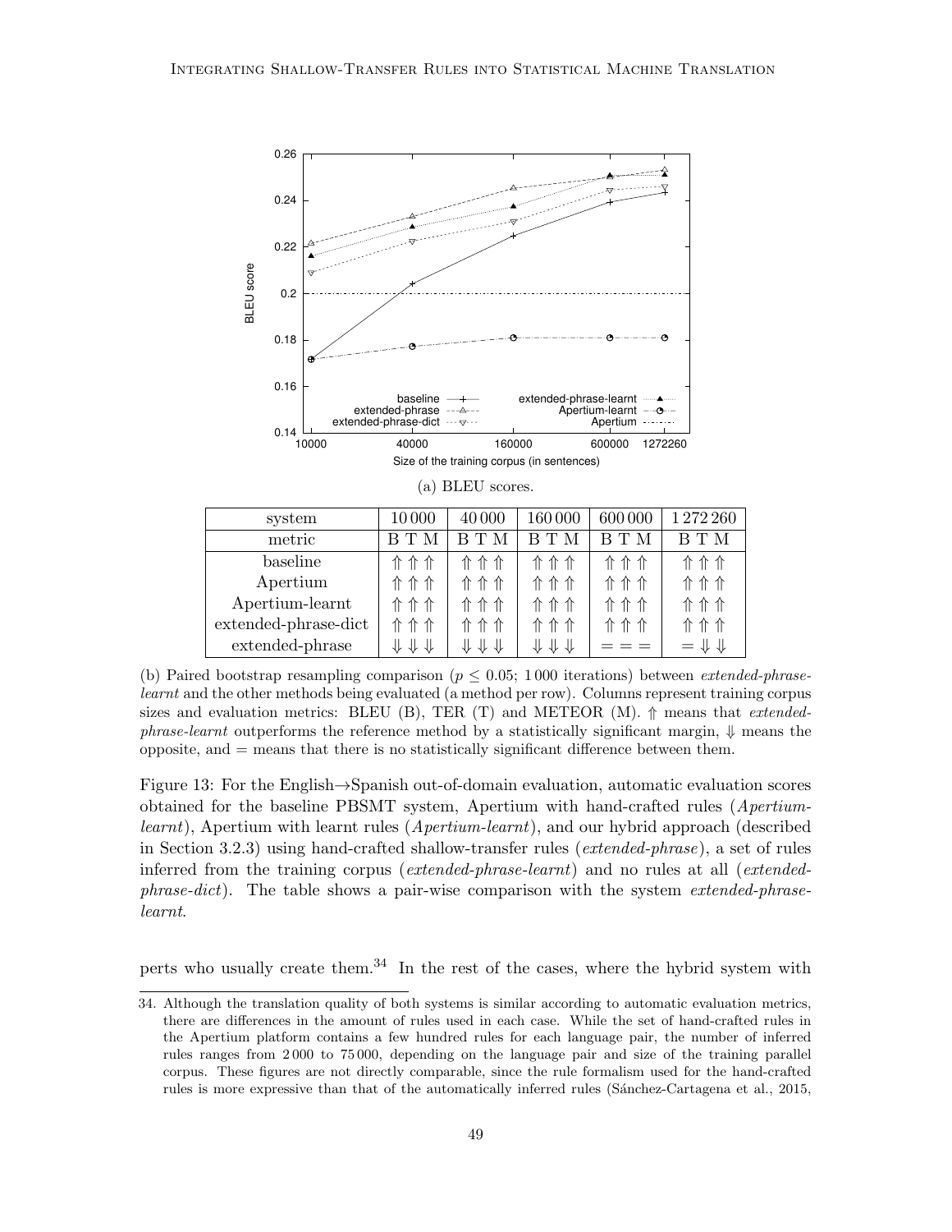(a) BLEU scores.

| system | 10 000 | 40 000 | 160 000 | 600 000 | 1 272 260 |
|---|---|---|---|---|---|
| metric | B T M | B T M | B T M | B T M | B T M |
| baseline | ⇑ ⇑ ⇑ | ⇑ ⇑ ⇑ | ⇑ ⇑ ⇑ | ⇑ ⇑ ⇑ | ⇑ ⇑ ⇑ |
| Apertium | ⇑ ⇑ ⇑ | ⇑ ⇑ ⇑ | ⇑ ⇑ ⇑ | ⇑ ⇑ ⇑ | ⇑ ⇑ ⇑ |
| Apertium-learnt | ⇑ ⇑ ⇑ | ⇑ ⇑ ⇑ | ⇑ ⇑ ⇑ | ⇑ ⇑ ⇑ | ⇑ ⇑ ⇑ |
| extended-phrase-dict | ⇑ ⇑ ⇑ | ⇑ ⇑ ⇑ | ⇑ ⇑ ⇑ | ⇑ ⇑ ⇑ | ⇑ ⇑ ⇑ |
| extended-phrase | ⇓ ⇓ ⇓ | ⇓ ⇓ ⇓ | ⇓ ⇓ ⇓ | = = = | = ⇓ ⇓ |

(b) Paired bootstrap resampling comparison ($p \leq 0.05$; 1 000 iterations) between *extended-phrase-learnt* and the other methods being evaluated (a method per row). Columns represent training corpus sizes and evaluation metrics: BLEU (B), TER (T) and METEOR (M). ⇑ means that *extended-phrase-learnt* outperforms the reference method by a statistically significant margin, ⇓ means the opposite, and = means that there is no statistically significant difference between them.

Figure 13: For the English→Spanish out-of-domain evaluation, automatic evaluation scores obtained for the baseline PBSMT system, Apertium with hand-crafted rules (*Apertium-learnt*), Apertium with learnt rules (*Apertium-learnt*), and our hybrid approach (described in Section 3.2.3) using hand-crafted shallow-transfer rules (*extended-phrase*), a set of rules inferred from the training corpus (*extended-phrase-learnt*) and no rules at all (*extended-phrase-dict*). The table shows a pair-wise comparison with the system *extended-phrase-learnt*.

perts who usually create them.[34] In the rest of the cases, where the hybrid system with

34. Although the translation quality of both systems is similar according to automatic evaluation metrics, there are differences in the amount of rules used in each case. While the set of hand-crafted rules in the Apertium platform contains a few hundred rules for each language pair, the number of inferred rules ranges from 2 000 to 75 000, depending on the language pair and size of the training parallel corpus. These figures are not directly comparable, since the rule formalism used for the hand-crafted rules is more expressive than that of the automatically inferred rules (Sánchez-Cartagena et al., 2015,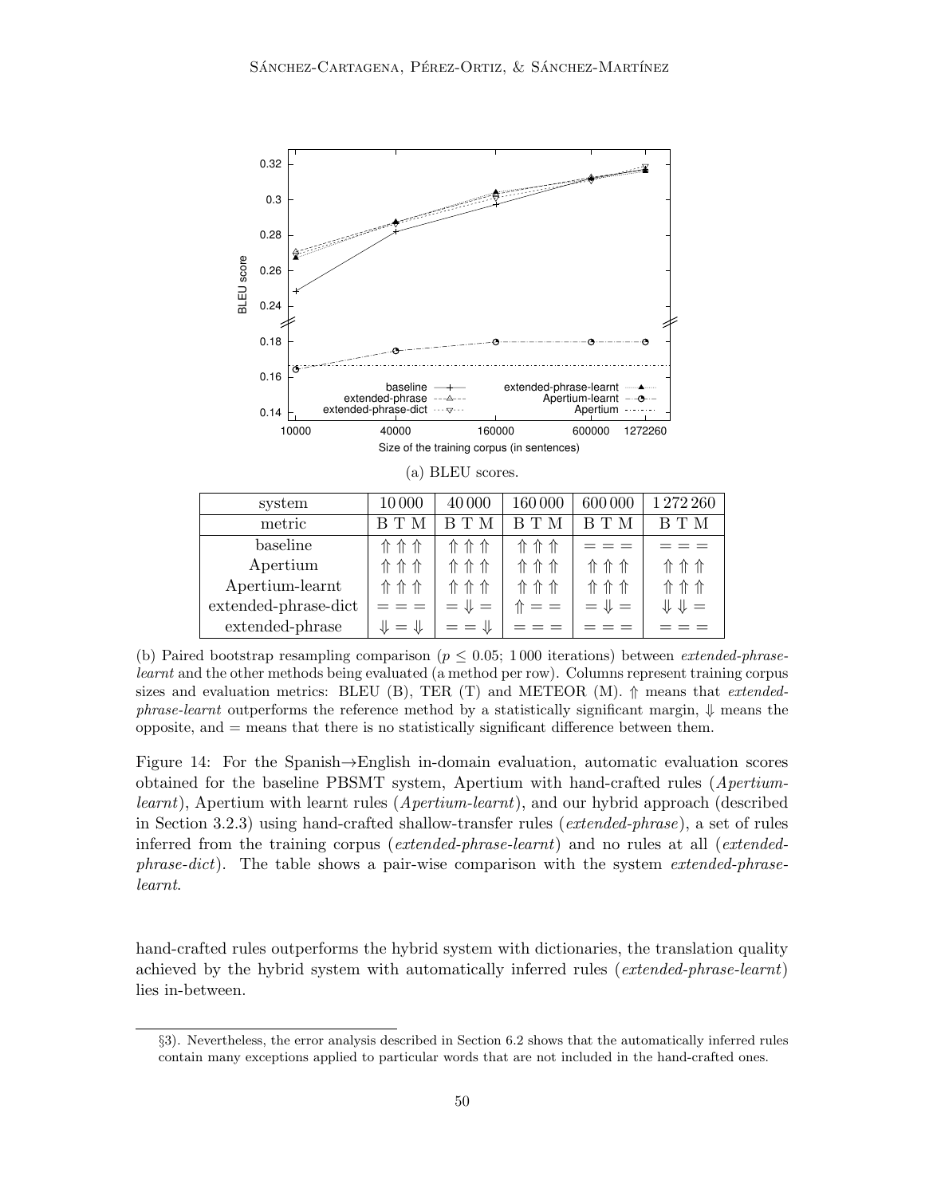(a) BLEU scores.

| system | 10 000 | 40 000 | 160 000 | 600 000 | 1 272 260 |
|---|---|---|---|---|---|
| metric | B T M | B T M | B T M | B T M | B T M |
| baseline | ⇑ ⇑ ⇑ | ⇑ ⇑ ⇑ | ⇑ ⇑ ⇑ | = = = | = = = |
| Apertium | ⇑ ⇑ ⇑ | ⇑ ⇑ ⇑ | ⇑ ⇑ ⇑ | ⇑ ⇑ ⇑ | ⇑ ⇑ ⇑ |
| Apertium-learnt | ⇑ ⇑ ⇑ | ⇑ ⇑ ⇑ | ⇑ ⇑ ⇑ | ⇑ ⇑ ⇑ | ⇑ ⇑ ⇑ |
| extended-phrase-dict | = = = | = ⇓ = | ⇑ = = | = ⇓ = | ⇓ ⇓ = |
| extended-phrase | ⇓ = ⇓ | = = ⇓ | = = = | = = = | = = = |

(b) Paired bootstrap resampling comparison ($p \leq 0.05$; 1 000 iterations) between *extended-phrase-learnt* and the other methods being evaluated (a method per row). Columns represent training corpus sizes and evaluation metrics: BLEU (B), TER (T) and METEOR (M). ⇑ means that *extended-phrase-learnt* outperforms the reference method by a statistically significant margin, ⇓ means the opposite, and = means that there is no statistically significant difference between them.

Figure 14: For the Spanish→English in-domain evaluation, automatic evaluation scores obtained for the baseline PBSMT system, Apertium with hand-crafted rules (*Apertium-learnt*), Apertium with learnt rules (*Apertium-learnt*), and our hybrid approach (described in Section 3.2.3) using hand-crafted shallow-transfer rules (*extended-phrase*), a set of rules inferred from the training corpus (*extended-phrase-learnt*) and no rules at all (*extended-phrase-dict*). The table shows a pair-wise comparison with the system *extended-phrase-learnt*.

hand-crafted rules outperforms the hybrid system with dictionaries, the translation quality achieved by the hybrid system with automatically inferred rules (*extended-phrase-learnt*) lies in-between.

§3). Nevertheless, the error analysis described in Section 6.2 shows that the automatically inferred rules contain many exceptions applied to particular words that are not included in the hand-crafted ones.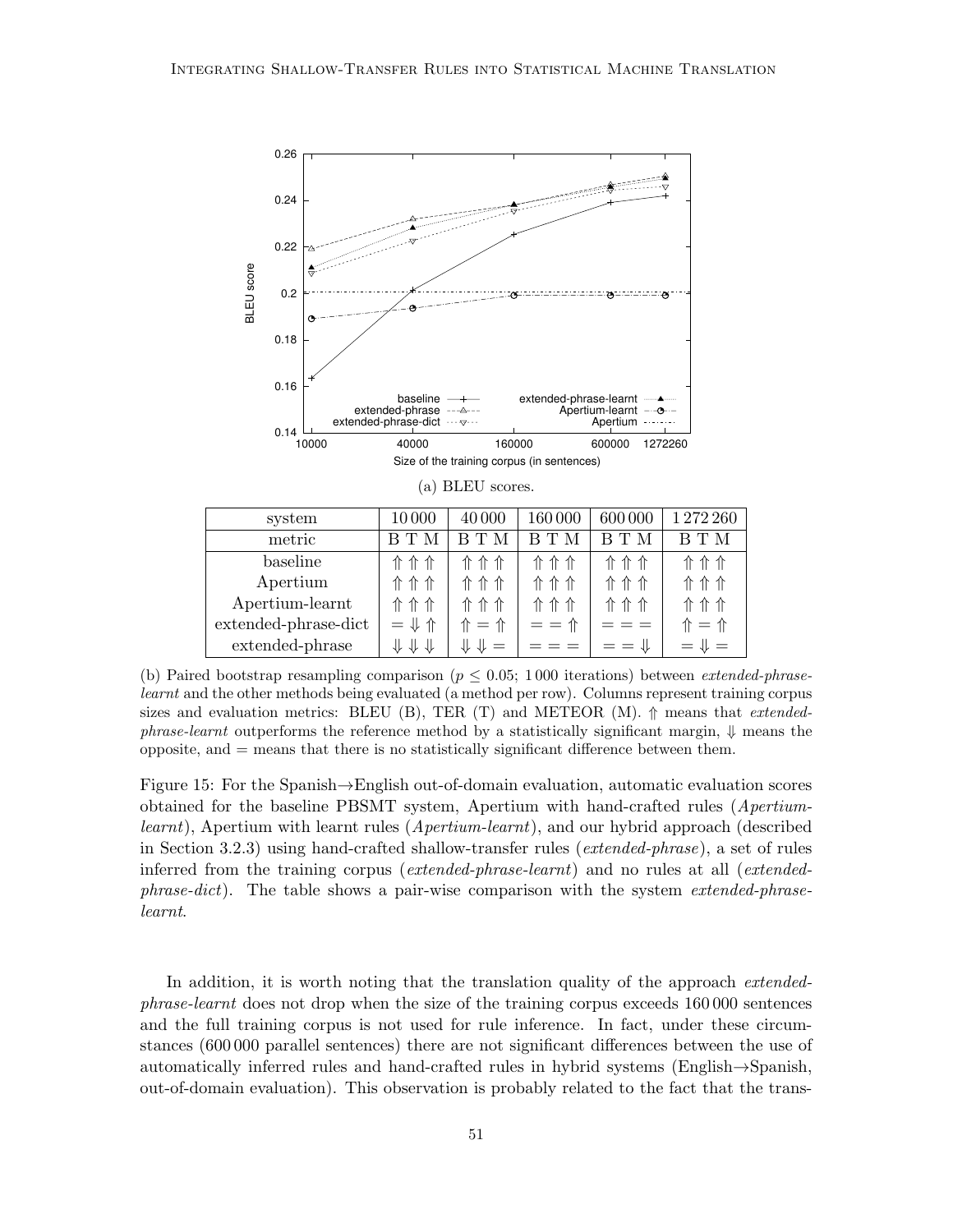(a) BLEU scores.

| system | 10 000 | 40 000 | 160 000 | 600 000 | 1 272 260 |
|---|---|---|---|---|---|
| metric | B T M | B T M | B T M | B T M | B T M |
| baseline | ⇑ ⇑ ⇑ | ⇑ ⇑ ⇑ | ⇑ ⇑ ⇑ | ⇑ ⇑ ⇑ | ⇑ ⇑ ⇑ |
| Apertium | ⇑ ⇑ ⇑ | ⇑ ⇑ ⇑ | ⇑ ⇑ ⇑ | ⇑ ⇑ ⇑ | ⇑ ⇑ ⇑ |
| Apertium-learnt | ⇑ ⇑ ⇑ | ⇑ ⇑ ⇑ | ⇑ ⇑ ⇑ | ⇑ ⇑ ⇑ | ⇑ ⇑ ⇑ |
| extended-phrase-dict | = ⇓ ⇑ | ⇑ = ⇑ | = = ⇑ | = = = | ⇑ = ⇑ |
| extended-phrase | ⇓ ⇓ ⇓ | ⇓ ⇓ = | = = = | = = ⇓ | = ⇓ = |

(b) Paired bootstrap resampling comparison ($p \leq 0.05$; 1 000 iterations) between *extended-phrase-learnt* and the other methods being evaluated (a method per row). Columns represent training corpus sizes and evaluation metrics: BLEU (B), TER (T) and METEOR (M). ⇑ means that *extended-phrase-learnt* outperforms the reference method by a statistically significant margin, ⇓ means the opposite, and = means that there is no statistically significant difference between them.

Figure 15: For the Spanish→English out-of-domain evaluation, automatic evaluation scores obtained for the baseline PBSMT system, Apertium with hand-crafted rules (*Apertium-learnt*), Apertium with learnt rules (*Apertium-learnt*), and our hybrid approach (described in Section 3.2.3) using hand-crafted shallow-transfer rules (*extended-phrase*), a set of rules inferred from the training corpus (*extended-phrase-learnt*) and no rules at all (*extended-phrase-dict*). The table shows a pair-wise comparison with the system *extended-phrase-learnt*.

In addition, it is worth noting that the translation quality of the approach *extended-phrase-learnt* does not drop when the size of the training corpus exceeds 160 000 sentences and the full training corpus is not used for rule inference. In fact, under these circumstances (600 000 parallel sentences) there are not significant differences between the use of automatically inferred rules and hand-crafted rules in hybrid systems (English→Spanish, out-of-domain evaluation). This observation is probably related to the fact that the trans-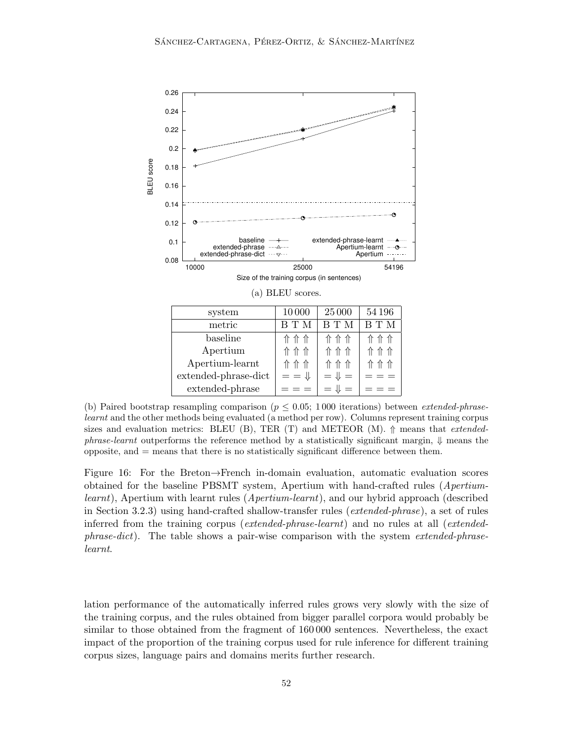(a) BLEU scores.

| system | 10 000 | 25 000 | 54 196 |
|---|---|---|---|
| metric | B T M | B T M | B T M |
| baseline | ⇑ ⇑ ⇑ | ⇑ ⇑ ⇑ | ⇑ ⇑ ⇑ |
| Apertium | ⇑ ⇑ ⇑ | ⇑ ⇑ ⇑ | ⇑ ⇑ ⇑ |
| Apertium-learnt | ⇑ ⇑ ⇑ | ⇑ ⇑ ⇑ | ⇑ ⇑ ⇑ |
| extended-phrase-dict | = = ⇓ | = ⇓ = | = = = |
| extended-phrase | = = = | = ⇓ = | = = = |

(b) Paired bootstrap resampling comparison ($p \leq 0.05$; 1 000 iterations) between *extended-phrase-learnt* and the other methods being evaluated (a method per row). Columns represent training corpus sizes and evaluation metrics: BLEU (B), TER (T) and METEOR (M). ⇑ means that *extended-phrase-learnt* outperforms the reference method by a statistically significant margin, ⇓ means the opposite, and = means that there is no statistically significant difference between them.

Figure 16: For the Breton→French in-domain evaluation, automatic evaluation scores obtained for the baseline PBSMT system, Apertium with hand-crafted rules (*Apertium-learnt*), Apertium with learnt rules (*Apertium-learnt*), and our hybrid approach (described in Section 3.2.3) using hand-crafted shallow-transfer rules (*extended-phrase*), a set of rules inferred from the training corpus (*extended-phrase-learnt*) and no rules at all (*extended-phrase-dict*). The table shows a pair-wise comparison with the system *extended-phrase-learnt*.

lation performance of the automatically inferred rules grows very slowly with the size of the training corpus, and the rules obtained from bigger parallel corpora would probably be similar to those obtained from the fragment of 160 000 sentences. Nevertheless, the exact impact of the proportion of the training corpus used for rule inference for different training corpus sizes, language pairs and domains merits further research.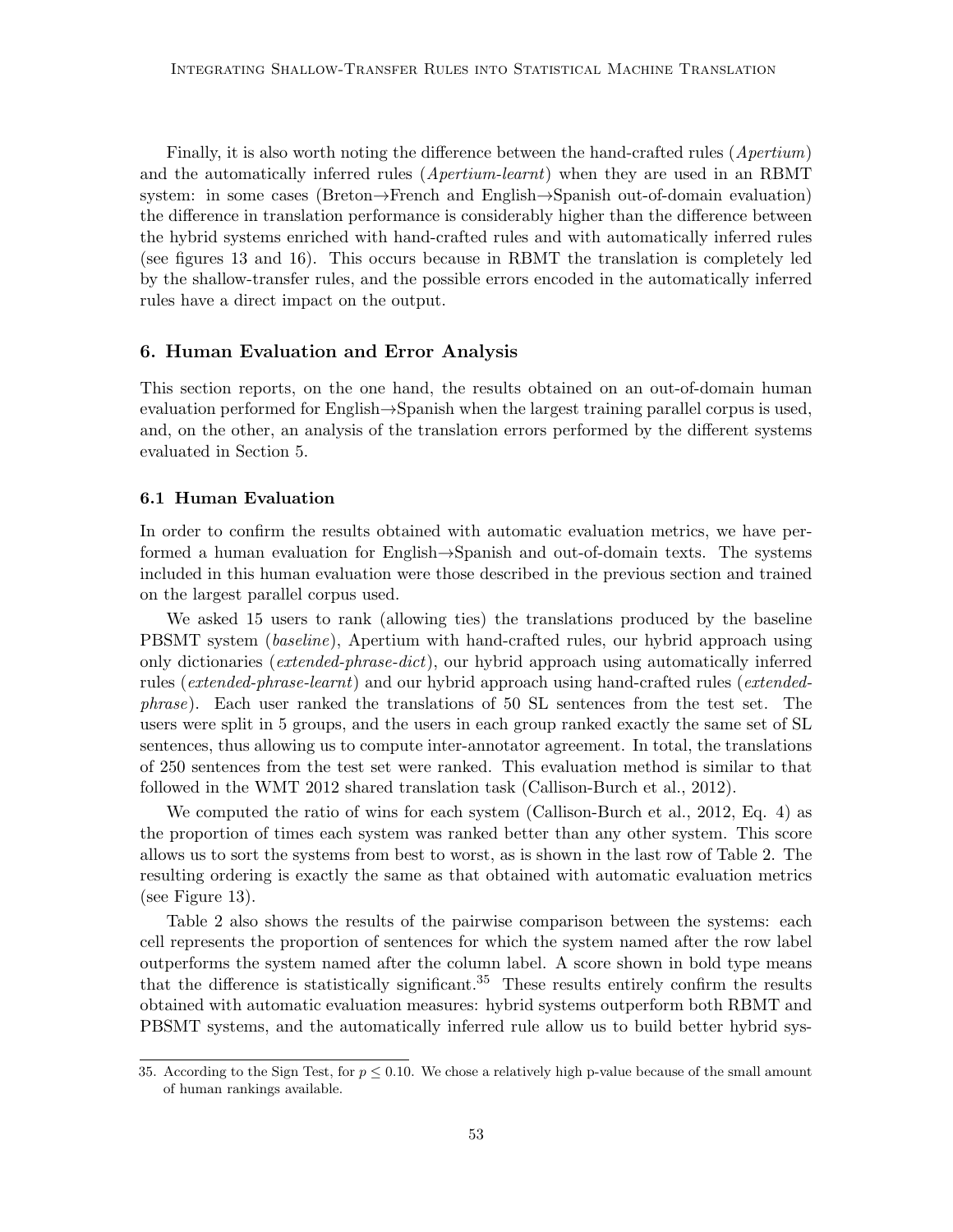Finally, it is also worth noting the difference between the hand-crafted rules (*Apertium*) and the automatically inferred rules (*Apertium-learnt*) when they are used in an RBMT system: in some cases (Breton→French and English→Spanish out-of-domain evaluation) the difference in translation performance is considerably higher than the difference between the hybrid systems enriched with hand-crafted rules and with automatically inferred rules (see figures 13 and 16). This occurs because in RBMT the translation is completely led by the shallow-transfer rules, and the possible errors encoded in the automatically inferred rules have a direct impact on the output.

## 6. Human Evaluation and Error Analysis

This section reports, on the one hand, the results obtained on an out-of-domain human evaluation performed for English→Spanish when the largest training parallel corpus is used, and, on the other, an analysis of the translation errors performed by the different systems evaluated in Section 5.

### 6.1 Human Evaluation

In order to confirm the results obtained with automatic evaluation metrics, we have performed a human evaluation for English→Spanish and out-of-domain texts. The systems included in this human evaluation were those described in the previous section and trained on the largest parallel corpus used.

We asked 15 users to rank (allowing ties) the translations produced by the baseline PBSMT system (*baseline*), Apertium with hand-crafted rules, our hybrid approach using only dictionaries (*extended-phrase-dict*), our hybrid approach using automatically inferred rules (*extended-phrase-learnt*) and our hybrid approach using hand-crafted rules (*extended-phrase*). Each user ranked the translations of 50 SL sentences from the test set. The users were split in 5 groups, and the users in each group ranked exactly the same set of SL sentences, thus allowing us to compute inter-annotator agreement. In total, the translations of 250 sentences from the test set were ranked. This evaluation method is similar to that followed in the WMT 2012 shared translation task (Callison-Burch et al., 2012).

We computed the ratio of wins for each system (Callison-Burch et al., 2012, Eq. 4) as the proportion of times each system was ranked better than any other system. This score allows us to sort the systems from best to worst, as is shown in the last row of Table 2. The resulting ordering is exactly the same as that obtained with automatic evaluation metrics (see Figure 13).

Table 2 also shows the results of the pairwise comparison between the systems: each cell represents the proportion of sentences for which the system named after the row label outperforms the system named after the column label. A score shown in bold type means that the difference is statistically significant.[35] These results entirely confirm the results obtained with automatic evaluation measures: hybrid systems outperform both RBMT and PBSMT systems, and the automatically inferred rule allow us to build better hybrid sys-

---

35. According to the Sign Test, for $p \leq 0.10$. We chose a relatively high p-value because of the small amount of human rankings available.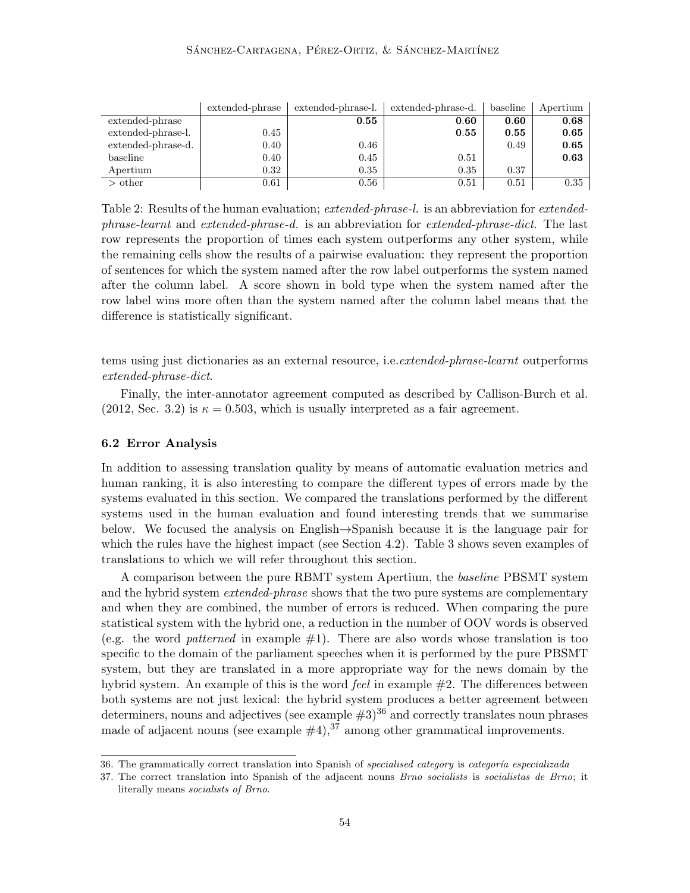| | extended-phrase | extended-phrase-l. | extended-phrase-d. | baseline | Apertium |
|---|---|---|---|---|---|
| extended-phrase | | **0.55** | **0.60** | **0.60** | **0.68** |
| extended-phrase-l. | 0.45 | | **0.55** | **0.55** | **0.65** |
| extended-phrase-d. | 0.40 | 0.46 | | 0.49 | **0.65** |
| baseline | 0.40 | 0.45 | 0.51 | | **0.63** |
| Apertium | 0.32 | 0.35 | 0.35 | 0.37 | |
| > other | 0.61 | 0.56 | 0.51 | 0.51 | 0.35 |

Table 2: Results of the human evaluation; *extended-phrase-l.* is an abbreviation for *extended-phrase-learnt* and *extended-phrase-d.* is an abbreviation for *extended-phrase-dict*. The last row represents the proportion of times each system outperforms any other system, while the remaining cells show the results of a pairwise evaluation: they represent the proportion of sentences for which the system named after the row label outperforms the system named after the column label. A score shown in bold type when the system named after the row label wins more often than the system named after the column label means that the difference is statistically significant.

tems using just dictionaries as an external resource, i.e.*extended-phrase-learnt* outperforms *extended-phrase-dict*.

Finally, the inter-annotator agreement computed as described by Callison-Burch et al. (2012, Sec. 3.2) is $\kappa = 0.503$, which is usually interpreted as a fair agreement.

### 6.2 Error Analysis

In addition to assessing translation quality by means of automatic evaluation metrics and human ranking, it is also interesting to compare the different types of errors made by the systems evaluated in this section. We compared the translations performed by the different systems used in the human evaluation and found interesting trends that we summarise below. We focused the analysis on English→Spanish because it is the language pair for which the rules have the highest impact (see Section 4.2). Table 3 shows seven examples of translations to which we will refer throughout this section.

A comparison between the pure RBMT system Apertium, the *baseline* PBSMT system and the hybrid system *extended-phrase* shows that the two pure systems are complementary and when they are combined, the number of errors is reduced. When comparing the pure statistical system with the hybrid one, a reduction in the number of OOV words is observed (e.g. the word *patterned* in example #1). There are also words whose translation is too specific to the domain of the parliament speeches when it is performed by the pure PBSMT system, but they are translated in a more appropriate way for the news domain by the hybrid system. An example of this is the word *feel* in example #2. The differences between both systems are not just lexical: the hybrid system produces a better agreement between determiners, nouns and adjectives (see example #3)[36] and correctly translates noun phrases made of adjacent nouns (see example #4),[37] among other grammatical improvements.

36. The grammatically correct translation into Spanish of *specialised category* is *categoría especializada*

37. The correct translation into Spanish of the adjacent nouns *Brno socialists* is *socialistas de Brno*; it literally means *socialists of Brno*.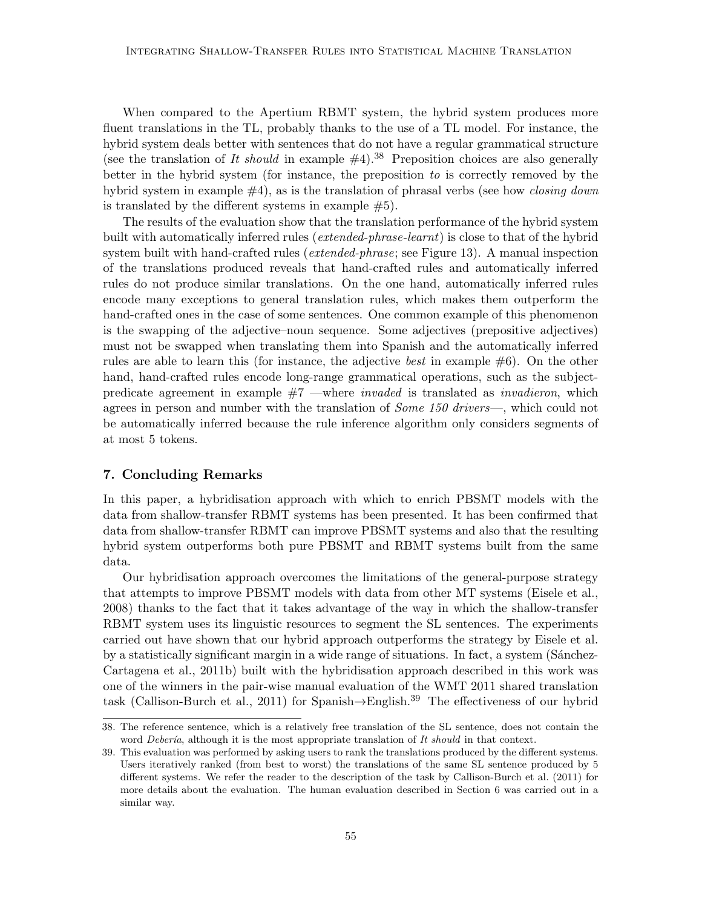When compared to the Apertium RBMT system, the hybrid system produces more fluent translations in the TL, probably thanks to the use of a TL model. For instance, the hybrid system deals better with sentences that do not have a regular grammatical structure (see the translation of *It should* in example #4).[38] Preposition choices are also generally better in the hybrid system (for instance, the preposition *to* is correctly removed by the hybrid system in example #4), as is the translation of phrasal verbs (see how *closing down* is translated by the different systems in example #5).

The results of the evaluation show that the translation performance of the hybrid system built with automatically inferred rules (*extended-phrase-learnt*) is close to that of the hybrid system built with hand-crafted rules (*extended-phrase*; see Figure 13). A manual inspection of the translations produced reveals that hand-crafted rules and automatically inferred rules do not produce similar translations. On the one hand, automatically inferred rules encode many exceptions to general translation rules, which makes them outperform the hand-crafted ones in the case of some sentences. One common example of this phenomenon is the swapping of the adjective–noun sequence. Some adjectives (prepositive adjectives) must not be swapped when translating them into Spanish and the automatically inferred rules are able to learn this (for instance, the adjective *best* in example #6). On the other hand, hand-crafted rules encode long-range grammatical operations, such as the subject-predicate agreement in example #7 —where *invaded* is translated as *invadieron*, which agrees in person and number with the translation of *Some 150 drivers*—, which could not be automatically inferred because the rule inference algorithm only considers segments of at most 5 tokens.

## 7. Concluding Remarks

In this paper, a hybridisation approach with which to enrich PBSMT models with the data from shallow-transfer RBMT systems has been presented. It has been confirmed that data from shallow-transfer RBMT can improve PBSMT systems and also that the resulting hybrid system outperforms both pure PBSMT and RBMT systems built from the same data.

Our hybridisation approach overcomes the limitations of the general-purpose strategy that attempts to improve PBSMT models with data from other MT systems (Eisele et al., 2008) thanks to the fact that it takes advantage of the way in which the shallow-transfer RBMT system uses its linguistic resources to segment the SL sentences. The experiments carried out have shown that our hybrid approach outperforms the strategy by Eisele et al. by a statistically significant margin in a wide range of situations. In fact, a system (Sánchez-Cartagena et al., 2011b) built with the hybridisation approach described in this work was one of the winners in the pair-wise manual evaluation of the WMT 2011 shared translation task (Callison-Burch et al., 2011) for Spanish→English.[39] The effectiveness of our hybrid

38. The reference sentence, which is a relatively free translation of the SL sentence, does not contain the word *Debería*, although it is the most appropriate translation of *It should* in that context.

39. This evaluation was performed by asking users to rank the translations produced by the different systems. Users iteratively ranked (from best to worst) the translations of the same SL sentence produced by 5 different systems. We refer the reader to the description of the task by Callison-Burch et al. (2011) for more details about the evaluation. The human evaluation described in Section 6 was carried out in a similar way.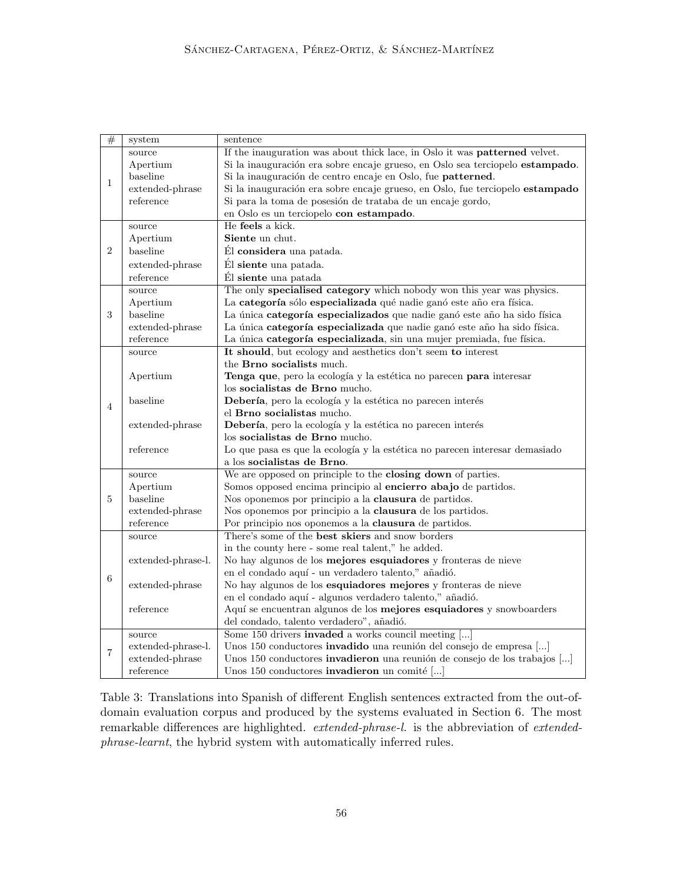| # | system | sentence |
|---|---|---|
| 1 | source | If the inauguration was about thick lace, in Oslo it was **patterned** velvet. |
| | Apertium | Si la inauguración era sobre encaje grueso, en Oslo sea terciopelo **estampado**. |
| | baseline | Si la inauguración de centro encaje en Oslo, fue **patterned**. |
| | extended-phrase | Si la inauguración era sobre encaje grueso, en Oslo, fue terciopelo **estampado** |
| | reference | Si para la toma de posesión de trataba de un encaje gordo, en Oslo es un terciopelo **con estampado**. |
| 2 | source | He **feels** a kick. |
| | Apertium | **Siente** un chut. |
| | baseline | Él **considera** una patada. |
| | extended-phrase | Él **siente** una patada. |
| | reference | Él **siente** una patada |
| 3 | source | The only **specialised category** which nobody won this year was physics. |
| | Apertium | La **categoría** sólo **especializada** qué nadie ganó este año era física. |
| | baseline | La única **categoría especializados** que nadie ganó este año ha sido física |
| | extended-phrase | La única **categoría especializada** que nadie ganó este año ha sido física. |
| | reference | La única **categoría especializada**, sin una mujer premiada, fue física. |
| 4 | source | **It should**, but ecology and aesthetics don't seem **to** interest the **Brno socialists** much. |
| | Apertium | **Tenga que**, pero la ecología y la estética no parecen **para** interesar los **socialistas de Brno** mucho. |
| | baseline | **Debería**, pero la ecología y la estética no parecen interés el **Brno socialistas** mucho. |
| | extended-phrase | **Debería**, pero la ecología y la estética no parecen interés los **socialistas de Brno** mucho. |
| | reference | Lo que pasa es que la ecología y la estética no parecen interesar demasiado a los **socialistas de Brno**. |
| 5 | source | We are opposed on principle to the **closing down** of parties. |
| | Apertium | Somos opposed encima principio al **encierro abajo** de partidos. |
| | baseline | Nos oponemos por principio a la **clausura** de partidos. |
| | extended-phrase | Nos oponemos por principio a la **clausura** de los partidos. |
| | reference | Por principio nos oponemos a la **clausura** de partidos. |
| 6 | source | There's some of the **best skiers** and snow borders in the county here - some real talent," he added. |
| | extended-phrase-l. | No hay algunos de los **mejores esquiadores** y fronteras de nieve en el condado aquí - un verdadero talento," añadió. |
| | extended-phrase | No hay algunos de los **esquiadores mejores** y fronteras de nieve en el condado aquí - algunos verdadero talento," añadió. |
| | reference | Aquí se encuentran algunos de los **mejores esquiadores** y snowboarders del condado, talento verdadero", añadió. |
| 7 | source | Some 150 drivers **invaded** a works council meeting [...] |
| | extended-phrase-l. | Unos 150 conductores **invadido** una reunión del consejo de empresa [...] |
| | extended-phrase | Unos 150 conductores **invadieron** una reunión de consejo de los trabajos [...] |
| | reference | Unos 150 conductores **invadieron** un comité [...] |

Table 3: Translations into Spanish of different English sentences extracted from the out-of-domain evaluation corpus and produced by the systems evaluated in Section 6. The most remarkable differences are highlighted. *extended-phrase-l.* is the abbreviation of *extended-phrase-learnt*, the hybrid system with automatically inferred rules.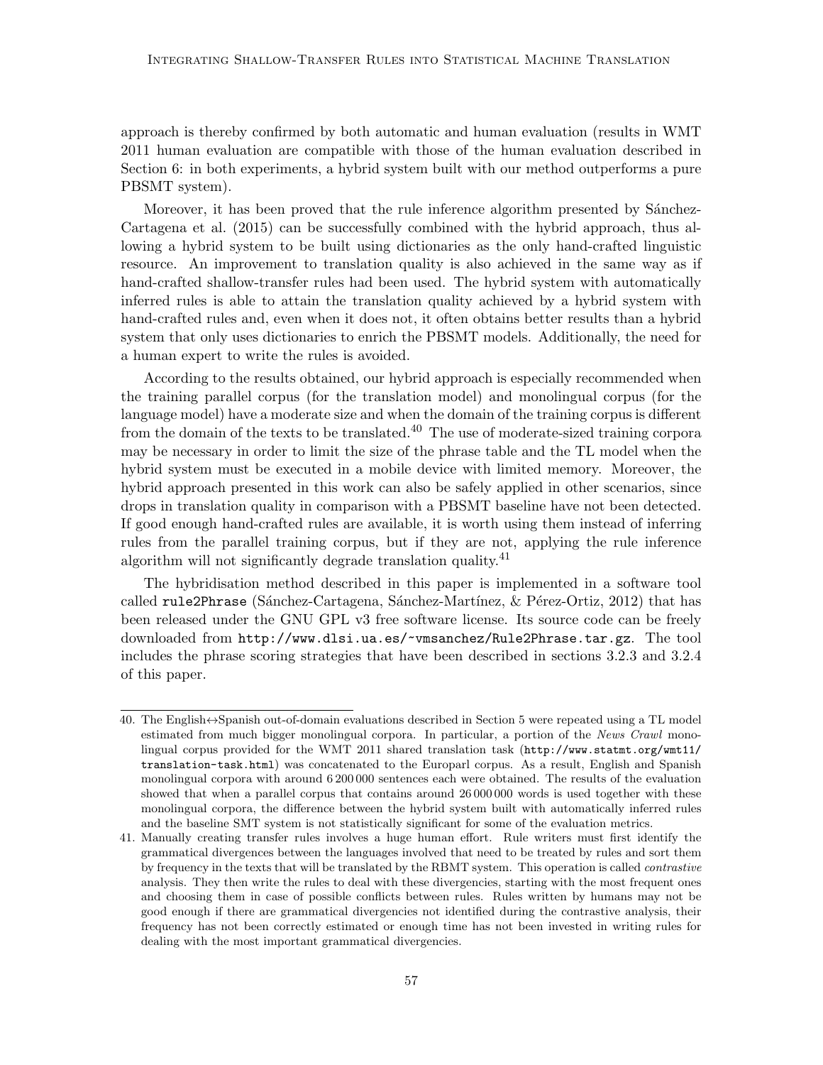approach is thereby confirmed by both automatic and human evaluation (results in WMT 2011 human evaluation are compatible with those of the human evaluation described in Section 6: in both experiments, a hybrid system built with our method outperforms a pure PBSMT system).

Moreover, it has been proved that the rule inference algorithm presented by Sánchez-Cartagena et al. (2015) can be successfully combined with the hybrid approach, thus allowing a hybrid system to be built using dictionaries as the only hand-crafted linguistic resource. An improvement to translation quality is also achieved in the same way as if hand-crafted shallow-transfer rules had been used. The hybrid system with automatically inferred rules is able to attain the translation quality achieved by a hybrid system with hand-crafted rules and, even when it does not, it often obtains better results than a hybrid system that only uses dictionaries to enrich the PBSMT models. Additionally, the need for a human expert to write the rules is avoided.

According to the results obtained, our hybrid approach is especially recommended when the training parallel corpus (for the translation model) and monolingual corpus (for the language model) have a moderate size and when the domain of the training corpus is different from the domain of the texts to be translated.[40] The use of moderate-sized training corpora may be necessary in order to limit the size of the phrase table and the TL model when the hybrid system must be executed in a mobile device with limited memory. Moreover, the hybrid approach presented in this work can also be safely applied in other scenarios, since drops in translation quality in comparison with a PBSMT baseline have not been detected. If good enough hand-crafted rules are available, it is worth using them instead of inferring rules from the parallel training corpus, but if they are not, applying the rule inference algorithm will not significantly degrade translation quality.[41]

The hybridisation method described in this paper is implemented in a software tool called `rule2Phrase` (Sánchez-Cartagena, Sánchez-Martínez, & Pérez-Ortiz, 2012) that has been released under the GNU GPL v3 free software license. Its source code can be freely downloaded from `http://www.dlsi.ua.es/~vmsanchez/Rule2Phrase.tar.gz`. The tool includes the phrase scoring strategies that have been described in sections 3.2.3 and 3.2.4 of this paper.

---

40. The English↔Spanish out-of-domain evaluations described in Section 5 were repeated using a TL model estimated from much bigger monolingual corpora. In particular, a portion of the *News Crawl* monolingual corpus provided for the WMT 2011 shared translation task (`http://www.statmt.org/wmt11/translation-task.html`) was concatenated to the Europarl corpus. As a result, English and Spanish monolingual corpora with around 6 200 000 sentences each were obtained. The results of the evaluation showed that when a parallel corpus that contains around 26 000 000 words is used together with these monolingual corpora, the difference between the hybrid system built with automatically inferred rules and the baseline SMT system is not statistically significant for some of the evaluation metrics.

41. Manually creating transfer rules involves a huge human effort. Rule writers must first identify the grammatical divergences between the languages involved that need to be treated by rules and sort them by frequency in the texts that will be translated by the RBMT system. This operation is called *contrastive* analysis. They then write the rules to deal with these divergencies, starting with the most frequent ones and choosing them in case of possible conflicts between rules. Rules written by humans may not be good enough if there are grammatical divergencies not identified during the contrastive analysis, their frequency has not been correctly estimated or enough time has not been invested in writing rules for dealing with the most important grammatical divergencies.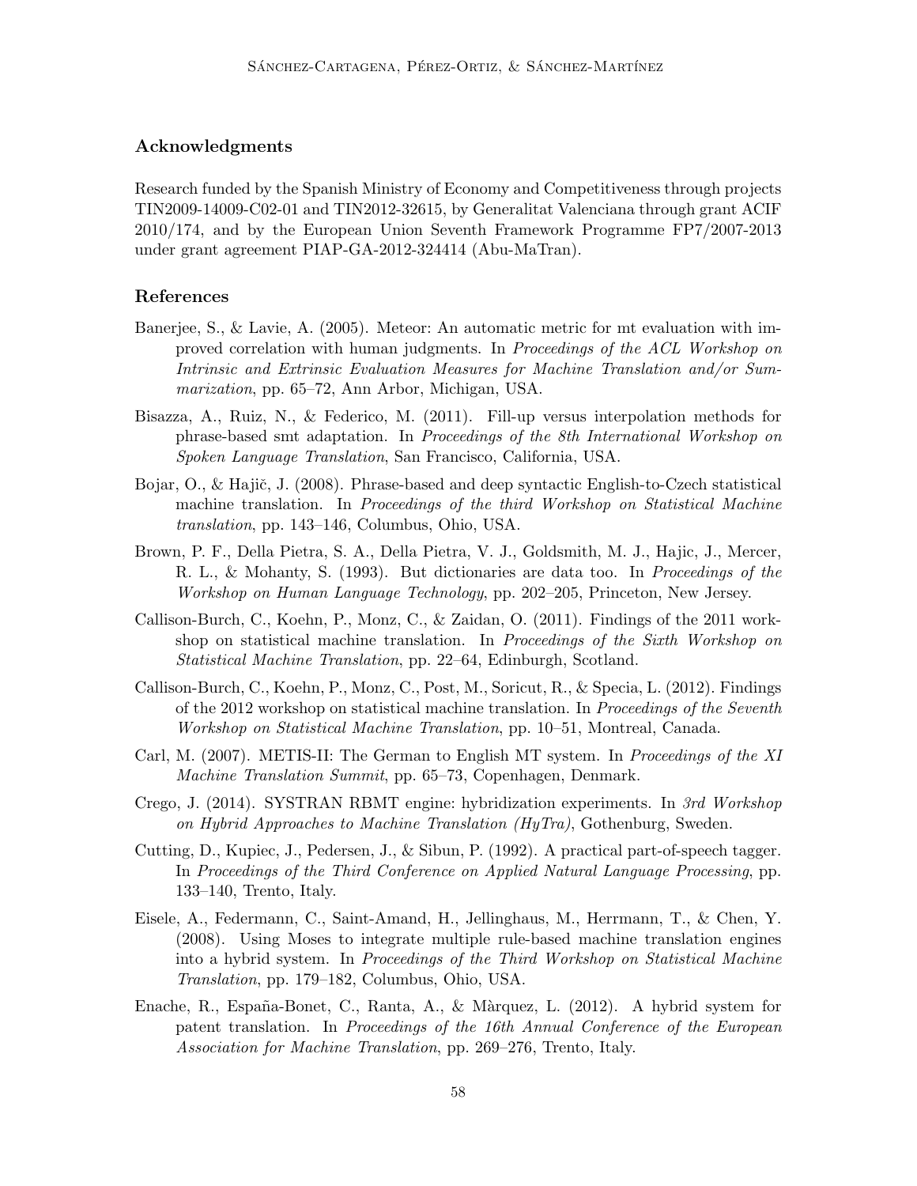## Acknowledgments

Research funded by the Spanish Ministry of Economy and Competitiveness through projects TIN2009-14009-C02-01 and TIN2012-32615, by Generalitat Valenciana through grant ACIF 2010/174, and by the European Union Seventh Framework Programme FP7/2007-2013 under grant agreement PIAP-GA-2012-324414 (Abu-MaTran).

## References

Banerjee, S., & Lavie, A. (2005). Meteor: An automatic metric for mt evaluation with improved correlation with human judgments. In *Proceedings of the ACL Workshop on Intrinsic and Extrinsic Evaluation Measures for Machine Translation and/or Summarization*, pp. 65–72, Ann Arbor, Michigan, USA.

Bisazza, A., Ruiz, N., & Federico, M. (2011). Fill-up versus interpolation methods for phrase-based smt adaptation. In *Proceedings of the 8th International Workshop on Spoken Language Translation*, San Francisco, California, USA.

Bojar, O., & Hajič, J. (2008). Phrase-based and deep syntactic English-to-Czech statistical machine translation. In *Proceedings of the third Workshop on Statistical Machine translation*, pp. 143–146, Columbus, Ohio, USA.

Brown, P. F., Della Pietra, S. A., Della Pietra, V. J., Goldsmith, M. J., Hajic, J., Mercer, R. L., & Mohanty, S. (1993). But dictionaries are data too. In *Proceedings of the Workshop on Human Language Technology*, pp. 202–205, Princeton, New Jersey.

Callison-Burch, C., Koehn, P., Monz, C., & Zaidan, O. (2011). Findings of the 2011 workshop on statistical machine translation. In *Proceedings of the Sixth Workshop on Statistical Machine Translation*, pp. 22–64, Edinburgh, Scotland.

Callison-Burch, C., Koehn, P., Monz, C., Post, M., Soricut, R., & Specia, L. (2012). Findings of the 2012 workshop on statistical machine translation. In *Proceedings of the Seventh Workshop on Statistical Machine Translation*, pp. 10–51, Montreal, Canada.

Carl, M. (2007). METIS-II: The German to English MT system. In *Proceedings of the XI Machine Translation Summit*, pp. 65–73, Copenhagen, Denmark.

Crego, J. (2014). SYSTRAN RBMT engine: hybridization experiments. In *3rd Workshop on Hybrid Approaches to Machine Translation (HyTra)*, Gothenburg, Sweden.

Cutting, D., Kupiec, J., Pedersen, J., & Sibun, P. (1992). A practical part-of-speech tagger. In *Proceedings of the Third Conference on Applied Natural Language Processing*, pp. 133–140, Trento, Italy.

Eisele, A., Federmann, C., Saint-Amand, H., Jellinghaus, M., Herrmann, T., & Chen, Y. (2008). Using Moses to integrate multiple rule-based machine translation engines into a hybrid system. In *Proceedings of the Third Workshop on Statistical Machine Translation*, pp. 179–182, Columbus, Ohio, USA.

Enache, R., España-Bonet, C., Ranta, A., & Màrquez, L. (2012). A hybrid system for patent translation. In *Proceedings of the 16th Annual Conference of the European Association for Machine Translation*, pp. 269–276, Trento, Italy.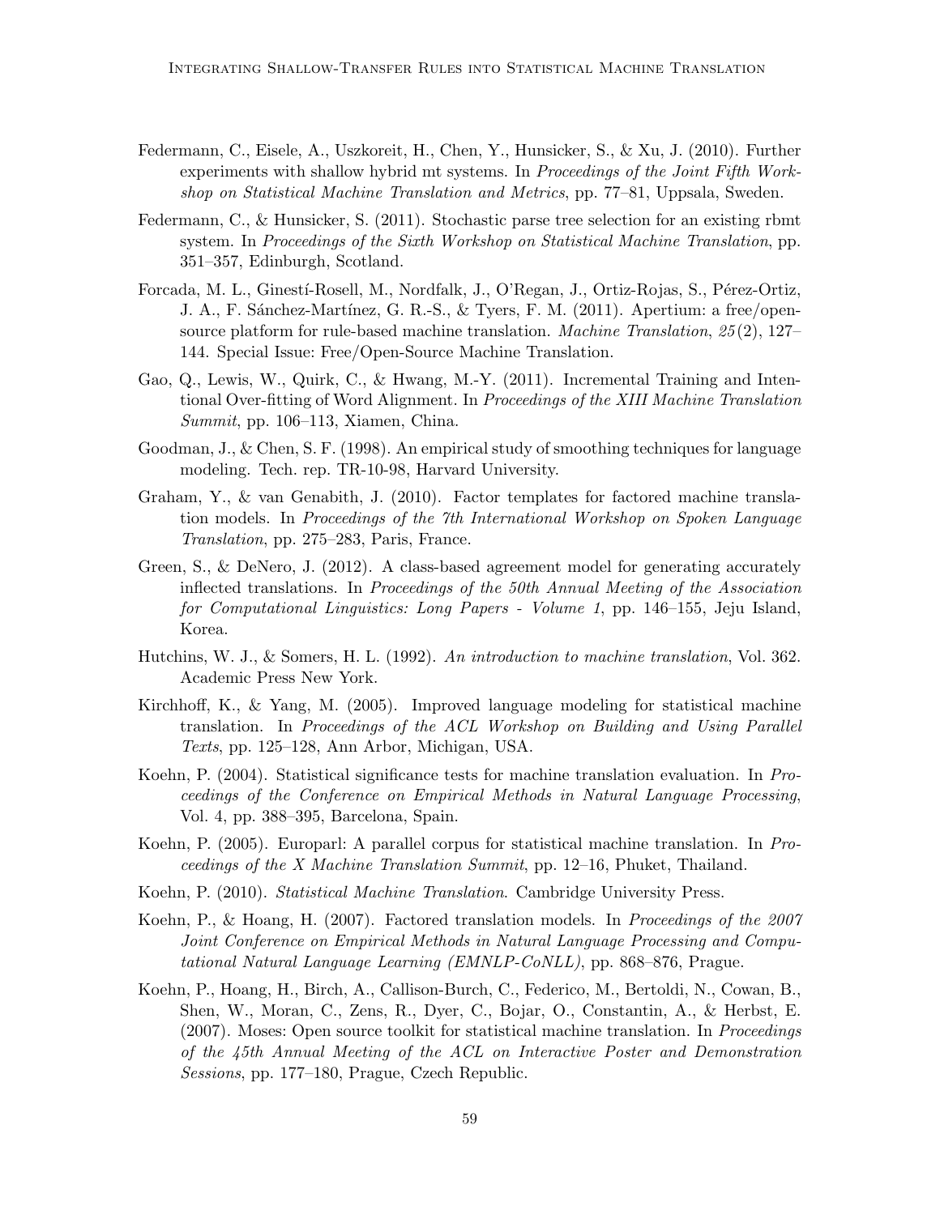Federmann, C., Eisele, A., Uszkoreit, H., Chen, Y., Hunsicker, S., & Xu, J. (2010). Further experiments with shallow hybrid mt systems. In *Proceedings of the Joint Fifth Workshop on Statistical Machine Translation and Metrics*, pp. 77–81, Uppsala, Sweden.

Federmann, C., & Hunsicker, S. (2011). Stochastic parse tree selection for an existing rbmt system. In *Proceedings of the Sixth Workshop on Statistical Machine Translation*, pp. 351–357, Edinburgh, Scotland.

Forcada, M. L., Ginestí-Rosell, M., Nordfalk, J., O'Regan, J., Ortiz-Rojas, S., Pérez-Ortiz, J. A., F. Sánchez-Martínez, G. R.-S., & Tyers, F. M. (2011). Apertium: a free/open-source platform for rule-based machine translation. *Machine Translation*, *25*(2), 127–144. Special Issue: Free/Open-Source Machine Translation.

Gao, Q., Lewis, W., Quirk, C., & Hwang, M.-Y. (2011). Incremental Training and Intentional Over-fitting of Word Alignment. In *Proceedings of the XIII Machine Translation Summit*, pp. 106–113, Xiamen, China.

Goodman, J., & Chen, S. F. (1998). An empirical study of smoothing techniques for language modeling. Tech. rep. TR-10-98, Harvard University.

Graham, Y., & van Genabith, J. (2010). Factor templates for factored machine translation models. In *Proceedings of the 7th International Workshop on Spoken Language Translation*, pp. 275–283, Paris, France.

Green, S., & DeNero, J. (2012). A class-based agreement model for generating accurately inflected translations. In *Proceedings of the 50th Annual Meeting of the Association for Computational Linguistics: Long Papers - Volume 1*, pp. 146–155, Jeju Island, Korea.

Hutchins, W. J., & Somers, H. L. (1992). *An introduction to machine translation*, Vol. 362. Academic Press New York.

Kirchhoff, K., & Yang, M. (2005). Improved language modeling for statistical machine translation. In *Proceedings of the ACL Workshop on Building and Using Parallel Texts*, pp. 125–128, Ann Arbor, Michigan, USA.

Koehn, P. (2004). Statistical significance tests for machine translation evaluation. In *Proceedings of the Conference on Empirical Methods in Natural Language Processing*, Vol. 4, pp. 388–395, Barcelona, Spain.

Koehn, P. (2005). Europarl: A parallel corpus for statistical machine translation. In *Proceedings of the X Machine Translation Summit*, pp. 12–16, Phuket, Thailand.

Koehn, P. (2010). *Statistical Machine Translation*. Cambridge University Press.

Koehn, P., & Hoang, H. (2007). Factored translation models. In *Proceedings of the 2007 Joint Conference on Empirical Methods in Natural Language Processing and Computational Natural Language Learning (EMNLP-CoNLL)*, pp. 868–876, Prague.

Koehn, P., Hoang, H., Birch, A., Callison-Burch, C., Federico, M., Bertoldi, N., Cowan, B., Shen, W., Moran, C., Zens, R., Dyer, C., Bojar, O., Constantin, A., & Herbst, E. (2007). Moses: Open source toolkit for statistical machine translation. In *Proceedings of the 45th Annual Meeting of the ACL on Interactive Poster and Demonstration Sessions*, pp. 177–180, Prague, Czech Republic.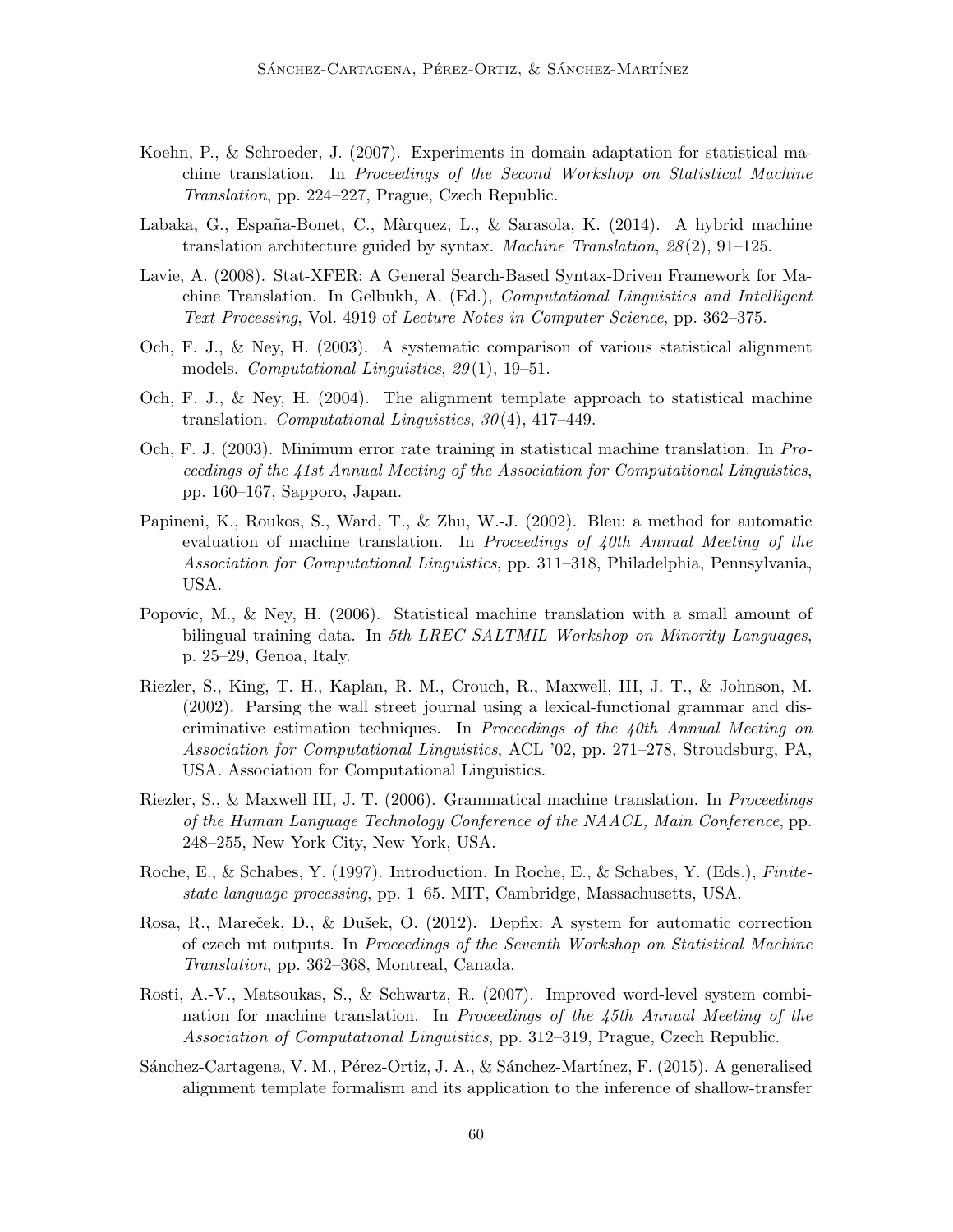Koehn, P., & Schroeder, J. (2007). Experiments in domain adaptation for statistical machine translation. In *Proceedings of the Second Workshop on Statistical Machine Translation*, pp. 224–227, Prague, Czech Republic.

Labaka, G., España-Bonet, C., Màrquez, L., & Sarasola, K. (2014). A hybrid machine translation architecture guided by syntax. *Machine Translation*, *28*(2), 91–125.

Lavie, A. (2008). Stat-XFER: A General Search-Based Syntax-Driven Framework for Machine Translation. In Gelbukh, A. (Ed.), *Computational Linguistics and Intelligent Text Processing*, Vol. 4919 of *Lecture Notes in Computer Science*, pp. 362–375.

Och, F. J., & Ney, H. (2003). A systematic comparison of various statistical alignment models. *Computational Linguistics*, *29*(1), 19–51.

Och, F. J., & Ney, H. (2004). The alignment template approach to statistical machine translation. *Computational Linguistics*, *30*(4), 417–449.

Och, F. J. (2003). Minimum error rate training in statistical machine translation. In *Proceedings of the 41st Annual Meeting of the Association for Computational Linguistics*, pp. 160–167, Sapporo, Japan.

Papineni, K., Roukos, S., Ward, T., & Zhu, W.-J. (2002). Bleu: a method for automatic evaluation of machine translation. In *Proceedings of 40th Annual Meeting of the Association for Computational Linguistics*, pp. 311–318, Philadelphia, Pennsylvania, USA.

Popovic, M., & Ney, H. (2006). Statistical machine translation with a small amount of bilingual training data. In *5th LREC SALTMIL Workshop on Minority Languages*, p. 25–29, Genoa, Italy.

Riezler, S., King, T. H., Kaplan, R. M., Crouch, R., Maxwell, III, J. T., & Johnson, M. (2002). Parsing the wall street journal using a lexical-functional grammar and discriminative estimation techniques. In *Proceedings of the 40th Annual Meeting on Association for Computational Linguistics*, ACL '02, pp. 271–278, Stroudsburg, PA, USA. Association for Computational Linguistics.

Riezler, S., & Maxwell III, J. T. (2006). Grammatical machine translation. In *Proceedings of the Human Language Technology Conference of the NAACL, Main Conference*, pp. 248–255, New York City, New York, USA.

Roche, E., & Schabes, Y. (1997). Introduction. In Roche, E., & Schabes, Y. (Eds.), *Finite-state language processing*, pp. 1–65. MIT, Cambridge, Massachusetts, USA.

Rosa, R., Mareček, D., & Dušek, O. (2012). Depfix: A system for automatic correction of czech mt outputs. In *Proceedings of the Seventh Workshop on Statistical Machine Translation*, pp. 362–368, Montreal, Canada.

Rosti, A.-V., Matsoukas, S., & Schwartz, R. (2007). Improved word-level system combination for machine translation. In *Proceedings of the 45th Annual Meeting of the Association of Computational Linguistics*, pp. 312–319, Prague, Czech Republic.

Sánchez-Cartagena, V. M., Pérez-Ortiz, J. A., & Sánchez-Martínez, F. (2015). A generalised alignment template formalism and its application to the inference of shallow-transfer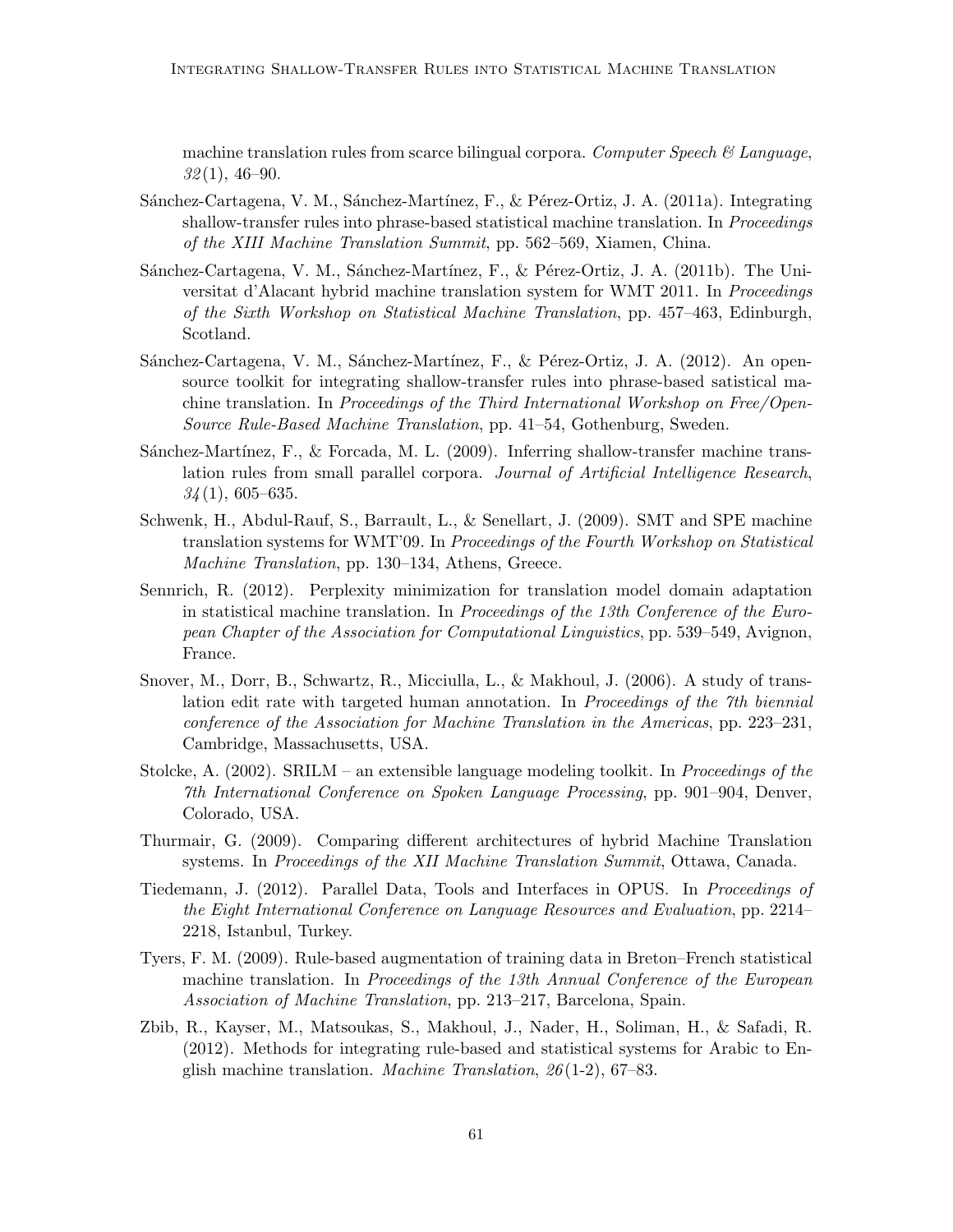machine translation rules from scarce bilingual corpora. *Computer Speech & Language*, *32*(1), 46–90.

Sánchez-Cartagena, V. M., Sánchez-Martínez, F., & Pérez-Ortiz, J. A. (2011a). Integrating shallow-transfer rules into phrase-based statistical machine translation. In *Proceedings of the XIII Machine Translation Summit*, pp. 562–569, Xiamen, China.

Sánchez-Cartagena, V. M., Sánchez-Martínez, F., & Pérez-Ortiz, J. A. (2011b). The Universitat d'Alacant hybrid machine translation system for WMT 2011. In *Proceedings of the Sixth Workshop on Statistical Machine Translation*, pp. 457–463, Edinburgh, Scotland.

Sánchez-Cartagena, V. M., Sánchez-Martínez, F., & Pérez-Ortiz, J. A. (2012). An open-source toolkit for integrating shallow-transfer rules into phrase-based satistical machine translation. In *Proceedings of the Third International Workshop on Free/Open-Source Rule-Based Machine Translation*, pp. 41–54, Gothenburg, Sweden.

Sánchez-Martínez, F., & Forcada, M. L. (2009). Inferring shallow-transfer machine translation rules from small parallel corpora. *Journal of Artificial Intelligence Research*, *34*(1), 605–635.

Schwenk, H., Abdul-Rauf, S., Barrault, L., & Senellart, J. (2009). SMT and SPE machine translation systems for WMT'09. In *Proceedings of the Fourth Workshop on Statistical Machine Translation*, pp. 130–134, Athens, Greece.

Sennrich, R. (2012). Perplexity minimization for translation model domain adaptation in statistical machine translation. In *Proceedings of the 13th Conference of the European Chapter of the Association for Computational Linguistics*, pp. 539–549, Avignon, France.

Snover, M., Dorr, B., Schwartz, R., Micciulla, L., & Makhoul, J. (2006). A study of translation edit rate with targeted human annotation. In *Proceedings of the 7th biennial conference of the Association for Machine Translation in the Americas*, pp. 223–231, Cambridge, Massachusetts, USA.

Stolcke, A. (2002). SRILM – an extensible language modeling toolkit. In *Proceedings of the 7th International Conference on Spoken Language Processing*, pp. 901–904, Denver, Colorado, USA.

Thurmair, G. (2009). Comparing different architectures of hybrid Machine Translation systems. In *Proceedings of the XII Machine Translation Summit*, Ottawa, Canada.

Tiedemann, J. (2012). Parallel Data, Tools and Interfaces in OPUS. In *Proceedings of the Eight International Conference on Language Resources and Evaluation*, pp. 2214–2218, Istanbul, Turkey.

Tyers, F. M. (2009). Rule-based augmentation of training data in Breton–French statistical machine translation. In *Proceedings of the 13th Annual Conference of the European Association of Machine Translation*, pp. 213–217, Barcelona, Spain.

Zbib, R., Kayser, M., Matsoukas, S., Makhoul, J., Nader, H., Soliman, H., & Safadi, R. (2012). Methods for integrating rule-based and statistical systems for Arabic to English machine translation. *Machine Translation*, *26*(1-2), 67–83.